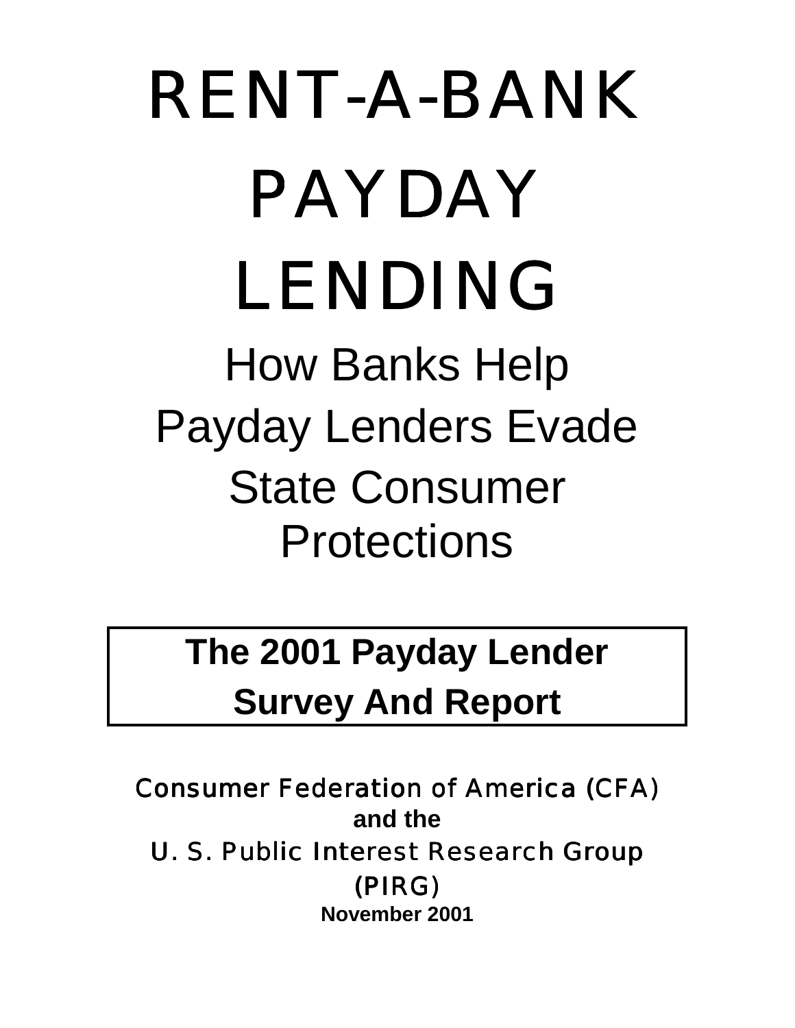# RENT-A-BANK PAYDAY LENDING

## How Banks Help Payday Lenders Evade State Consumer Protections

**The 2001 Payday Lender Survey And Report**

Consumer Federation of America (CFA)

**and the**

U. S. Public Interest Research Group (PIRG)

**November 2001**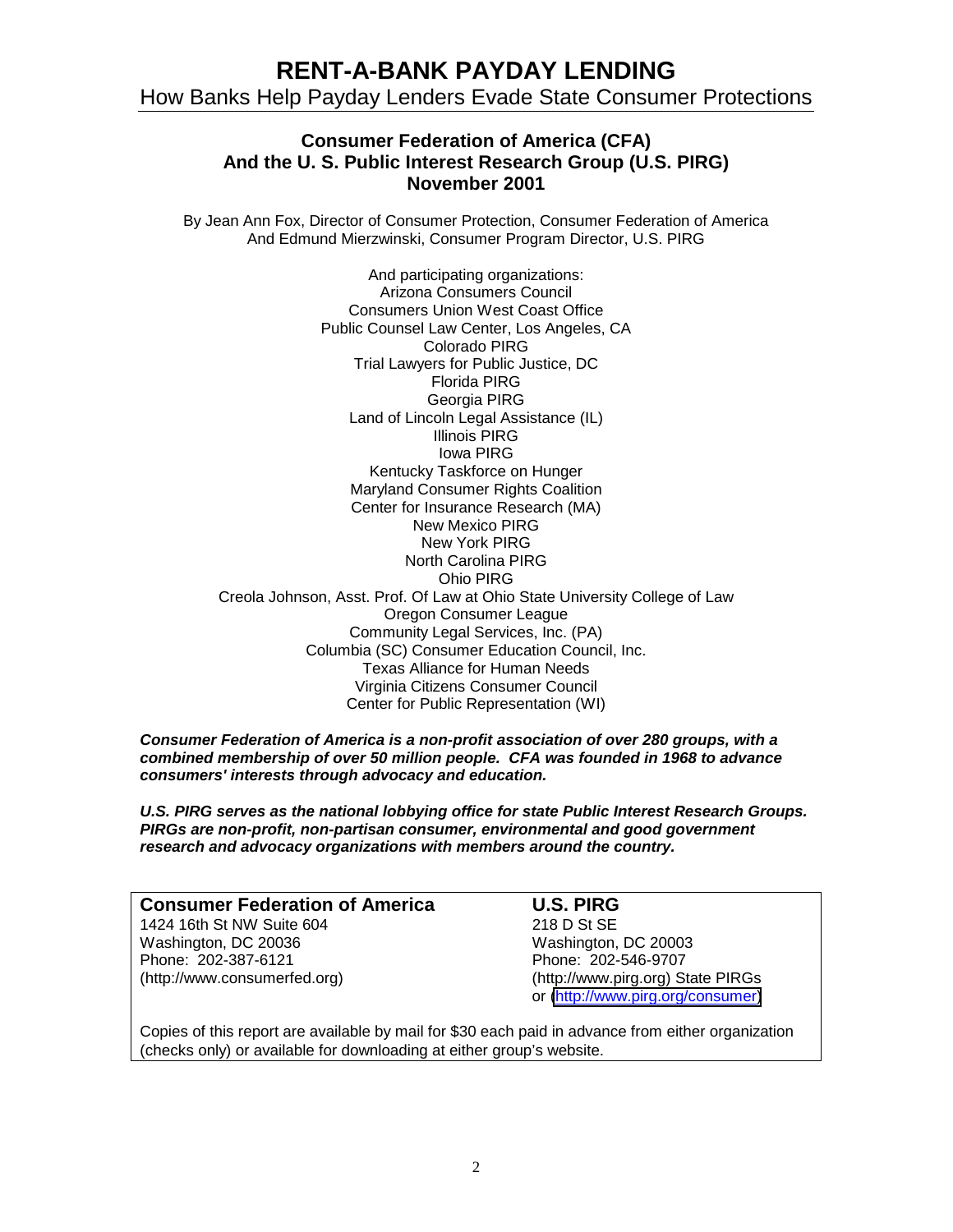# RENT-A-BANK PAYDAY LENDING

## How Banks Help Payday Lenders Evade State Consumer Protections

### Consumer Federation of America (CFA)
### And the U. S. Public Interest Research Group (U.S. PIRG)
### November 2001

By Jean Ann Fox, Director of Consumer Protection, Consumer Federation of America
And Edmund Mierzwinski, Consumer Program Director, U.S. PIRG

And participating organizations:
Arizona Consumers Council
Consumers Union West Coast Office
Public Counsel Law Center, Los Angeles, CA
Colorado PIRG
Trial Lawyers for Public Justice, DC
Florida PIRG
Georgia PIRG
Land of Lincoln Legal Assistance (IL)
Illinois PIRG
Iowa PIRG
Kentucky Taskforce on Hunger
Maryland Consumer Rights Coalition
Center for Insurance Research (MA)
New Mexico PIRG
New York PIRG
North Carolina PIRG
Ohio PIRG
Creola Johnson, Asst. Prof. Of Law at Ohio State University College of Law
Oregon Consumer League
Community Legal Services, Inc. (PA)
Columbia (SC) Consumer Education Council, Inc.
Texas Alliance for Human Needs
Virginia Citizens Consumer Council
Center for Public Representation (WI)

***Consumer Federation of America is a non-profit association of over 280 groups, with a combined membership of over 50 million people. CFA was founded in 1968 to advance consumers' interests through advocacy and education.***

***U.S. PIRG serves as the national lobbying office for state Public Interest Research Groups. PIRGs are non-profit, non-partisan consumer, environmental and good government research and advocacy organizations with members around the country.***

**Consumer Federation of America**
1424 16th St NW Suite 604
Washington, DC 20036
Phone: 202-387-6121
(http://www.consumerfed.org)

**U.S. PIRG**
218 D St SE
Washington, DC 20003
Phone: 202-546-9707
(http://www.pirg.org) State PIRGs
or (http://www.pirg.org/consumer)

Copies of this report are available by mail for $30 each paid in advance from either organization (checks only) or available for downloading at either group's website.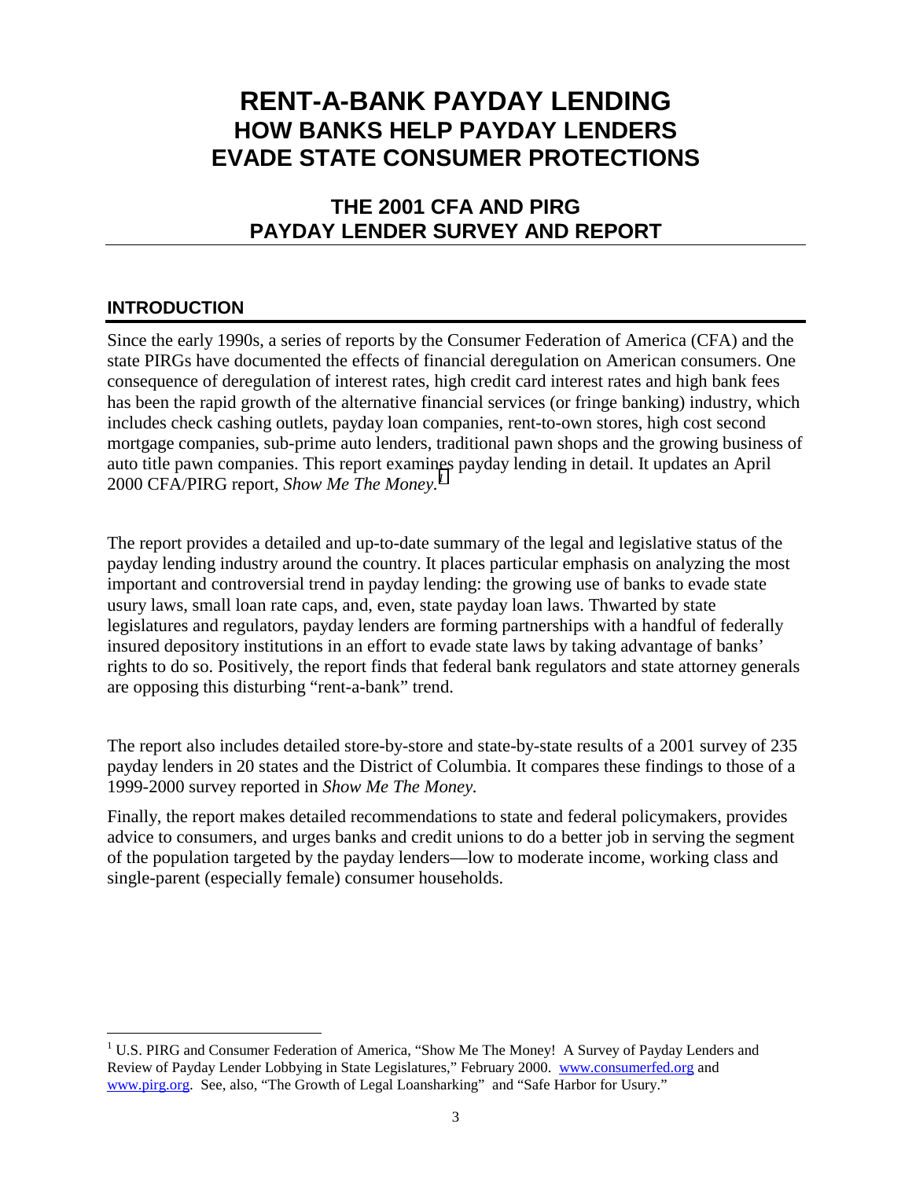# RENT-A-BANK PAYDAY LENDING
## HOW BANKS HELP PAYDAY LENDERS EVADE STATE CONSUMER PROTECTIONS

## THE 2001 CFA AND PIRG PAYDAY LENDER SURVEY AND REPORT

### INTRODUCTION

Since the early 1990s, a series of reports by the Consumer Federation of America (CFA) and the state PIRGs have documented the effects of financial deregulation on American consumers. One consequence of deregulation of interest rates, high credit card interest rates and high bank fees has been the rapid growth of the alternative financial services (or fringe banking) industry, which includes check cashing outlets, payday loan companies, rent-to-own stores, high cost second mortgage companies, sub-prime auto lenders, traditional pawn shops and the growing business of auto title pawn companies. This report examines payday lending in detail. It updates an April 2000 CFA/PIRG report, *Show Me The Money.*[1]

The report provides a detailed and up-to-date summary of the legal and legislative status of the payday lending industry around the country. It places particular emphasis on analyzing the most important and controversial trend in payday lending: the growing use of banks to evade state usury laws, small loan rate caps, and, even, state payday loan laws. Thwarted by state legislatures and regulators, payday lenders are forming partnerships with a handful of federally insured depository institutions in an effort to evade state laws by taking advantage of banks' rights to do so. Positively, the report finds that federal bank regulators and state attorney generals are opposing this disturbing "rent-a-bank" trend.

The report also includes detailed store-by-store and state-by-state results of a 2001 survey of 235 payday lenders in 20 states and the District of Columbia. It compares these findings to those of a 1999-2000 survey reported in *Show Me The Money.*

Finally, the report makes detailed recommendations to state and federal policymakers, provides advice to consumers, and urges banks and credit unions to do a better job in serving the segment of the population targeted by the payday lenders—low to moderate income, working class and single-parent (especially female) consumer households.

---

[1] U.S. PIRG and Consumer Federation of America, "Show Me The Money! A Survey of Payday Lenders and Review of Payday Lender Lobbying in State Legislatures," February 2000. www.consumerfed.org and www.pirg.org. See, also, "The Growth of Legal Loansharking" and "Safe Harbor for Usury."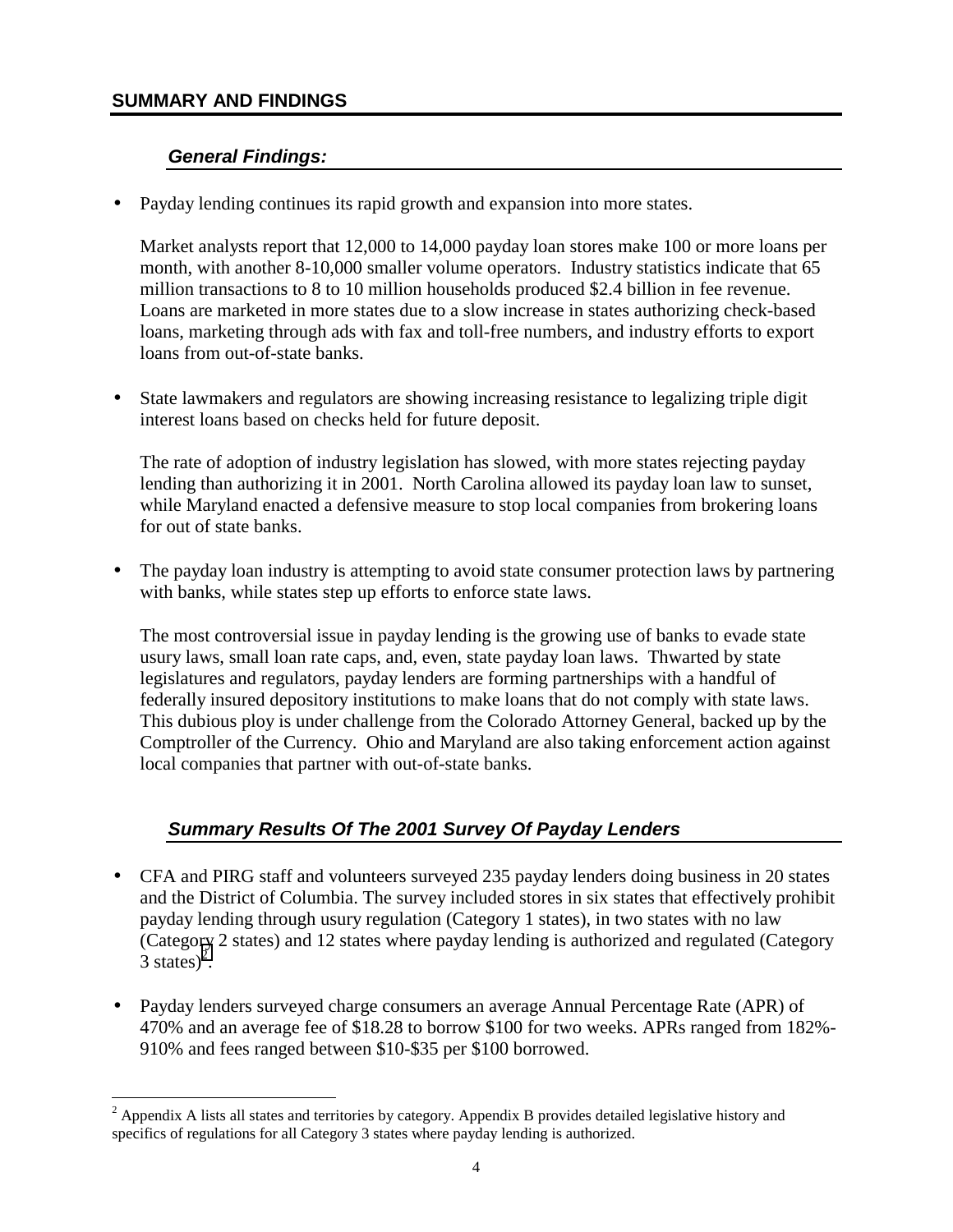## SUMMARY AND FINDINGS

### *General Findings:*

- Payday lending continues its rapid growth and expansion into more states.

  Market analysts report that 12,000 to 14,000 payday loan stores make 100 or more loans per month, with another 8-10,000 smaller volume operators. Industry statistics indicate that 65 million transactions to 8 to 10 million households produced $2.4 billion in fee revenue. Loans are marketed in more states due to a slow increase in states authorizing check-based loans, marketing through ads with fax and toll-free numbers, and industry efforts to export loans from out-of-state banks.

- State lawmakers and regulators are showing increasing resistance to legalizing triple digit interest loans based on checks held for future deposit.

  The rate of adoption of industry legislation has slowed, with more states rejecting payday lending than authorizing it in 2001. North Carolina allowed its payday loan law to sunset, while Maryland enacted a defensive measure to stop local companies from brokering loans for out of state banks.

- The payday loan industry is attempting to avoid state consumer protection laws by partnering with banks, while states step up efforts to enforce state laws.

  The most controversial issue in payday lending is the growing use of banks to evade state usury laws, small loan rate caps, and, even, state payday loan laws. Thwarted by state legislatures and regulators, payday lenders are forming partnerships with a handful of federally insured depository institutions to make loans that do not comply with state laws. This dubious ploy is under challenge from the Colorado Attorney General, backed up by the Comptroller of the Currency. Ohio and Maryland are also taking enforcement action against local companies that partner with out-of-state banks.

### *Summary Results Of The 2001 Survey Of Payday Lenders*

- CFA and PIRG staff and volunteers surveyed 235 payday lenders doing business in 20 states and the District of Columbia. The survey included stores in six states that effectively prohibit payday lending through usury regulation (Category 1 states), in two states with no law (Category 2 states) and 12 states where payday lending is authorized and regulated (Category 3 states)[2].

- Payday lenders surveyed charge consumers an average Annual Percentage Rate (APR) of 470% and an average fee of $18.28 to borrow $100 for two weeks. APRs ranged from 182%-910% and fees ranged between $10-$35 per $100 borrowed.

---

[2] Appendix A lists all states and territories by category. Appendix B provides detailed legislative history and specifics of regulations for all Category 3 states where payday lending is authorized.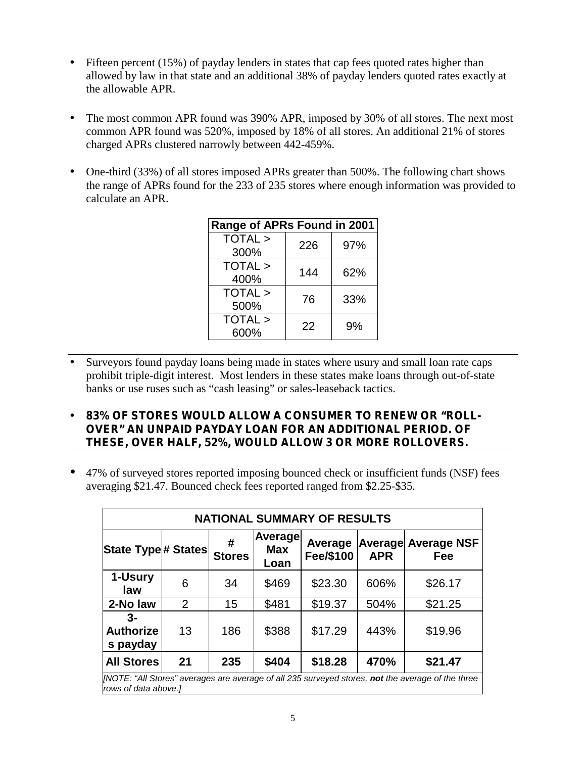- Fifteen percent (15%) of payday lenders in states that cap fees quoted rates higher than allowed by law in that state and an additional 38% of payday lenders quoted rates exactly at the allowable APR.

- The most common APR found was 390% APR, imposed by 30% of all stores. The next most common APR found was 520%, imposed by 18% of all stores. An additional 21% of stores charged APRs clustered narrowly between 442-459%.

- One-third (33%) of all stores imposed APRs greater than 500%. The following chart shows the range of APRs found for the 233 of 235 stores where enough information was provided to calculate an APR.

| Range of APRs Found in 2001 | | |
|---|---|---|
| TOTAL > 300% | 226 | 97% |
| TOTAL > 400% | 144 | 62% |
| TOTAL > 500% | 76 | 33% |
| TOTAL > 600% | 22 | 9% |

- Surveyors found payday loans being made in states where usury and small loan rate caps prohibit triple-digit interest. Most lenders in these states make loans through out-of-state banks or use ruses such as "cash leasing" or sales-leaseback tactics.

- **83% OF STORES WOULD ALLOW A CONSUMER TO RENEW OR "ROLL-OVER" AN UNPAID PAYDAY LOAN FOR AN ADDITIONAL PERIOD. OF THESE, OVER HALF, 52%, WOULD ALLOW 3 OR MORE ROLLOVERS.**

- 47% of surveyed stores reported imposing bounced check or insufficient funds (NSF) fees averaging $21.47. Bounced check fees reported ranged from $2.25-$35.

| NATIONAL SUMMARY OF RESULTS | | | | | | |
|---|---|---|---|---|---|---|
| **State Type** | **# States** | **# Stores** | **Average Max Loan** | **Average Fee/$100** | **Average APR** | **Average NSF Fee** |
| **1-Usury law** | 6 | 34 | $469 | $23.30 | 606% | $26.17 |
| **2-No law** | 2 | 15 | $481 | $19.37 | 504% | $21.25 |
| **3-Authorizes payday** | 13 | 186 | $388 | $17.29 | 443% | $19.96 |
| **All Stores** | **21** | **235** | **$404** | **$18.28** | **470%** | **$21.47** |

*[NOTE: "All Stores" averages are average of all 235 surveyed stores, **not** the average of the three rows of data above.]*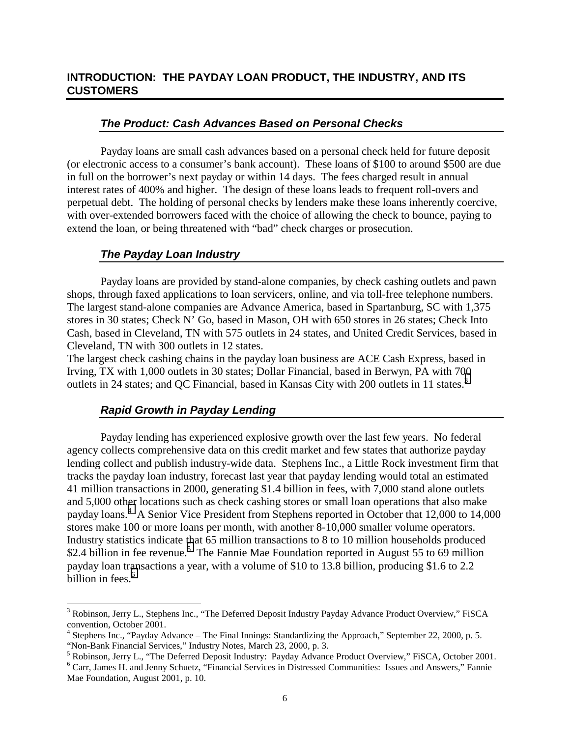## INTRODUCTION: THE PAYDAY LOAN PRODUCT, THE INDUSTRY, AND ITS CUSTOMERS

### *The Product: Cash Advances Based on Personal Checks*

Payday loans are small cash advances based on a personal check held for future deposit (or electronic access to a consumer's bank account). These loans of $100 to around $500 are due in full on the borrower's next payday or within 14 days. The fees charged result in annual interest rates of 400% and higher. The design of these loans leads to frequent roll-overs and perpetual debt. The holding of personal checks by lenders make these loans inherently coercive, with over-extended borrowers faced with the choice of allowing the check to bounce, paying to extend the loan, or being threatened with "bad" check charges or prosecution.

### *The Payday Loan Industry*

Payday loans are provided by stand-alone companies, by check cashing outlets and pawn shops, through faxed applications to loan servicers, online, and via toll-free telephone numbers. The largest stand-alone companies are Advance America, based in Spartanburg, SC with 1,375 stores in 30 states; Check N' Go, based in Mason, OH with 650 stores in 26 states; Check Into Cash, based in Cleveland, TN with 575 outlets in 24 states, and United Credit Services, based in Cleveland, TN with 300 outlets in 12 states.

The largest check cashing chains in the payday loan business are ACE Cash Express, based in Irving, TX with 1,000 outlets in 30 states; Dollar Financial, based in Berwyn, PA with 700 outlets in 24 states; and QC Financial, based in Kansas City with 200 outlets in 11 states.[3]

### *Rapid Growth in Payday Lending*

Payday lending has experienced explosive growth over the last few years. No federal agency collects comprehensive data on this credit market and few states that authorize payday lending collect and publish industry-wide data. Stephens Inc., a Little Rock investment firm that tracks the payday loan industry, forecast last year that payday lending would total an estimated 41 million transactions in 2000, generating $1.4 billion in fees, with 7,000 stand alone outlets and 5,000 other locations such as check cashing stores or small loan operations that also make payday loans.[4] A Senior Vice President from Stephens reported in October that 12,000 to 14,000 stores make 100 or more loans per month, with another 8-10,000 smaller volume operators. Industry statistics indicate that 65 million transactions to 8 to 10 million households produced $2.4 billion in fee revenue.[5] The Fannie Mae Foundation reported in August 55 to 69 million payday loan transactions a year, with a volume of $10 to 13.8 billion, producing $1.6 to 2.2 billion in fees.[6]

---

[3] Robinson, Jerry L., Stephens Inc., "The Deferred Deposit Industry Payday Advance Product Overview," FiSCA convention, October 2001.

[4] Stephens Inc., "Payday Advance – The Final Innings: Standardizing the Approach," September 22, 2000, p. 5. "Non-Bank Financial Services," Industry Notes, March 23, 2000, p. 3.

[5] Robinson, Jerry L., "The Deferred Deposit Industry: Payday Advance Product Overview," FiSCA, October 2001.

[6] Carr, James H. and Jenny Schuetz, "Financial Services in Distressed Communities: Issues and Answers," Fannie Mae Foundation, August 2001, p. 10.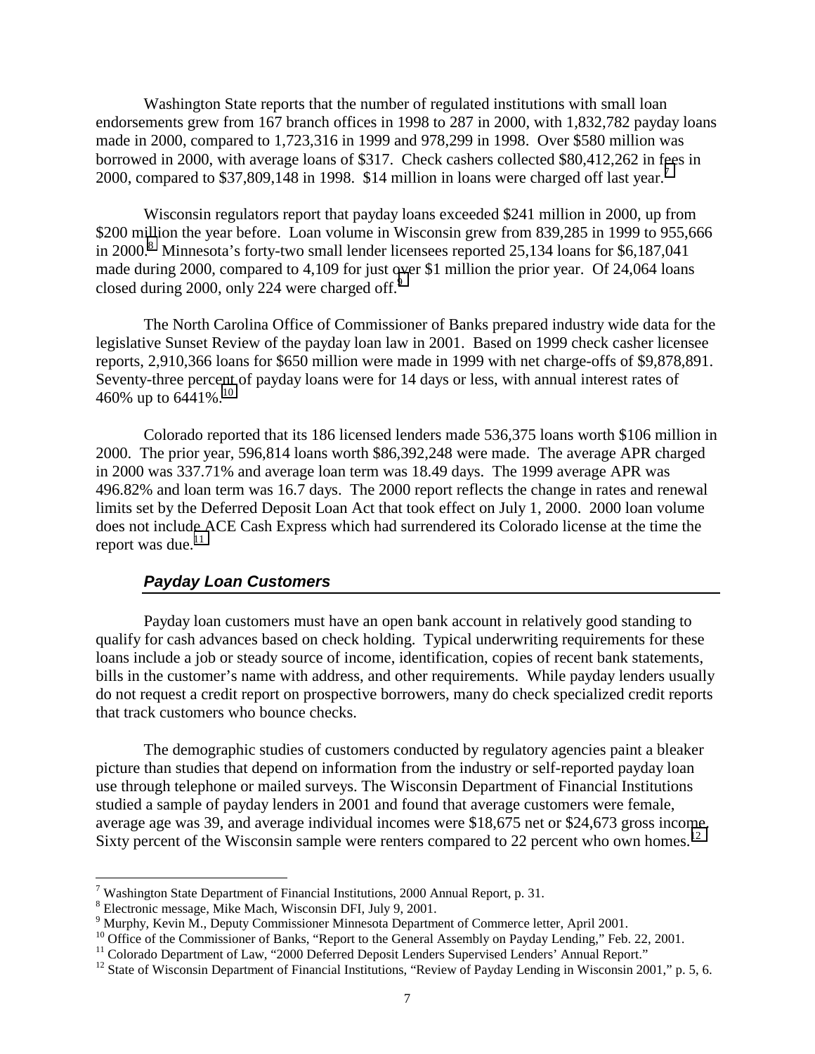Washington State reports that the number of regulated institutions with small loan endorsements grew from 167 branch offices in 1998 to 287 in 2000, with 1,832,782 payday loans made in 2000, compared to 1,723,316 in 1999 and 978,299 in 1998. Over $580 million was borrowed in 2000, with average loans of $317. Check cashers collected $80,412,262 in fees in 2000, compared to $37,809,148 in 1998. $14 million in loans were charged off last year.[7]

Wisconsin regulators report that payday loans exceeded $241 million in 2000, up from $200 million the year before. Loan volume in Wisconsin grew from 839,285 in 1999 to 955,666 in 2000.[8] Minnesota's forty-two small lender licensees reported 25,134 loans for $6,187,041 made during 2000, compared to 4,109 for just over $1 million the prior year. Of 24,064 loans closed during 2000, only 224 were charged off.[9]

The North Carolina Office of Commissioner of Banks prepared industry wide data for the legislative Sunset Review of the payday loan law in 2001. Based on 1999 check casher licensee reports, 2,910,366 loans for $650 million were made in 1999 with net charge-offs of $9,878,891. Seventy-three percent of payday loans were for 14 days or less, with annual interest rates of 460% up to 6441%.[10]

Colorado reported that its 186 licensed lenders made 536,375 loans worth $106 million in 2000. The prior year, 596,814 loans worth $86,392,248 were made. The average APR charged in 2000 was 337.71% and average loan term was 18.49 days. The 1999 average APR was 496.82% and loan term was 16.7 days. The 2000 report reflects the change in rates and renewal limits set by the Deferred Deposit Loan Act that took effect on July 1, 2000. 2000 loan volume does not include ACE Cash Express which had surrendered its Colorado license at the time the report was due.[11]

### *Payday Loan Customers*

Payday loan customers must have an open bank account in relatively good standing to qualify for cash advances based on check holding. Typical underwriting requirements for these loans include a job or steady source of income, identification, copies of recent bank statements, bills in the customer's name with address, and other requirements. While payday lenders usually do not request a credit report on prospective borrowers, many do check specialized credit reports that track customers who bounce checks.

The demographic studies of customers conducted by regulatory agencies paint a bleaker picture than studies that depend on information from the industry or self-reported payday loan use through telephone or mailed surveys. The Wisconsin Department of Financial Institutions studied a sample of payday lenders in 2001 and found that average customers were female, average age was 39, and average individual incomes were $18,675 net or $24,673 gross income. Sixty percent of the Wisconsin sample were renters compared to 22 percent who own homes.[12]

---

[7] Washington State Department of Financial Institutions, 2000 Annual Report, p. 31.
[8] Electronic message, Mike Mach, Wisconsin DFI, July 9, 2001.
[9] Murphy, Kevin M., Deputy Commissioner Minnesota Department of Commerce letter, April 2001.
[10] Office of the Commissioner of Banks, "Report to the General Assembly on Payday Lending," Feb. 22, 2001.
[11] Colorado Department of Law, "2000 Deferred Deposit Lenders Supervised Lenders' Annual Report."
[12] State of Wisconsin Department of Financial Institutions, "Review of Payday Lending in Wisconsin 2001," p. 5, 6.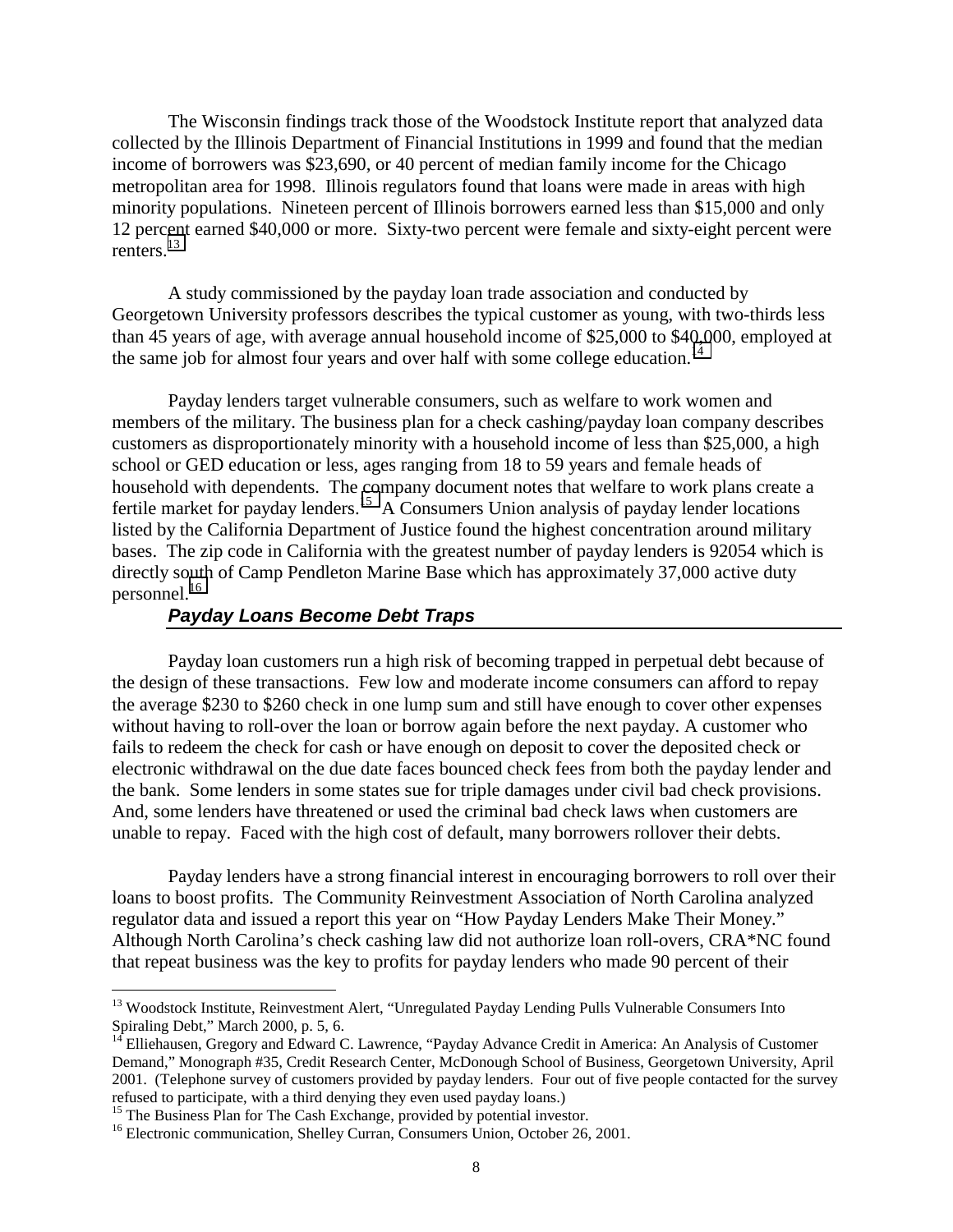The Wisconsin findings track those of the Woodstock Institute report that analyzed data collected by the Illinois Department of Financial Institutions in 1999 and found that the median income of borrowers was $23,690, or 40 percent of median family income for the Chicago metropolitan area for 1998. Illinois regulators found that loans were made in areas with high minority populations. Nineteen percent of Illinois borrowers earned less than $15,000 and only 12 percent earned $40,000 or more. Sixty-two percent were female and sixty-eight percent were renters.[13]

A study commissioned by the payday loan trade association and conducted by Georgetown University professors describes the typical customer as young, with two-thirds less than 45 years of age, with average annual household income of $25,000 to $40,000, employed at the same job for almost four years and over half with some college education.[14]

Payday lenders target vulnerable consumers, such as welfare to work women and members of the military. The business plan for a check cashing/payday loan company describes customers as disproportionately minority with a household income of less than $25,000, a high school or GED education or less, ages ranging from 18 to 59 years and female heads of household with dependents. The company document notes that welfare to work plans create a fertile market for payday lenders.[15] A Consumers Union analysis of payday lender locations listed by the California Department of Justice found the highest concentration around military bases. The zip code in California with the greatest number of payday lenders is 92054 which is directly south of Camp Pendleton Marine Base which has approximately 37,000 active duty personnel.[16]

## *Payday Loans Become Debt Traps*

Payday loan customers run a high risk of becoming trapped in perpetual debt because of the design of these transactions. Few low and moderate income consumers can afford to repay the average $230 to $260 check in one lump sum and still have enough to cover other expenses without having to roll-over the loan or borrow again before the next payday. A customer who fails to redeem the check for cash or have enough on deposit to cover the deposited check or electronic withdrawal on the due date faces bounced check fees from both the payday lender and the bank. Some lenders in some states sue for triple damages under civil bad check provisions. And, some lenders have threatened or used the criminal bad check laws when customers are unable to repay. Faced with the high cost of default, many borrowers rollover their debts.

Payday lenders have a strong financial interest in encouraging borrowers to roll over their loans to boost profits. The Community Reinvestment Association of North Carolina analyzed regulator data and issued a report this year on "How Payday Lenders Make Their Money." Although North Carolina's check cashing law did not authorize loan roll-overs, CRA*NC found that repeat business was the key to profits for payday lenders who made 90 percent of their

---

[13] Woodstock Institute, Reinvestment Alert, "Unregulated Payday Lending Pulls Vulnerable Consumers Into Spiraling Debt," March 2000, p. 5, 6.

[14] Elliehausen, Gregory and Edward C. Lawrence, "Payday Advance Credit in America: An Analysis of Customer Demand," Monograph #35, Credit Research Center, McDonough School of Business, Georgetown University, April 2001. (Telephone survey of customers provided by payday lenders. Four out of five people contacted for the survey refused to participate, with a third denying they even used payday loans.)

[15] The Business Plan for The Cash Exchange, provided by potential investor.

[16] Electronic communication, Shelley Curran, Consumers Union, October 26, 2001.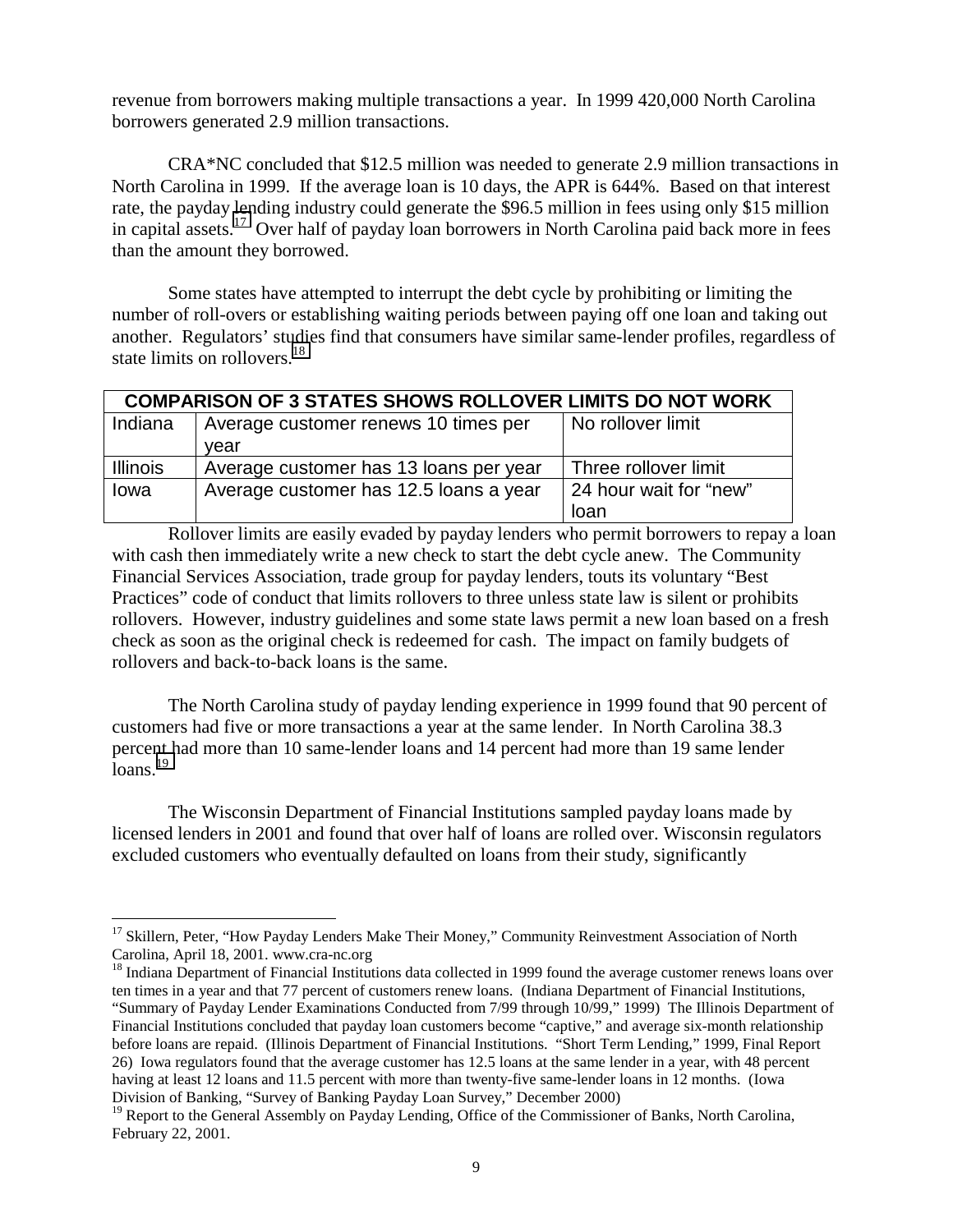revenue from borrowers making multiple transactions a year. In 1999 420,000 North Carolina borrowers generated 2.9 million transactions.

CRA*NC concluded that $12.5 million was needed to generate 2.9 million transactions in North Carolina in 1999. If the average loan is 10 days, the APR is 644%. Based on that interest rate, the payday lending industry could generate the $96.5 million in fees using only $15 million in capital assets.[17] Over half of payday loan borrowers in North Carolina paid back more in fees than the amount they borrowed.

Some states have attempted to interrupt the debt cycle by prohibiting or limiting the number of roll-overs or establishing waiting periods between paying off one loan and taking out another. Regulators' studies find that consumers have similar same-lender profiles, regardless of state limits on rollovers.[18]

| COMPARISON OF 3 STATES SHOWS ROLLOVER LIMITS DO NOT WORK | | |
|---|---|---|
| Indiana | Average customer renews 10 times per year | No rollover limit |
| Illinois | Average customer has 13 loans per year | Three rollover limit |
| Iowa | Average customer has 12.5 loans a year | 24 hour wait for "new" loan |

Rollover limits are easily evaded by payday lenders who permit borrowers to repay a loan with cash then immediately write a new check to start the debt cycle anew. The Community Financial Services Association, trade group for payday lenders, touts its voluntary "Best Practices" code of conduct that limits rollovers to three unless state law is silent or prohibits rollovers. However, industry guidelines and some state laws permit a new loan based on a fresh check as soon as the original check is redeemed for cash. The impact on family budgets of rollovers and back-to-back loans is the same.

The North Carolina study of payday lending experience in 1999 found that 90 percent of customers had five or more transactions a year at the same lender. In North Carolina 38.3 percent had more than 10 same-lender loans and 14 percent had more than 19 same lender loans.[19]

The Wisconsin Department of Financial Institutions sampled payday loans made by licensed lenders in 2001 and found that over half of loans are rolled over. Wisconsin regulators excluded customers who eventually defaulted on loans from their study, significantly

---

[17] Skillern, Peter, "How Payday Lenders Make Their Money," Community Reinvestment Association of North Carolina, April 18, 2001. www.cra-nc.org

[18] Indiana Department of Financial Institutions data collected in 1999 found the average customer renews loans over ten times in a year and that 77 percent of customers renew loans. (Indiana Department of Financial Institutions, "Summary of Payday Lender Examinations Conducted from 7/99 through 10/99," 1999) The Illinois Department of Financial Institutions concluded that payday loan customers become "captive," and average six-month relationship before loans are repaid. (Illinois Department of Financial Institutions. "Short Term Lending," 1999, Final Report 26) Iowa regulators found that the average customer has 12.5 loans at the same lender in a year, with 48 percent having at least 12 loans and 11.5 percent with more than twenty-five same-lender loans in 12 months. (Iowa Division of Banking, "Survey of Banking Payday Loan Survey," December 2000)

[19] Report to the General Assembly on Payday Lending, Office of the Commissioner of Banks, North Carolina, February 22, 2001.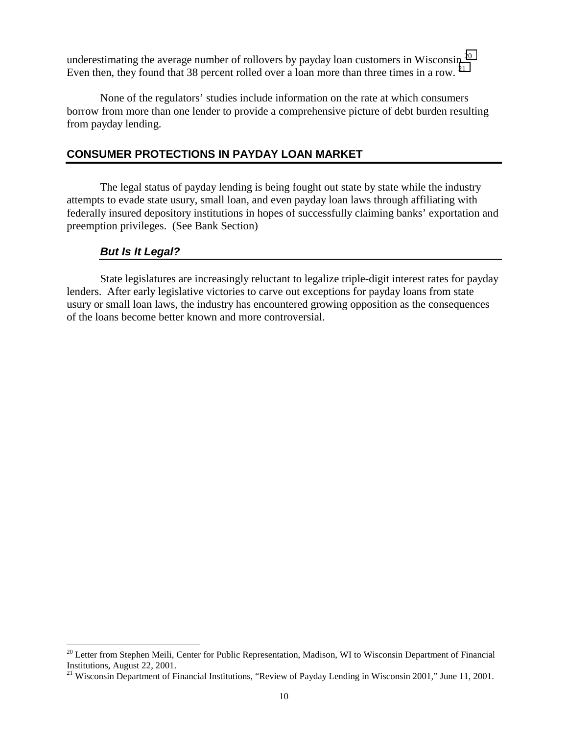underestimating the average number of rollovers by payday loan customers in Wisconsin.[20] Even then, they found that 38 percent rolled over a loan more than three times in a row.[21]

None of the regulators' studies include information on the rate at which consumers borrow from more than one lender to provide a comprehensive picture of debt burden resulting from payday lending.

## CONSUMER PROTECTIONS IN PAYDAY LOAN MARKET

The legal status of payday lending is being fought out state by state while the industry attempts to evade state usury, small loan, and even payday loan laws through affiliating with federally insured depository institutions in hopes of successfully claiming banks' exportation and preemption privileges. (See Bank Section)

### *But Is It Legal?*

State legislatures are increasingly reluctant to legalize triple-digit interest rates for payday lenders. After early legislative victories to carve out exceptions for payday loans from state usury or small loan laws, the industry has encountered growing opposition as the consequences of the loans become better known and more controversial.

---

[20] Letter from Stephen Meili, Center for Public Representation, Madison, WI to Wisconsin Department of Financial Institutions, August 22, 2001.

[21] Wisconsin Department of Financial Institutions, "Review of Payday Lending in Wisconsin 2001," June 11, 2001.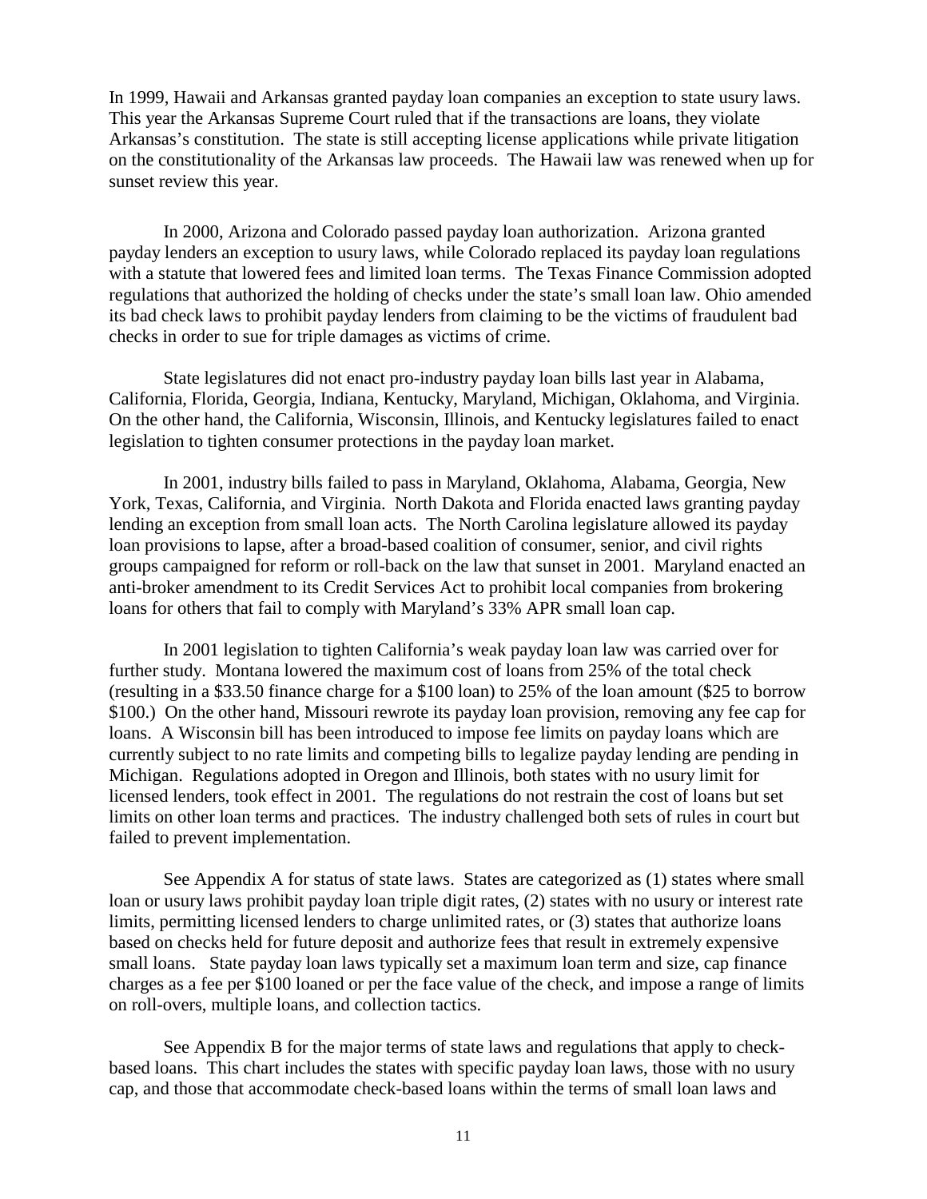In 1999, Hawaii and Arkansas granted payday loan companies an exception to state usury laws. This year the Arkansas Supreme Court ruled that if the transactions are loans, they violate Arkansas's constitution. The state is still accepting license applications while private litigation on the constitutionality of the Arkansas law proceeds. The Hawaii law was renewed when up for sunset review this year.

In 2000, Arizona and Colorado passed payday loan authorization. Arizona granted payday lenders an exception to usury laws, while Colorado replaced its payday loan regulations with a statute that lowered fees and limited loan terms. The Texas Finance Commission adopted regulations that authorized the holding of checks under the state's small loan law. Ohio amended its bad check laws to prohibit payday lenders from claiming to be the victims of fraudulent bad checks in order to sue for triple damages as victims of crime.

State legislatures did not enact pro-industry payday loan bills last year in Alabama, California, Florida, Georgia, Indiana, Kentucky, Maryland, Michigan, Oklahoma, and Virginia. On the other hand, the California, Wisconsin, Illinois, and Kentucky legislatures failed to enact legislation to tighten consumer protections in the payday loan market.

In 2001, industry bills failed to pass in Maryland, Oklahoma, Alabama, Georgia, New York, Texas, California, and Virginia. North Dakota and Florida enacted laws granting payday lending an exception from small loan acts. The North Carolina legislature allowed its payday loan provisions to lapse, after a broad-based coalition of consumer, senior, and civil rights groups campaigned for reform or roll-back on the law that sunset in 2001. Maryland enacted an anti-broker amendment to its Credit Services Act to prohibit local companies from brokering loans for others that fail to comply with Maryland's 33% APR small loan cap.

In 2001 legislation to tighten California's weak payday loan law was carried over for further study. Montana lowered the maximum cost of loans from 25% of the total check (resulting in a $33.50 finance charge for a $100 loan) to 25% of the loan amount ($25 to borrow $100.) On the other hand, Missouri rewrote its payday loan provision, removing any fee cap for loans. A Wisconsin bill has been introduced to impose fee limits on payday loans which are currently subject to no rate limits and competing bills to legalize payday lending are pending in Michigan. Regulations adopted in Oregon and Illinois, both states with no usury limit for licensed lenders, took effect in 2001. The regulations do not restrain the cost of loans but set limits on other loan terms and practices. The industry challenged both sets of rules in court but failed to prevent implementation.

See Appendix A for status of state laws. States are categorized as (1) states where small loan or usury laws prohibit payday loan triple digit rates, (2) states with no usury or interest rate limits, permitting licensed lenders to charge unlimited rates, or (3) states that authorize loans based on checks held for future deposit and authorize fees that result in extremely expensive small loans. State payday loan laws typically set a maximum loan term and size, cap finance charges as a fee per $100 loaned or per the face value of the check, and impose a range of limits on roll-overs, multiple loans, and collection tactics.

See Appendix B for the major terms of state laws and regulations that apply to check-based loans. This chart includes the states with specific payday loan laws, those with no usury cap, and those that accommodate check-based loans within the terms of small loan laws and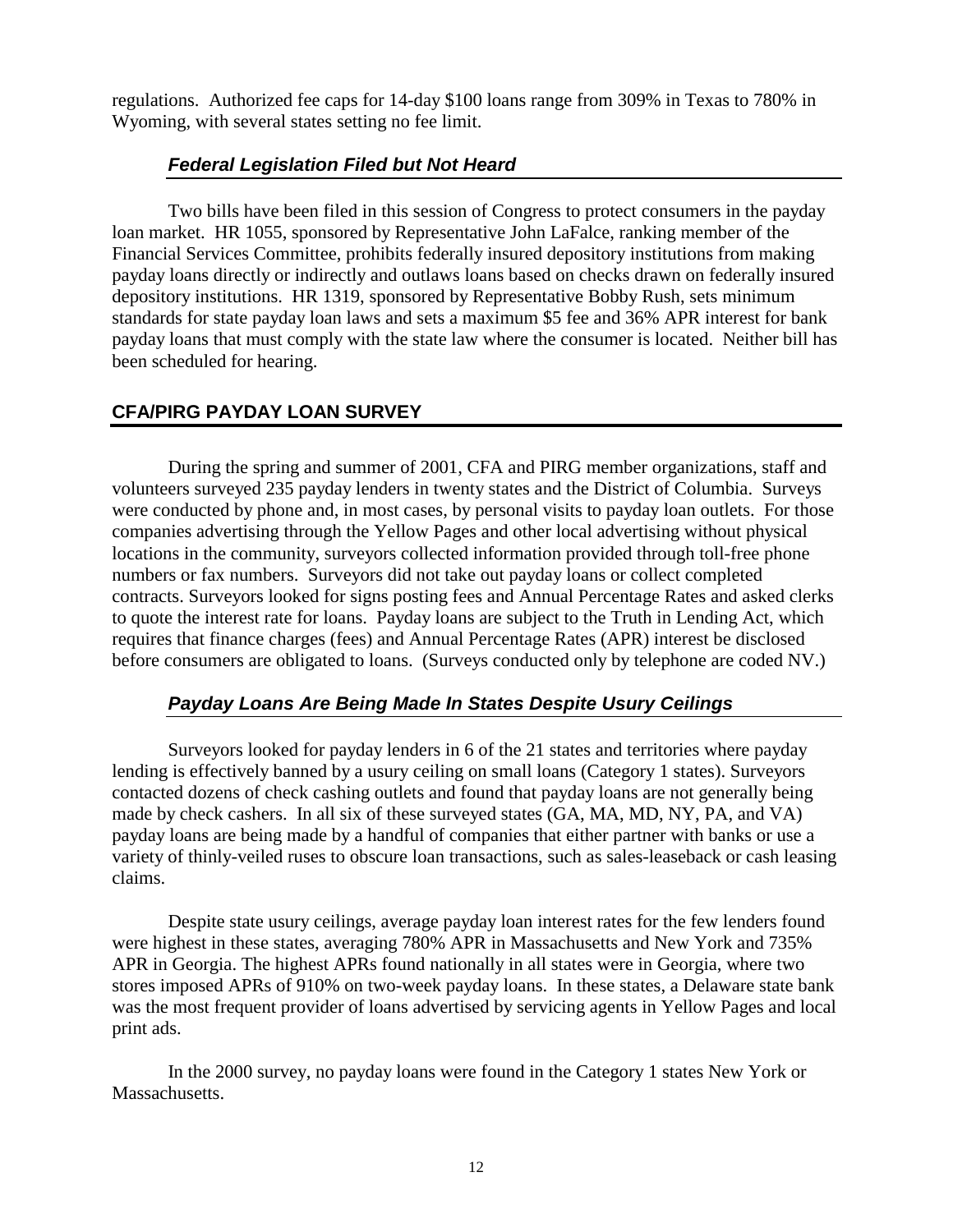regulations. Authorized fee caps for 14-day $100 loans range from 309% in Texas to 780% in Wyoming, with several states setting no fee limit.

### *Federal Legislation Filed but Not Heard*

Two bills have been filed in this session of Congress to protect consumers in the payday loan market. HR 1055, sponsored by Representative John LaFalce, ranking member of the Financial Services Committee, prohibits federally insured depository institutions from making payday loans directly or indirectly and outlaws loans based on checks drawn on federally insured depository institutions. HR 1319, sponsored by Representative Bobby Rush, sets minimum standards for state payday loan laws and sets a maximum $5 fee and 36% APR interest for bank payday loans that must comply with the state law where the consumer is located. Neither bill has been scheduled for hearing.

## CFA/PIRG PAYDAY LOAN SURVEY

During the spring and summer of 2001, CFA and PIRG member organizations, staff and volunteers surveyed 235 payday lenders in twenty states and the District of Columbia. Surveys were conducted by phone and, in most cases, by personal visits to payday loan outlets. For those companies advertising through the Yellow Pages and other local advertising without physical locations in the community, surveyors collected information provided through toll-free phone numbers or fax numbers. Surveyors did not take out payday loans or collect completed contracts. Surveyors looked for signs posting fees and Annual Percentage Rates and asked clerks to quote the interest rate for loans. Payday loans are subject to the Truth in Lending Act, which requires that finance charges (fees) and Annual Percentage Rates (APR) interest be disclosed before consumers are obligated to loans. (Surveys conducted only by telephone are coded NV.)

### *Payday Loans Are Being Made In States Despite Usury Ceilings*

Surveyors looked for payday lenders in 6 of the 21 states and territories where payday lending is effectively banned by a usury ceiling on small loans (Category 1 states). Surveyors contacted dozens of check cashing outlets and found that payday loans are not generally being made by check cashers. In all six of these surveyed states (GA, MA, MD, NY, PA, and VA) payday loans are being made by a handful of companies that either partner with banks or use a variety of thinly-veiled ruses to obscure loan transactions, such as sales-leaseback or cash leasing claims.

Despite state usury ceilings, average payday loan interest rates for the few lenders found were highest in these states, averaging 780% APR in Massachusetts and New York and 735% APR in Georgia. The highest APRs found nationally in all states were in Georgia, where two stores imposed APRs of 910% on two-week payday loans. In these states, a Delaware state bank was the most frequent provider of loans advertised by servicing agents in Yellow Pages and local print ads.

In the 2000 survey, no payday loans were found in the Category 1 states New York or Massachusetts.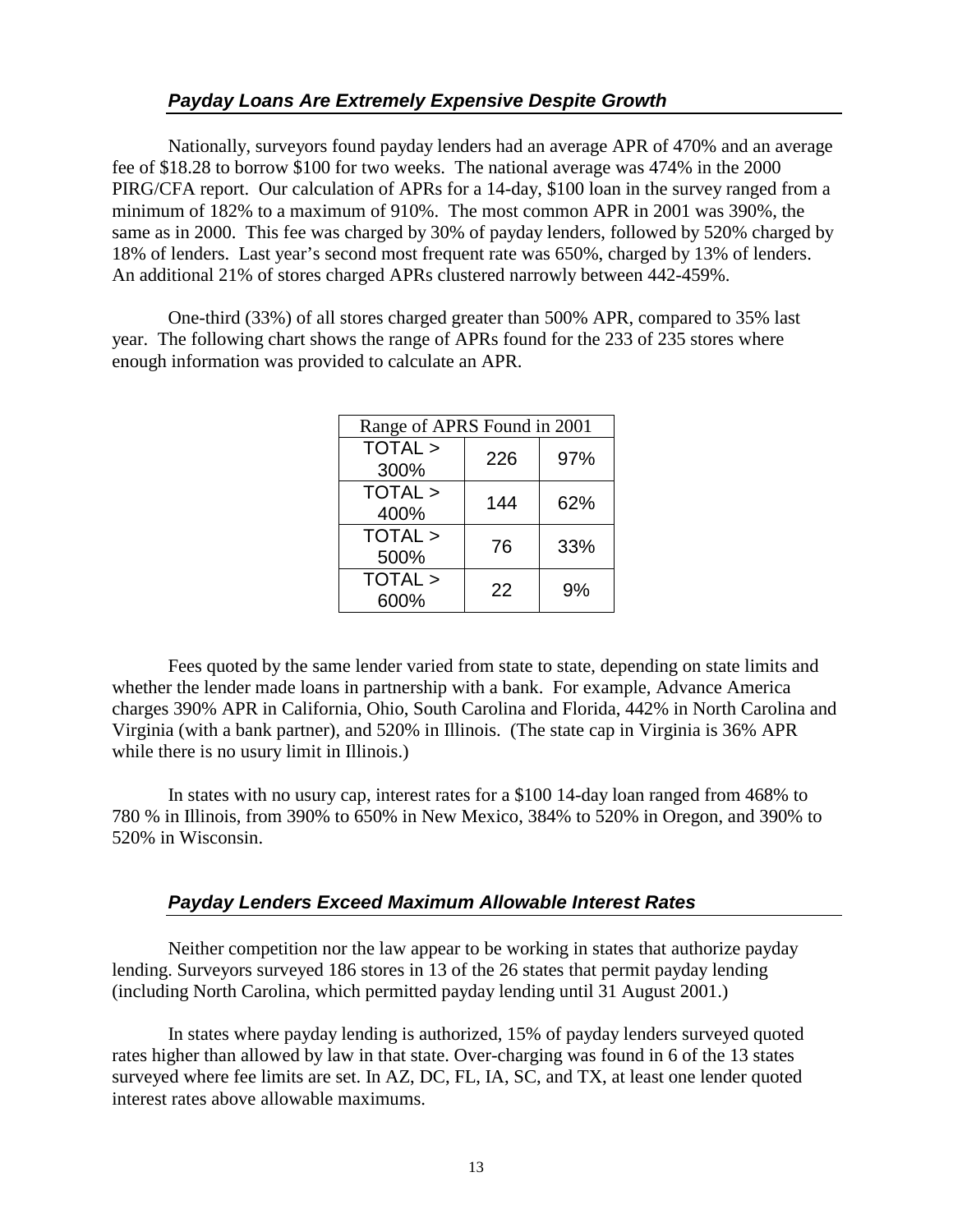### ***Payday Loans Are Extremely Expensive Despite Growth***

Nationally, surveyors found payday lenders had an average APR of 470% and an average fee of $18.28 to borrow $100 for two weeks. The national average was 474% in the 2000 PIRG/CFA report. Our calculation of APRs for a 14-day, $100 loan in the survey ranged from a minimum of 182% to a maximum of 910%. The most common APR in 2001 was 390%, the same as in 2000. This fee was charged by 30% of payday lenders, followed by 520% charged by 18% of lenders. Last year's second most frequent rate was 650%, charged by 13% of lenders. An additional 21% of stores charged APRs clustered narrowly between 442-459%.

One-third (33%) of all stores charged greater than 500% APR, compared to 35% last year. The following chart shows the range of APRs found for the 233 of 235 stores where enough information was provided to calculate an APR.

| Range of APRS Found in 2001 | | |
|---|---|---|
| TOTAL > 300% | 226 | 97% |
| TOTAL > 400% | 144 | 62% |
| TOTAL > 500% | 76 | 33% |
| TOTAL > 600% | 22 | 9% |

Fees quoted by the same lender varied from state to state, depending on state limits and whether the lender made loans in partnership with a bank. For example, Advance America charges 390% APR in California, Ohio, South Carolina and Florida, 442% in North Carolina and Virginia (with a bank partner), and 520% in Illinois. (The state cap in Virginia is 36% APR while there is no usury limit in Illinois.)

In states with no usury cap, interest rates for a $100 14-day loan ranged from 468% to 780 % in Illinois, from 390% to 650% in New Mexico, 384% to 520% in Oregon, and 390% to 520% in Wisconsin.

### ***Payday Lenders Exceed Maximum Allowable Interest Rates***

Neither competition nor the law appear to be working in states that authorize payday lending. Surveyors surveyed 186 stores in 13 of the 26 states that permit payday lending (including North Carolina, which permitted payday lending until 31 August 2001.)

In states where payday lending is authorized, 15% of payday lenders surveyed quoted rates higher than allowed by law in that state. Over-charging was found in 6 of the 13 states surveyed where fee limits are set. In AZ, DC, FL, IA, SC, and TX, at least one lender quoted interest rates above allowable maximums.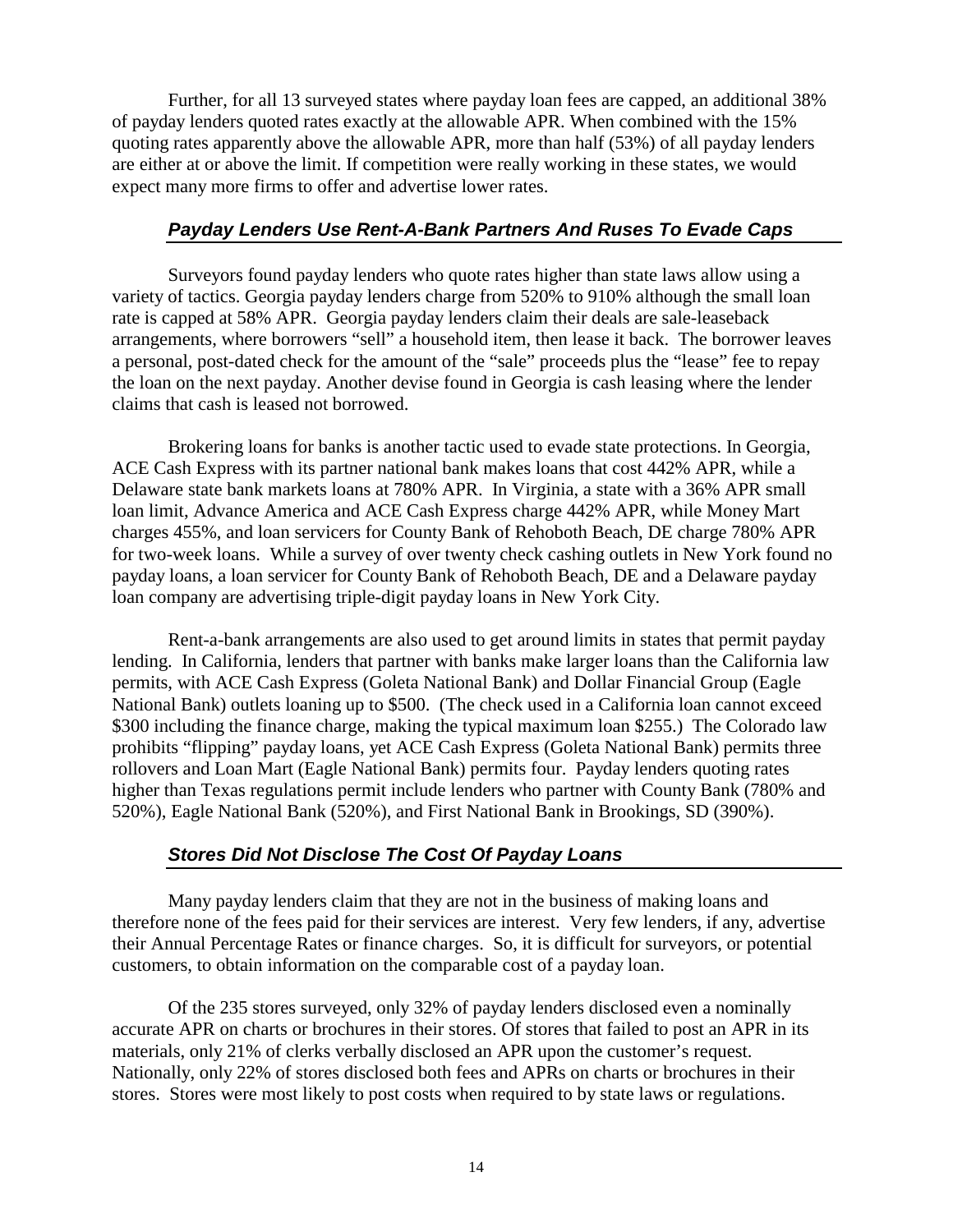Further, for all 13 surveyed states where payday loan fees are capped, an additional 38% of payday lenders quoted rates exactly at the allowable APR. When combined with the 15% quoting rates apparently above the allowable APR, more than half (53%) of all payday lenders are either at or above the limit. If competition were really working in these states, we would expect many more firms to offer and advertise lower rates.

### ***Payday Lenders Use Rent-A-Bank Partners And Ruses To Evade Caps***

Surveyors found payday lenders who quote rates higher than state laws allow using a variety of tactics. Georgia payday lenders charge from 520% to 910% although the small loan rate is capped at 58% APR. Georgia payday lenders claim their deals are sale-leaseback arrangements, where borrowers "sell" a household item, then lease it back. The borrower leaves a personal, post-dated check for the amount of the "sale" proceeds plus the "lease" fee to repay the loan on the next payday. Another devise found in Georgia is cash leasing where the lender claims that cash is leased not borrowed.

Brokering loans for banks is another tactic used to evade state protections. In Georgia, ACE Cash Express with its partner national bank makes loans that cost 442% APR, while a Delaware state bank markets loans at 780% APR. In Virginia, a state with a 36% APR small loan limit, Advance America and ACE Cash Express charge 442% APR, while Money Mart charges 455%, and loan servicers for County Bank of Rehoboth Beach, DE charge 780% APR for two-week loans. While a survey of over twenty check cashing outlets in New York found no payday loans, a loan servicer for County Bank of Rehoboth Beach, DE and a Delaware payday loan company are advertising triple-digit payday loans in New York City.

Rent-a-bank arrangements are also used to get around limits in states that permit payday lending. In California, lenders that partner with banks make larger loans than the California law permits, with ACE Cash Express (Goleta National Bank) and Dollar Financial Group (Eagle National Bank) outlets loaning up to $500. (The check used in a California loan cannot exceed $300 including the finance charge, making the typical maximum loan $255.) The Colorado law prohibits "flipping" payday loans, yet ACE Cash Express (Goleta National Bank) permits three rollovers and Loan Mart (Eagle National Bank) permits four. Payday lenders quoting rates higher than Texas regulations permit include lenders who partner with County Bank (780% and 520%), Eagle National Bank (520%), and First National Bank in Brookings, SD (390%).

### ***Stores Did Not Disclose The Cost Of Payday Loans***

Many payday lenders claim that they are not in the business of making loans and therefore none of the fees paid for their services are interest. Very few lenders, if any, advertise their Annual Percentage Rates or finance charges. So, it is difficult for surveyors, or potential customers, to obtain information on the comparable cost of a payday loan.

Of the 235 stores surveyed, only 32% of payday lenders disclosed even a nominally accurate APR on charts or brochures in their stores. Of stores that failed to post an APR in its materials, only 21% of clerks verbally disclosed an APR upon the customer's request. Nationally, only 22% of stores disclosed both fees and APRs on charts or brochures in their stores. Stores were most likely to post costs when required to by state laws or regulations.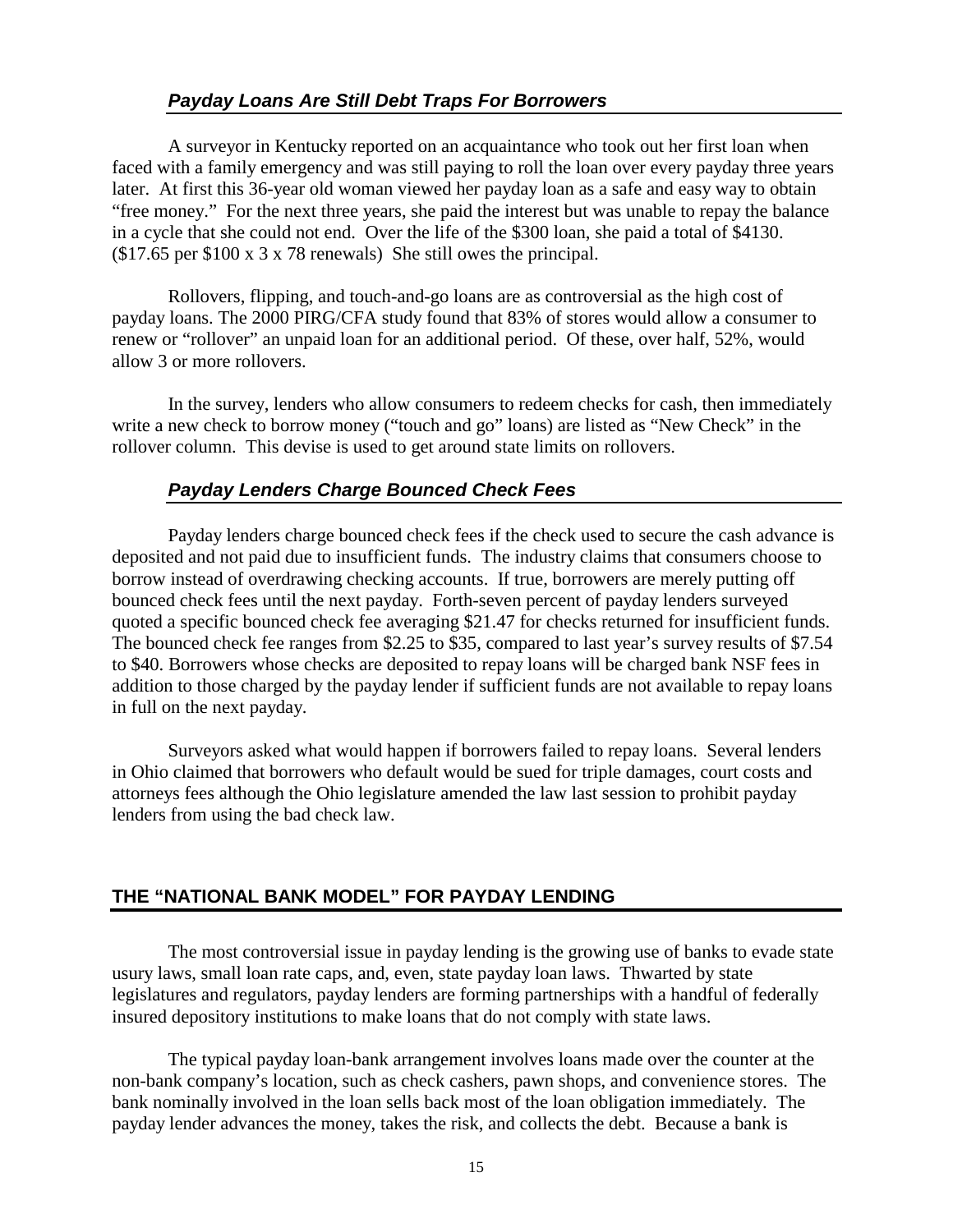### *Payday Loans Are Still Debt Traps For Borrowers*

A surveyor in Kentucky reported on an acquaintance who took out her first loan when faced with a family emergency and was still paying to roll the loan over every payday three years later. At first this 36-year old woman viewed her payday loan as a safe and easy way to obtain "free money." For the next three years, she paid the interest but was unable to repay the balance in a cycle that she could not end. Over the life of the $300 loan, she paid a total of $4130. ($17.65 per $100 x 3 x 78 renewals) She still owes the principal.

Rollovers, flipping, and touch-and-go loans are as controversial as the high cost of payday loans. The 2000 PIRG/CFA study found that 83% of stores would allow a consumer to renew or "rollover" an unpaid loan for an additional period. Of these, over half, 52%, would allow 3 or more rollovers.

In the survey, lenders who allow consumers to redeem checks for cash, then immediately write a new check to borrow money ("touch and go" loans) are listed as "New Check" in the rollover column. This devise is used to get around state limits on rollovers.

### *Payday Lenders Charge Bounced Check Fees*

Payday lenders charge bounced check fees if the check used to secure the cash advance is deposited and not paid due to insufficient funds. The industry claims that consumers choose to borrow instead of overdrawing checking accounts. If true, borrowers are merely putting off bounced check fees until the next payday. Forth-seven percent of payday lenders surveyed quoted a specific bounced check fee averaging $21.47 for checks returned for insufficient funds. The bounced check fee ranges from $2.25 to $35, compared to last year's survey results of $7.54 to $40. Borrowers whose checks are deposited to repay loans will be charged bank NSF fees in addition to those charged by the payday lender if sufficient funds are not available to repay loans in full on the next payday.

Surveyors asked what would happen if borrowers failed to repay loans. Several lenders in Ohio claimed that borrowers who default would be sued for triple damages, court costs and attorneys fees although the Ohio legislature amended the law last session to prohibit payday lenders from using the bad check law.

## THE "NATIONAL BANK MODEL" FOR PAYDAY LENDING

The most controversial issue in payday lending is the growing use of banks to evade state usury laws, small loan rate caps, and, even, state payday loan laws. Thwarted by state legislatures and regulators, payday lenders are forming partnerships with a handful of federally insured depository institutions to make loans that do not comply with state laws.

The typical payday loan-bank arrangement involves loans made over the counter at the non-bank company's location, such as check cashers, pawn shops, and convenience stores. The bank nominally involved in the loan sells back most of the loan obligation immediately. The payday lender advances the money, takes the risk, and collects the debt. Because a bank is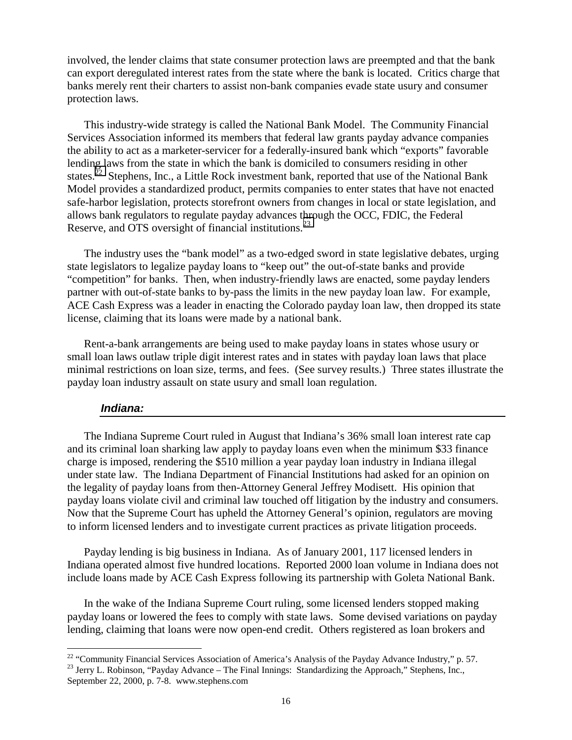involved, the lender claims that state consumer protection laws are preempted and that the bank can export deregulated interest rates from the state where the bank is located. Critics charge that banks merely rent their charters to assist non-bank companies evade state usury and consumer protection laws.

This industry-wide strategy is called the National Bank Model. The Community Financial Services Association informed its members that federal law grants payday advance companies the ability to act as a marketer-servicer for a federally-insured bank which "exports" favorable lending laws from the state in which the bank is domiciled to consumers residing in other states.[22] Stephens, Inc., a Little Rock investment bank, reported that use of the National Bank Model provides a standardized product, permits companies to enter states that have not enacted safe-harbor legislation, protects storefront owners from changes in local or state legislation, and allows bank regulators to regulate payday advances through the OCC, FDIC, the Federal Reserve, and OTS oversight of financial institutions.[23]

The industry uses the "bank model" as a two-edged sword in state legislative debates, urging state legislators to legalize payday loans to "keep out" the out-of-state banks and provide "competition" for banks. Then, when industry-friendly laws are enacted, some payday lenders partner with out-of-state banks to by-pass the limits in the new payday loan law. For example, ACE Cash Express was a leader in enacting the Colorado payday loan law, then dropped its state license, claiming that its loans were made by a national bank.

Rent-a-bank arrangements are being used to make payday loans in states whose usury or small loan laws outlaw triple digit interest rates and in states with payday loan laws that place minimal restrictions on loan size, terms, and fees. (See survey results.) Three states illustrate the payday loan industry assault on state usury and small loan regulation.

### *Indiana:*

The Indiana Supreme Court ruled in August that Indiana's 36% small loan interest rate cap and its criminal loan sharking law apply to payday loans even when the minimum $33 finance charge is imposed, rendering the $510 million a year payday loan industry in Indiana illegal under state law. The Indiana Department of Financial Institutions had asked for an opinion on the legality of payday loans from then-Attorney General Jeffrey Modisett. His opinion that payday loans violate civil and criminal law touched off litigation by the industry and consumers. Now that the Supreme Court has upheld the Attorney General's opinion, regulators are moving to inform licensed lenders and to investigate current practices as private litigation proceeds.

Payday lending is big business in Indiana. As of January 2001, 117 licensed lenders in Indiana operated almost five hundred locations. Reported 2000 loan volume in Indiana does not include loans made by ACE Cash Express following its partnership with Goleta National Bank.

In the wake of the Indiana Supreme Court ruling, some licensed lenders stopped making payday loans or lowered the fees to comply with state laws. Some devised variations on payday lending, claiming that loans were now open-end credit. Others registered as loan brokers and

---

[22] "Community Financial Services Association of America's Analysis of the Payday Advance Industry," p. 57.

[23] Jerry L. Robinson, "Payday Advance – The Final Innings: Standardizing the Approach," Stephens, Inc., September 22, 2000, p. 7-8. www.stephens.com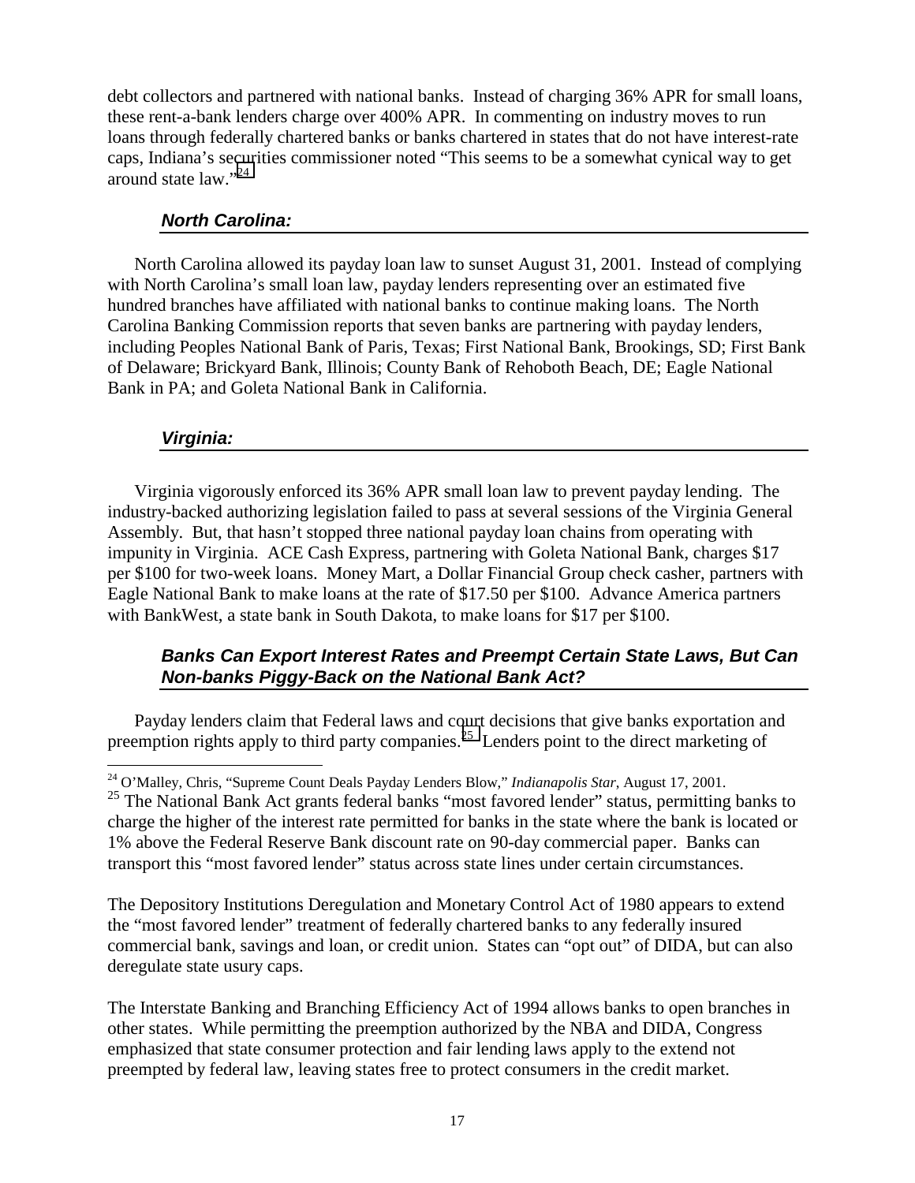debt collectors and partnered with national banks. Instead of charging 36% APR for small loans, these rent-a-bank lenders charge over 400% APR. In commenting on industry moves to run loans through federally chartered banks or banks chartered in states that do not have interest-rate caps, Indiana's securities commissioner noted "This seems to be a somewhat cynical way to get around state law."[24]

### *North Carolina:*

North Carolina allowed its payday loan law to sunset August 31, 2001. Instead of complying with North Carolina's small loan law, payday lenders representing over an estimated five hundred branches have affiliated with national banks to continue making loans. The North Carolina Banking Commission reports that seven banks are partnering with payday lenders, including Peoples National Bank of Paris, Texas; First National Bank, Brookings, SD; First Bank of Delaware; Brickyard Bank, Illinois; County Bank of Rehoboth Beach, DE; Eagle National Bank in PA; and Goleta National Bank in California.

### *Virginia:*

Virginia vigorously enforced its 36% APR small loan law to prevent payday lending. The industry-backed authorizing legislation failed to pass at several sessions of the Virginia General Assembly. But, that hasn't stopped three national payday loan chains from operating with impunity in Virginia. ACE Cash Express, partnering with Goleta National Bank, charges $17 per $100 for two-week loans. Money Mart, a Dollar Financial Group check casher, partners with Eagle National Bank to make loans at the rate of $17.50 per $100. Advance America partners with BankWest, a state bank in South Dakota, to make loans for $17 per $100.

### *Banks Can Export Interest Rates and Preempt Certain State Laws, But Can Non-banks Piggy-Back on the National Bank Act?*

Payday lenders claim that Federal laws and court decisions that give banks exportation and preemption rights apply to third party companies.[25] Lenders point to the direct marketing of

---

[24] O'Malley, Chris, "Supreme Count Deals Payday Lenders Blow," *Indianapolis Star*, August 17, 2001.

[25] The National Bank Act grants federal banks "most favored lender" status, permitting banks to charge the higher of the interest rate permitted for banks in the state where the bank is located or 1% above the Federal Reserve Bank discount rate on 90-day commercial paper. Banks can transport this "most favored lender" status across state lines under certain circumstances.

The Depository Institutions Deregulation and Monetary Control Act of 1980 appears to extend the "most favored lender" treatment of federally chartered banks to any federally insured commercial bank, savings and loan, or credit union. States can "opt out" of DIDA, but can also deregulate state usury caps.

The Interstate Banking and Branching Efficiency Act of 1994 allows banks to open branches in other states. While permitting the preemption authorized by the NBA and DIDA, Congress emphasized that state consumer protection and fair lending laws apply to the extend not preempted by federal law, leaving states free to protect consumers in the credit market.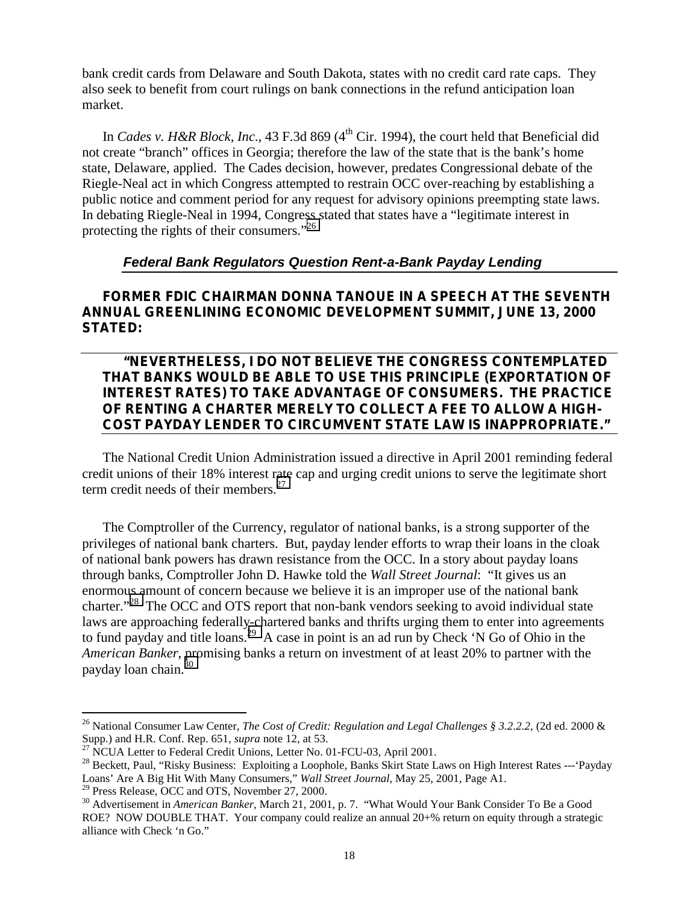bank credit cards from Delaware and South Dakota, states with no credit card rate caps. They also seek to benefit from court rulings on bank connections in the refund anticipation loan market.

In *Cades v. H&R Block, Inc*., 43 F.3d 869 (4th Cir. 1994), the court held that Beneficial did not create "branch" offices in Georgia; therefore the law of the state that is the bank's home state, Delaware, applied. The Cades decision, however, predates Congressional debate of the Riegle-Neal act in which Congress attempted to restrain OCC over-reaching by establishing a public notice and comment period for any request for advisory opinions preempting state laws. In debating Riegle-Neal in 1994, Congress stated that states have a "legitimate interest in protecting the rights of their consumers."[26]

### *Federal Bank Regulators Question Rent-a-Bank Payday Lending*

**FORMER FDIC CHAIRMAN DONNA TANOUE IN A SPEECH AT THE SEVENTH ANNUAL GREENLINING ECONOMIC DEVELOPMENT SUMMIT, JUNE 13, 2000 STATED:**

> **"NEVERTHELESS, I DO NOT BELIEVE THE CONGRESS CONTEMPLATED THAT BANKS WOULD BE ABLE TO USE THIS PRINCIPLE (EXPORTATION OF INTEREST RATES) TO TAKE ADVANTAGE OF CONSUMERS. THE PRACTICE OF RENTING A CHARTER MERELY TO COLLECT A FEE TO ALLOW A HIGH-COST PAYDAY LENDER TO CIRCUMVENT STATE LAW IS INAPPROPRIATE."**

The National Credit Union Administration issued a directive in April 2001 reminding federal credit unions of their 18% interest rate cap and urging credit unions to serve the legitimate short term credit needs of their members.[27]

The Comptroller of the Currency, regulator of national banks, is a strong supporter of the privileges of national bank charters. But, payday lender efforts to wrap their loans in the cloak of national bank powers has drawn resistance from the OCC. In a story about payday loans through banks, Comptroller John D. Hawke told the *Wall Street Journal*: "It gives us an enormous amount of concern because we believe it is an improper use of the national bank charter."[28] The OCC and OTS report that non-bank vendors seeking to avoid individual state laws are approaching federally-chartered banks and thrifts urging them to enter into agreements to fund payday and title loans.[29] A case in point is an ad run by Check 'N Go of Ohio in the *American Banker*, promising banks a return on investment of at least 20% to partner with the payday loan chain.[30]

---

[26] National Consumer Law Center, *The Cost of Credit: Regulation and Legal Challenges § 3.2.2.2*, (2d ed. 2000 & Supp.) and H.R. Conf. Rep. 651, *supra* note 12, at 53.

[27] NCUA Letter to Federal Credit Unions, Letter No. 01-FCU-03, April 2001.

[28] Beckett, Paul, "Risky Business: Exploiting a Loophole, Banks Skirt State Laws on High Interest Rates ---'Payday Loans' Are A Big Hit With Many Consumers," *Wall Street Journal*, May 25, 2001, Page A1.

[29] Press Release, OCC and OTS, November 27, 2000.

[30] Advertisement in *American Banker*, March 21, 2001, p. 7. "What Would Your Bank Consider To Be a Good ROE? NOW DOUBLE THAT. Your company could realize an annual 20+% return on equity through a strategic alliance with Check 'n Go."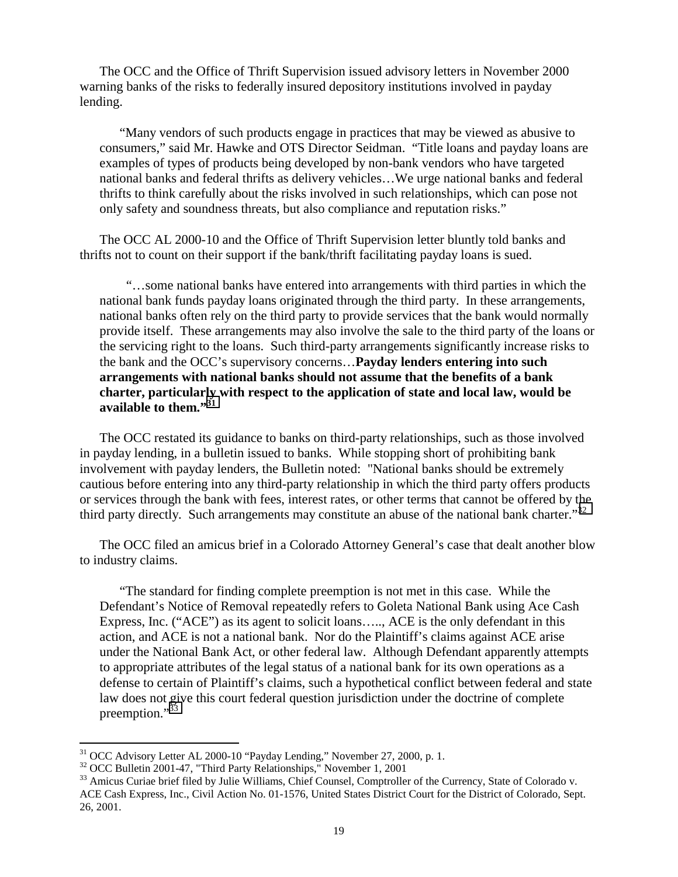The OCC and the Office of Thrift Supervision issued advisory letters in November 2000 warning banks of the risks to federally insured depository institutions involved in payday lending.

> "Many vendors of such products engage in practices that may be viewed as abusive to consumers," said Mr. Hawke and OTS Director Seidman. "Title loans and payday loans are examples of types of products being developed by non-bank vendors who have targeted national banks and federal thrifts as delivery vehicles…We urge national banks and federal thrifts to think carefully about the risks involved in such relationships, which can pose not only safety and soundness threats, but also compliance and reputation risks."

The OCC AL 2000-10 and the Office of Thrift Supervision letter bluntly told banks and thrifts not to count on their support if the bank/thrift facilitating payday loans is sued.

> "…some national banks have entered into arrangements with third parties in which the national bank funds payday loans originated through the third party. In these arrangements, national banks often rely on the third party to provide services that the bank would normally provide itself. These arrangements may also involve the sale to the third party of the loans or the servicing right to the loans. Such third-party arrangements significantly increase risks to the bank and the OCC's supervisory concerns…**Payday lenders entering into such arrangements with national banks should not assume that the benefits of a bank charter, particularly with respect to the application of state and local law, would be available to them."**[31]

The OCC restated its guidance to banks on third-party relationships, such as those involved in payday lending, in a bulletin issued to banks. While stopping short of prohibiting bank involvement with payday lenders, the Bulletin noted: "National banks should be extremely cautious before entering into any third-party relationship in which the third party offers products or services through the bank with fees, interest rates, or other terms that cannot be offered by the third party directly. Such arrangements may constitute an abuse of the national bank charter."[32]

The OCC filed an amicus brief in a Colorado Attorney General's case that dealt another blow to industry claims.

> "The standard for finding complete preemption is not met in this case. While the Defendant's Notice of Removal repeatedly refers to Goleta National Bank using Ace Cash Express, Inc. ("ACE") as its agent to solicit loans….., ACE is the only defendant in this action, and ACE is not a national bank. Nor do the Plaintiff's claims against ACE arise under the National Bank Act, or other federal law. Although Defendant apparently attempts to appropriate attributes of the legal status of a national bank for its own operations as a defense to certain of Plaintiff's claims, such a hypothetical conflict between federal and state law does not give this court federal question jurisdiction under the doctrine of complete preemption."[33]

---

[31] OCC Advisory Letter AL 2000-10 "Payday Lending," November 27, 2000, p. 1.

[32] OCC Bulletin 2001-47, "Third Party Relationships," November 1, 2001

[33] Amicus Curiae brief filed by Julie Williams, Chief Counsel, Comptroller of the Currency, State of Colorado v. ACE Cash Express, Inc., Civil Action No. 01-1576, United States District Court for the District of Colorado, Sept. 26, 2001.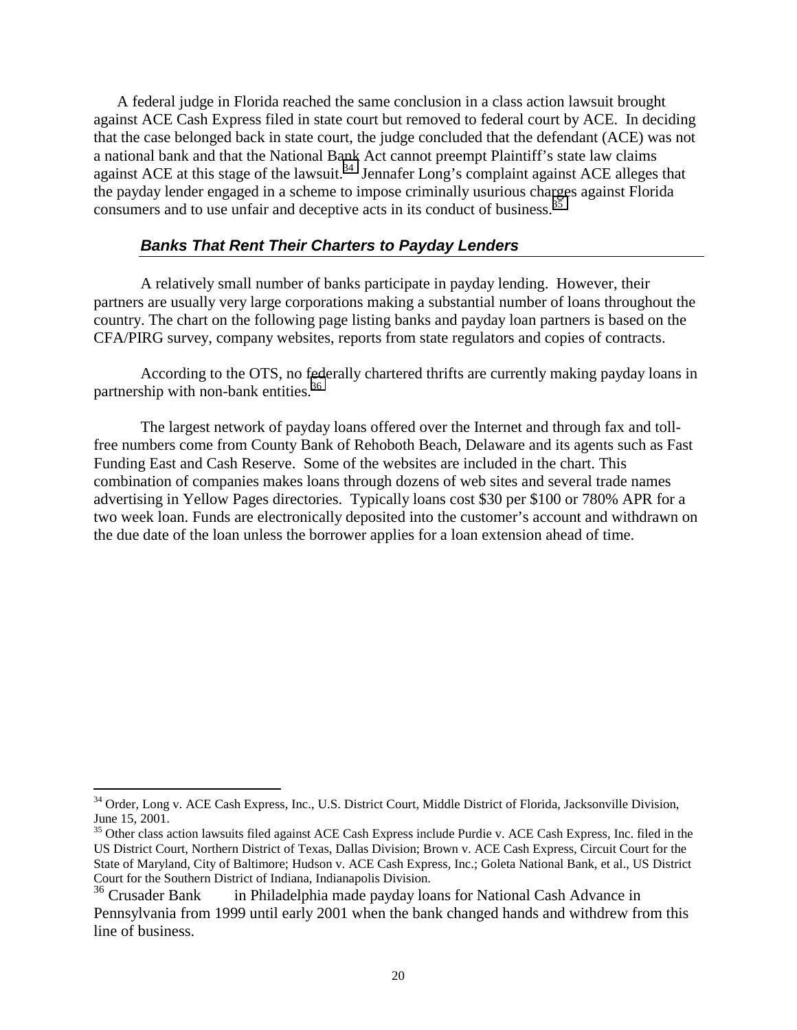A federal judge in Florida reached the same conclusion in a class action lawsuit brought against ACE Cash Express filed in state court but removed to federal court by ACE. In deciding that the case belonged back in state court, the judge concluded that the defendant (ACE) was not a national bank and that the National Bank Act cannot preempt Plaintiff's state law claims against ACE at this stage of the lawsuit.[34] Jennafer Long's complaint against ACE alleges that the payday lender engaged in a scheme to impose criminally usurious charges against Florida consumers and to use unfair and deceptive acts in its conduct of business.[35]

### *Banks That Rent Their Charters to Payday Lenders*

A relatively small number of banks participate in payday lending. However, their partners are usually very large corporations making a substantial number of loans throughout the country. The chart on the following page listing banks and payday loan partners is based on the CFA/PIRG survey, company websites, reports from state regulators and copies of contracts.

According to the OTS, no federally chartered thrifts are currently making payday loans in partnership with non-bank entities.[36]

The largest network of payday loans offered over the Internet and through fax and toll-free numbers come from County Bank of Rehoboth Beach, Delaware and its agents such as Fast Funding East and Cash Reserve. Some of the websites are included in the chart. This combination of companies makes loans through dozens of web sites and several trade names advertising in Yellow Pages directories. Typically loans cost $30 per $100 or 780% APR for a two week loan. Funds are electronically deposited into the customer's account and withdrawn on the due date of the loan unless the borrower applies for a loan extension ahead of time.

---

[34] Order, Long v. ACE Cash Express, Inc., U.S. District Court, Middle District of Florida, Jacksonville Division, June 15, 2001.

[35] Other class action lawsuits filed against ACE Cash Express include Purdie v. ACE Cash Express, Inc. filed in the US District Court, Northern District of Texas, Dallas Division; Brown v. ACE Cash Express, Circuit Court for the State of Maryland, City of Baltimore; Hudson v. ACE Cash Express, Inc.; Goleta National Bank, et al., US District Court for the Southern District of Indiana, Indianapolis Division.

[36] Crusader Bank in Philadelphia made payday loans for National Cash Advance in Pennsylvania from 1999 until early 2001 when the bank changed hands and withdrew from this line of business.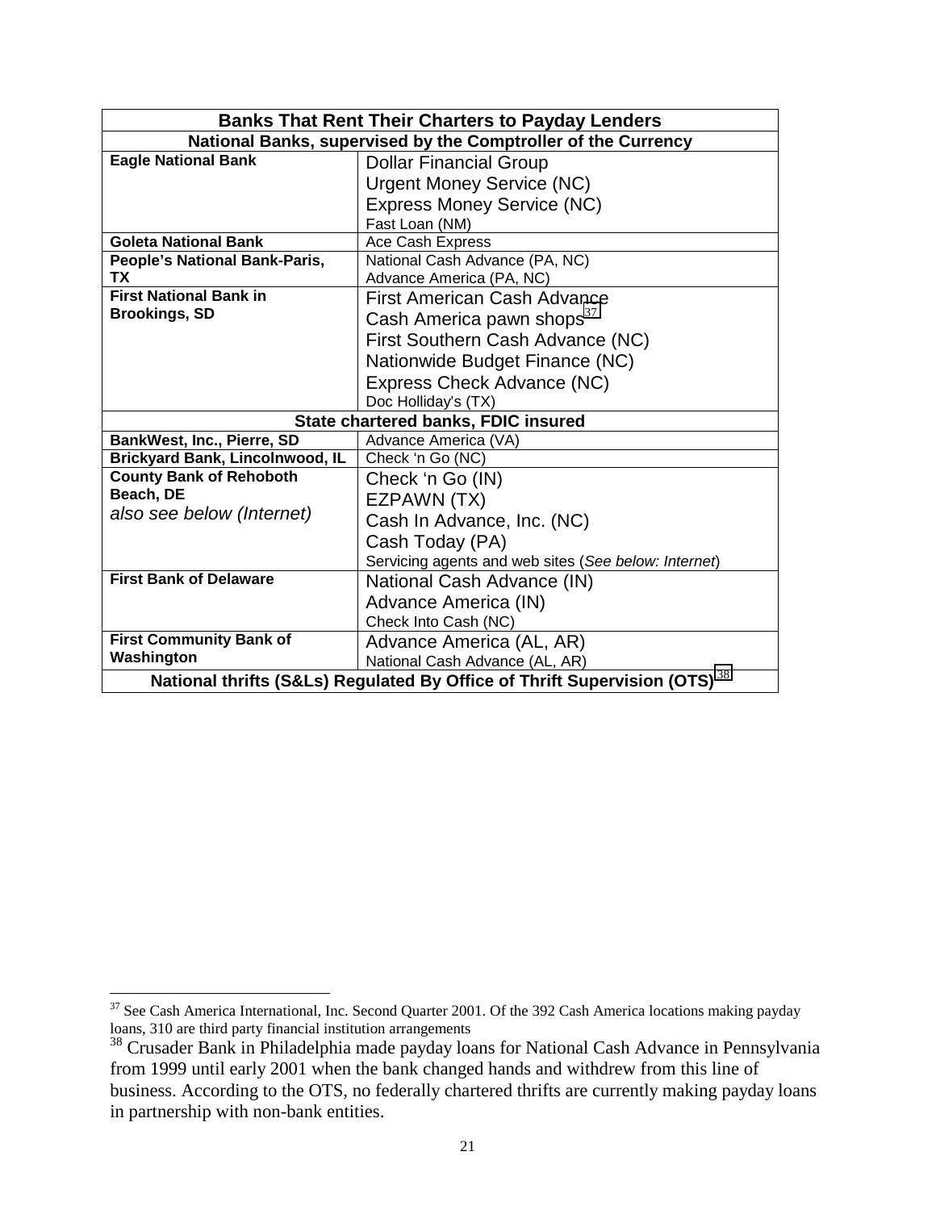| Banks That Rent Their Charters to Payday Lenders | |
|---|---|
| **National Banks, supervised by the Comptroller of the Currency** | |
| **Eagle National Bank** | Dollar Financial Group<br>Urgent Money Service (NC)<br>Express Money Service (NC)<br>Fast Loan (NM) |
| **Goleta National Bank** | Ace Cash Express |
| **People's National Bank-Paris, TX** | National Cash Advance (PA, NC)<br>Advance America (PA, NC) |
| **First National Bank in Brookings, SD** | First American Cash Advance<br>Cash America pawn shops[37]<br>First Southern Cash Advance (NC)<br>Nationwide Budget Finance (NC)<br>Express Check Advance (NC)<br>Doc Holliday's (TX) |
| **State chartered banks, FDIC insured** | |
| **BankWest, Inc., Pierre, SD** | Advance America (VA) |
| **Brickyard Bank, Lincolnwood, IL** | Check 'n Go (NC) |
| **County Bank of Rehoboth Beach, DE**<br>*also see below (Internet)* | Check 'n Go (IN)<br>EZPAWN (TX)<br>Cash In Advance, Inc. (NC)<br>Cash Today (PA)<br>Servicing agents and web sites (*See below: Internet*) |
| **First Bank of Delaware** | National Cash Advance (IN)<br>Advance America (IN)<br>Check Into Cash (NC) |
| **First Community Bank of Washington** | Advance America (AL, AR)<br>National Cash Advance (AL, AR) |
| **National thrifts (S&Ls) Regulated By Office of Thrift Supervision (OTS)[38]** | |

[37] See Cash America International, Inc. Second Quarter 2001. Of the 392 Cash America locations making payday loans, 310 are third party financial institution arrangements

[38] Crusader Bank in Philadelphia made payday loans for National Cash Advance in Pennsylvania from 1999 until early 2001 when the bank changed hands and withdrew from this line of business. According to the OTS, no federally chartered thrifts are currently making payday loans in partnership with non-bank entities.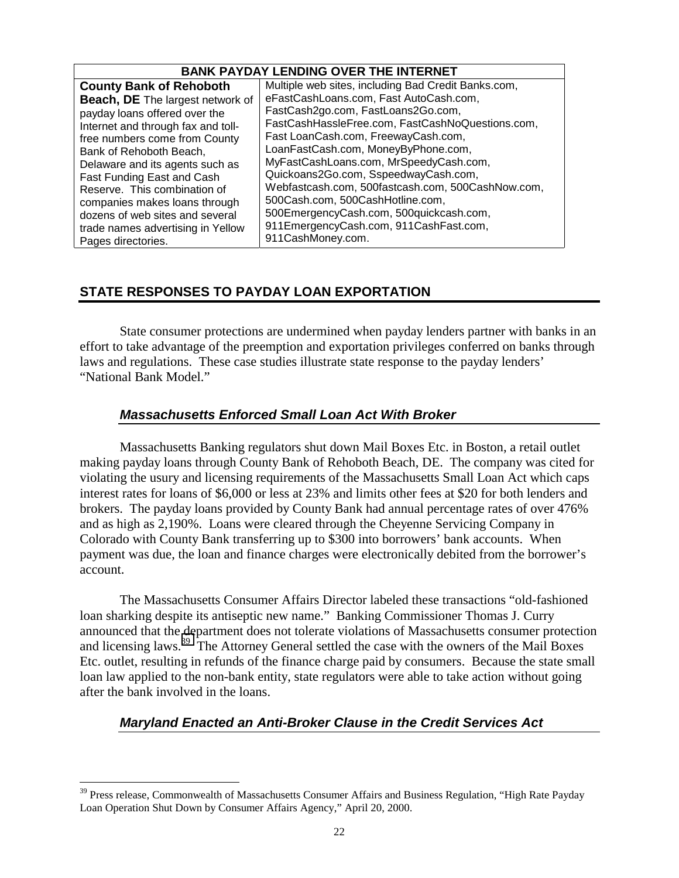| BANK PAYDAY LENDING OVER THE INTERNET | |
|---|---|
| **County Bank of Rehoboth Beach, DE** The largest network of payday loans offered over the Internet and through fax and toll-free numbers come from County Bank of Rehoboth Beach, Delaware and its agents such as Fast Funding East and Cash Reserve. This combination of companies makes loans through dozens of web sites and several trade names advertising in Yellow Pages directories. | Multiple web sites, including Bad Credit Banks.com, eFastCashLoans.com, Fast AutoCash.com, FastCash2go.com, FastLoans2Go.com, FastCashHassleFree.com, FastCashNoQuestions.com, Fast LoanCash.com, FreewayCash.com, LoanFastCash.com, MoneyByPhone.com, MyFastCashLoans.com, MrSpeedyCash.com, Quickoans2Go.com, SspeedwayCash.com, Webfastcash.com, 500fastcash.com, 500CashNow.com, 500Cash.com, 500CashHotline.com, 500EmergencyCash.com, 500quickcash.com, 911EmergencyCash.com, 911CashFast.com, 911CashMoney.com. |

## STATE RESPONSES TO PAYDAY LOAN EXPORTATION

State consumer protections are undermined when payday lenders partner with banks in an effort to take advantage of the preemption and exportation privileges conferred on banks through laws and regulations. These case studies illustrate state response to the payday lenders' "National Bank Model."

### *Massachusetts Enforced Small Loan Act With Broker*

Massachusetts Banking regulators shut down Mail Boxes Etc. in Boston, a retail outlet making payday loans through County Bank of Rehoboth Beach, DE. The company was cited for violating the usury and licensing requirements of the Massachusetts Small Loan Act which caps interest rates for loans of $6,000 or less at 23% and limits other fees at $20 for both lenders and brokers. The payday loans provided by County Bank had annual percentage rates of over 476% and as high as 2,190%. Loans were cleared through the Cheyenne Servicing Company in Colorado with County Bank transferring up to $300 into borrowers' bank accounts. When payment was due, the loan and finance charges were electronically debited from the borrower's account.

The Massachusetts Consumer Affairs Director labeled these transactions "old-fashioned loan sharking despite its antiseptic new name." Banking Commissioner Thomas J. Curry announced that the department does not tolerate violations of Massachusetts consumer protection and licensing laws.[39] The Attorney General settled the case with the owners of the Mail Boxes Etc. outlet, resulting in refunds of the finance charge paid by consumers. Because the state small loan law applied to the non-bank entity, state regulators were able to take action without going after the bank involved in the loans.

### *Maryland Enacted an Anti-Broker Clause in the Credit Services Act*

[39] Press release, Commonwealth of Massachusetts Consumer Affairs and Business Regulation, "High Rate Payday Loan Operation Shut Down by Consumer Affairs Agency," April 20, 2000.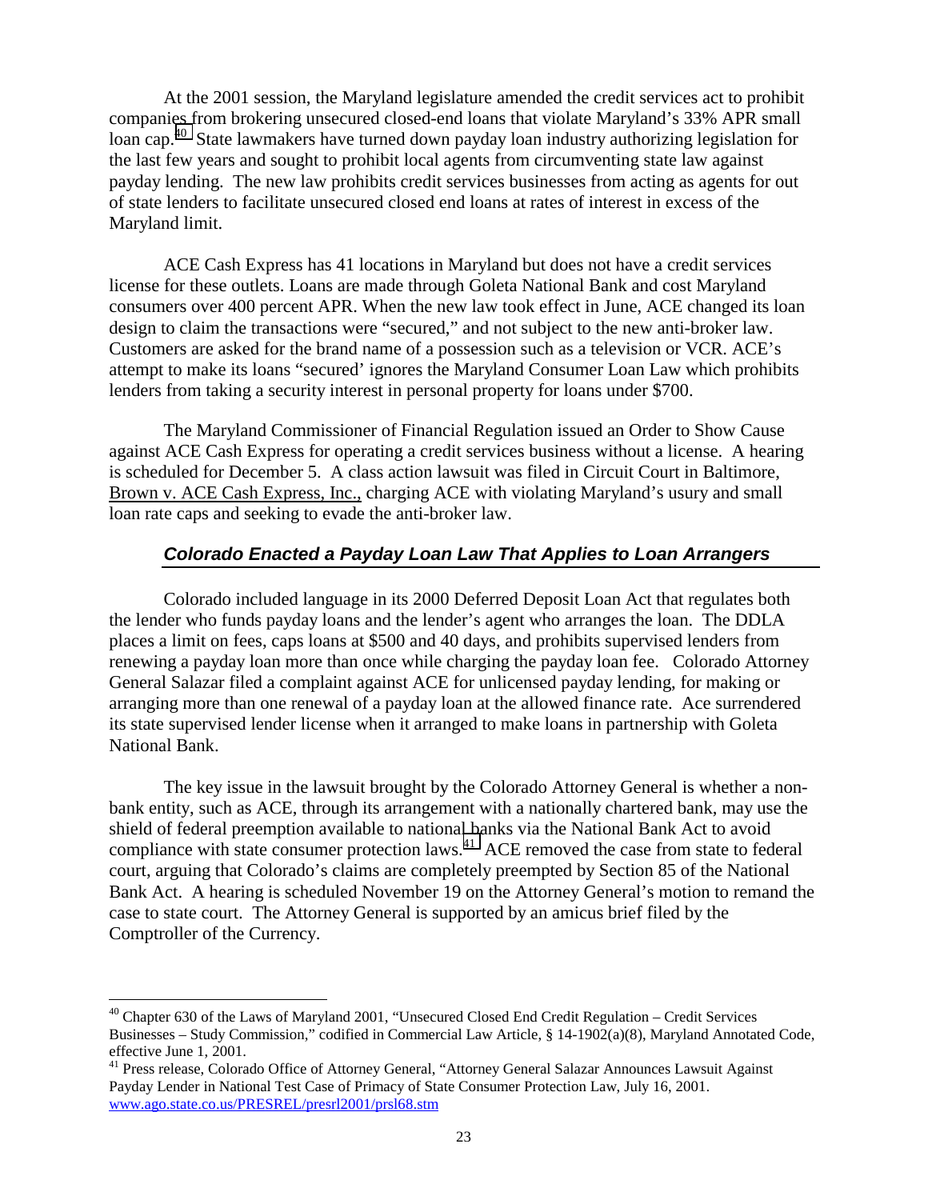At the 2001 session, the Maryland legislature amended the credit services act to prohibit companies from brokering unsecured closed-end loans that violate Maryland's 33% APR small loan cap.[40] State lawmakers have turned down payday loan industry authorizing legislation for the last few years and sought to prohibit local agents from circumventing state law against payday lending. The new law prohibits credit services businesses from acting as agents for out of state lenders to facilitate unsecured closed end loans at rates of interest in excess of the Maryland limit.

ACE Cash Express has 41 locations in Maryland but does not have a credit services license for these outlets. Loans are made through Goleta National Bank and cost Maryland consumers over 400 percent APR. When the new law took effect in June, ACE changed its loan design to claim the transactions were "secured," and not subject to the new anti-broker law. Customers are asked for the brand name of a possession such as a television or VCR. ACE's attempt to make its loans "secured' ignores the Maryland Consumer Loan Law which prohibits lenders from taking a security interest in personal property for loans under $700.

The Maryland Commissioner of Financial Regulation issued an Order to Show Cause against ACE Cash Express for operating a credit services business without a license. A hearing is scheduled for December 5. A class action lawsuit was filed in Circuit Court in Baltimore, Brown v. ACE Cash Express, Inc., charging ACE with violating Maryland's usury and small loan rate caps and seeking to evade the anti-broker law.

### ***Colorado Enacted a Payday Loan Law That Applies to Loan Arrangers***

Colorado included language in its 2000 Deferred Deposit Loan Act that regulates both the lender who funds payday loans and the lender's agent who arranges the loan. The DDLA places a limit on fees, caps loans at $500 and 40 days, and prohibits supervised lenders from renewing a payday loan more than once while charging the payday loan fee. Colorado Attorney General Salazar filed a complaint against ACE for unlicensed payday lending, for making or arranging more than one renewal of a payday loan at the allowed finance rate. Ace surrendered its state supervised lender license when it arranged to make loans in partnership with Goleta National Bank.

The key issue in the lawsuit brought by the Colorado Attorney General is whether a non-bank entity, such as ACE, through its arrangement with a nationally chartered bank, may use the shield of federal preemption available to national banks via the National Bank Act to avoid compliance with state consumer protection laws.[41] ACE removed the case from state to federal court, arguing that Colorado's claims are completely preempted by Section 85 of the National Bank Act. A hearing is scheduled November 19 on the Attorney General's motion to remand the case to state court. The Attorney General is supported by an amicus brief filed by the Comptroller of the Currency.

---

[40] Chapter 630 of the Laws of Maryland 2001, "Unsecured Closed End Credit Regulation – Credit Services Businesses – Study Commission," codified in Commercial Law Article, § 14-1902(a)(8), Maryland Annotated Code, effective June 1, 2001.

[41] Press release, Colorado Office of Attorney General, "Attorney General Salazar Announces Lawsuit Against Payday Lender in National Test Case of Primacy of State Consumer Protection Law, July 16, 2001. www.ago.state.co.us/PRESREL/presrl2001/prsl68.stm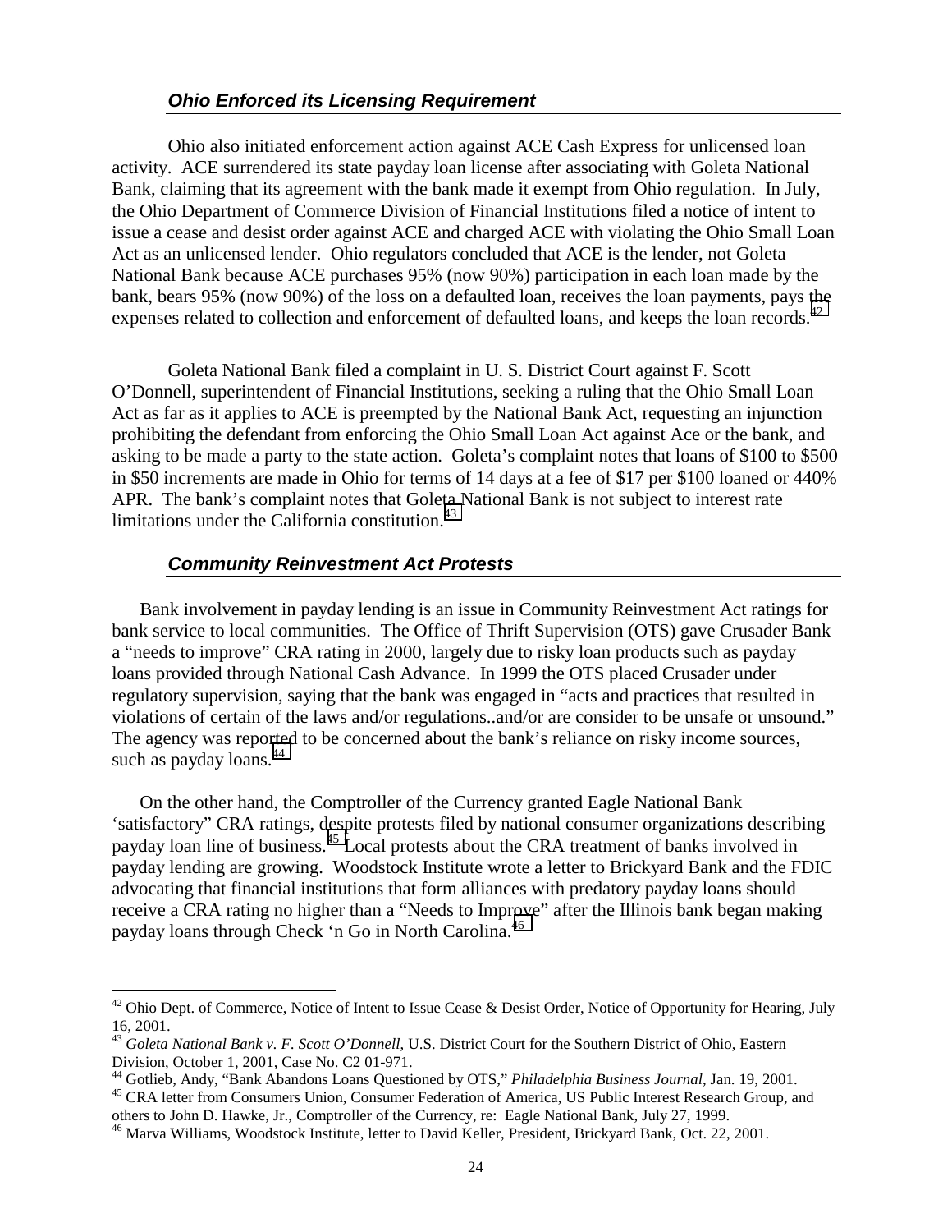### *Ohio Enforced its Licensing Requirement*

Ohio also initiated enforcement action against ACE Cash Express for unlicensed loan activity. ACE surrendered its state payday loan license after associating with Goleta National Bank, claiming that its agreement with the bank made it exempt from Ohio regulation. In July, the Ohio Department of Commerce Division of Financial Institutions filed a notice of intent to issue a cease and desist order against ACE and charged ACE with violating the Ohio Small Loan Act as an unlicensed lender. Ohio regulators concluded that ACE is the lender, not Goleta National Bank because ACE purchases 95% (now 90%) participation in each loan made by the bank, bears 95% (now 90%) of the loss on a defaulted loan, receives the loan payments, pays the expenses related to collection and enforcement of defaulted loans, and keeps the loan records.[42]

Goleta National Bank filed a complaint in U. S. District Court against F. Scott O'Donnell, superintendent of Financial Institutions, seeking a ruling that the Ohio Small Loan Act as far as it applies to ACE is preempted by the National Bank Act, requesting an injunction prohibiting the defendant from enforcing the Ohio Small Loan Act against Ace or the bank, and asking to be made a party to the state action. Goleta's complaint notes that loans of $100 to $500 in $50 increments are made in Ohio for terms of 14 days at a fee of $17 per $100 loaned or 440% APR. The bank's complaint notes that Goleta National Bank is not subject to interest rate limitations under the California constitution.[43]

### *Community Reinvestment Act Protests*

Bank involvement in payday lending is an issue in Community Reinvestment Act ratings for bank service to local communities. The Office of Thrift Supervision (OTS) gave Crusader Bank a "needs to improve" CRA rating in 2000, largely due to risky loan products such as payday loans provided through National Cash Advance. In 1999 the OTS placed Crusader under regulatory supervision, saying that the bank was engaged in "acts and practices that resulted in violations of certain of the laws and/or regulations..and/or are consider to be unsafe or unsound." The agency was reported to be concerned about the bank's reliance on risky income sources, such as payday loans.[44]

On the other hand, the Comptroller of the Currency granted Eagle National Bank 'satisfactory" CRA ratings, despite protests filed by national consumer organizations describing payday loan line of business.[45] Local protests about the CRA treatment of banks involved in payday lending are growing. Woodstock Institute wrote a letter to Brickyard Bank and the FDIC advocating that financial institutions that form alliances with predatory payday loans should receive a CRA rating no higher than a "Needs to Improve" after the Illinois bank began making payday loans through Check 'n Go in North Carolina.[46]

---

[42] Ohio Dept. of Commerce, Notice of Intent to Issue Cease & Desist Order, Notice of Opportunity for Hearing, July 16, 2001.

[43] *Goleta National Bank v. F. Scott O'Donnell*, U.S. District Court for the Southern District of Ohio, Eastern Division, October 1, 2001, Case No. C2 01-971.

[44] Gotlieb, Andy, "Bank Abandons Loans Questioned by OTS," *Philadelphia Business Journal*, Jan. 19, 2001.

[45] CRA letter from Consumers Union, Consumer Federation of America, US Public Interest Research Group, and others to John D. Hawke, Jr., Comptroller of the Currency, re: Eagle National Bank, July 27, 1999.

[46] Marva Williams, Woodstock Institute, letter to David Keller, President, Brickyard Bank, Oct. 22, 2001.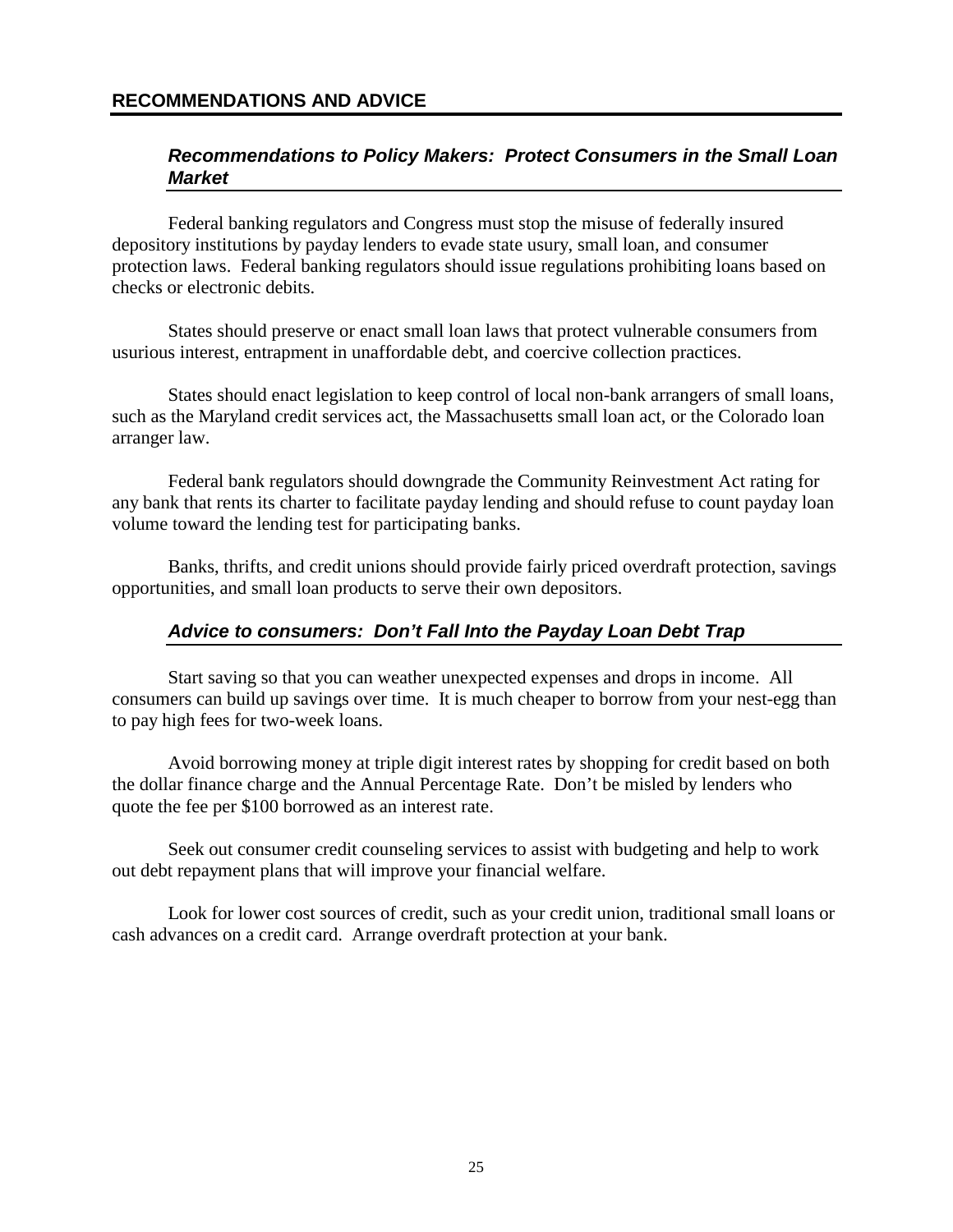## RECOMMENDATIONS AND ADVICE

### *Recommendations to Policy Makers: Protect Consumers in the Small Loan Market*

Federal banking regulators and Congress must stop the misuse of federally insured depository institutions by payday lenders to evade state usury, small loan, and consumer protection laws. Federal banking regulators should issue regulations prohibiting loans based on checks or electronic debits.

States should preserve or enact small loan laws that protect vulnerable consumers from usurious interest, entrapment in unaffordable debt, and coercive collection practices.

States should enact legislation to keep control of local non-bank arrangers of small loans, such as the Maryland credit services act, the Massachusetts small loan act, or the Colorado loan arranger law.

Federal bank regulators should downgrade the Community Reinvestment Act rating for any bank that rents its charter to facilitate payday lending and should refuse to count payday loan volume toward the lending test for participating banks.

Banks, thrifts, and credit unions should provide fairly priced overdraft protection, savings opportunities, and small loan products to serve their own depositors.

### *Advice to consumers: Don't Fall Into the Payday Loan Debt Trap*

Start saving so that you can weather unexpected expenses and drops in income. All consumers can build up savings over time. It is much cheaper to borrow from your nest-egg than to pay high fees for two-week loans.

Avoid borrowing money at triple digit interest rates by shopping for credit based on both the dollar finance charge and the Annual Percentage Rate. Don't be misled by lenders who quote the fee per $100 borrowed as an interest rate.

Seek out consumer credit counseling services to assist with budgeting and help to work out debt repayment plans that will improve your financial welfare.

Look for lower cost sources of credit, such as your credit union, traditional small loans or cash advances on a credit card. Arrange overdraft protection at your bank.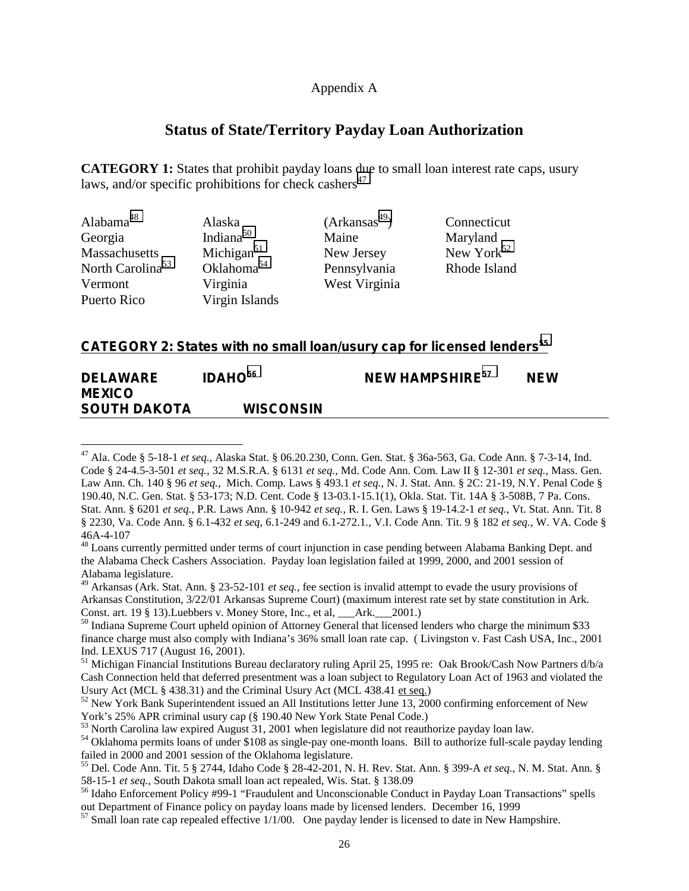Appendix A

## Status of State/Territory Payday Loan Authorization

**CATEGORY 1:** States that prohibit payday loans due to small loan interest rate caps, usury laws, and/or specific prohibitions for check cashers[47]

| | | | |
|---|---|---|---|
| Alabama[48] | Alaska | (Arkansas[49]) | Connecticut |
| Georgia | Indiana[50] | Maine | Maryland |
| Massachusetts | Michigan[51] | New Jersey | New York[52] |
| North Carolina[53] | Oklahoma[54] | Pennsylvania | Rhode Island |
| Vermont | Virginia | West Virginia | |
| Puerto Rico | Virgin Islands | | |

**CATEGORY 2: States with no small loan/usury cap for licensed lenders[55]**

**DELAWARE IDAHO[56] NEW HAMPSHIRE[57] NEW MEXICO**
**SOUTH DAKOTA WISCONSIN**

---

[47] Ala. Code § 5-18-1 *et seq.*, Alaska Stat. § 06.20.230, Conn. Gen. Stat. § 36a-563, Ga. Code Ann. § 7-3-14, Ind. Code § 24-4.5-3-501 *et seq.*, 32 M.S.R.A. § 6131 *et seq.*, Md. Code Ann. Com. Law II § 12-301 *et seq.*, Mass. Gen. Law Ann. Ch. 140 § 96 *et seq.*, Mich. Comp. Laws § 493.1 *et seq.*, N. J. Stat. Ann. § 2C: 21-19, N.Y. Penal Code § 190.40, N.C. Gen. Stat. § 53-173; N.D. Cent. Code § 13-03.1-15.1(1), Okla. Stat. Tit. 14A § 3-508B, 7 Pa. Cons. Stat. Ann. § 6201 *et seq.*, P.R. Laws Ann. § 10-942 *et seq.*, R. I. Gen. Laws § 19-14.2-1 *et seq.*, Vt. Stat. Ann. Tit. 8 § 2230, Va. Code Ann. § 6.1-432 *et seq*, 6.1-249 and 6.1-272.1., V.I. Code Ann. Tit. 9 § 182 *et seq.*, W. VA. Code § 46A-4-107

[48] Loans currently permitted under terms of court injunction in case pending between Alabama Banking Dept. and the Alabama Check Cashers Association. Payday loan legislation failed at 1999, 2000, and 2001 session of Alabama legislature.

[49] Arkansas (Ark. Stat. Ann. § 23-52-101 *et seq.*, fee section is invalid attempt to evade the usury provisions of Arkansas Constitution, 3/22/01 Arkansas Supreme Court) (maximum interest rate set by state constitution in Ark. Const. art. 19 § 13).Luebbers v. Money Store, Inc., et al, ___Ark.___2001.)

[50] Indiana Supreme Court upheld opinion of Attorney General that licensed lenders who charge the minimum $33 finance charge must also comply with Indiana's 36% small loan rate cap. ( Livingston v. Fast Cash USA, Inc., 2001 Ind. LEXUS 717 (August 16, 2001).

[51] Michigan Financial Institutions Bureau declaratory ruling April 25, 1995 re: Oak Brook/Cash Now Partners d/b/a Cash Connection held that deferred presentment was a loan subject to Regulatory Loan Act of 1963 and violated the Usury Act (MCL § 438.31) and the Criminal Usury Act (MCL 438.41 et seq.)

[52] New York Bank Superintendent issued an All Institutions letter June 13, 2000 confirming enforcement of New York's 25% APR criminal usury cap (§ 190.40 New York State Penal Code.)

[53] North Carolina law expired August 31, 2001 when legislature did not reauthorize payday loan law.

[54] Oklahoma permits loans of under $108 as single-pay one-month loans. Bill to authorize full-scale payday lending failed in 2000 and 2001 session of the Oklahoma legislature.

[55] Del. Code Ann. Tit. 5 § 2744, Idaho Code § 28-42-201, N. H. Rev. Stat. Ann. § 399-A *et seq.*, N. M. Stat. Ann. § 58-15-1 *et seq.*, South Dakota small loan act repealed, Wis. Stat. § 138.09

[56] Idaho Enforcement Policy #99-1 "Fraudulent and Unconscionable Conduct in Payday Loan Transactions" spells out Department of Finance policy on payday loans made by licensed lenders. December 16, 1999

[57] Small loan rate cap repealed effective 1/1/00. One payday lender is licensed to date in New Hampshire.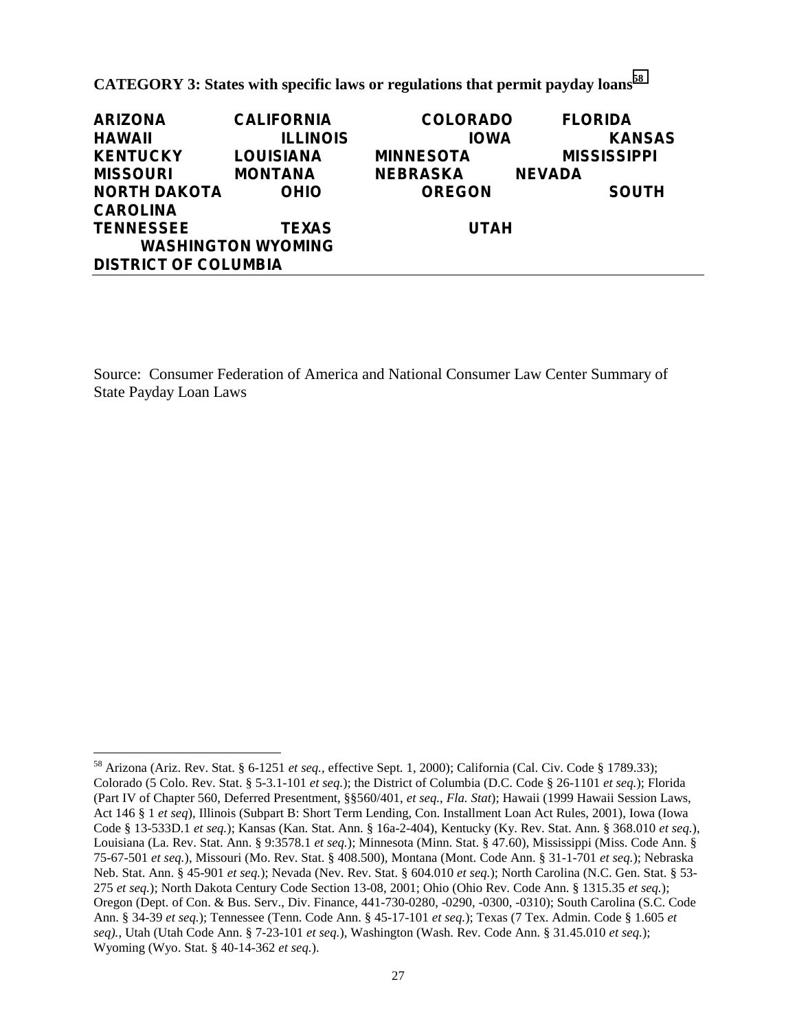**CATEGORY 3: States with specific laws or regulations that permit payday loans**[58]

**ARIZONA CALIFORNIA COLORADO FLORIDA**
**HAWAII ILLINOIS IOWA KANSAS**
**KENTUCKY LOUISIANA MINNESOTA MISSISSIPPI**
**MISSOURI MONTANA NEBRASKA NEVADA**
**NORTH DAKOTA OHIO OREGON SOUTH CAROLINA**
**TENNESSEE TEXAS UTAH WASHINGTON WYOMING**
**DISTRICT OF COLUMBIA**

---

Source: Consumer Federation of America and National Consumer Law Center Summary of State Payday Loan Laws

---

[58] Arizona (Ariz. Rev. Stat. § 6-1251 *et seq.*, effective Sept. 1, 2000); California (Cal. Civ. Code § 1789.33); Colorado (5 Colo. Rev. Stat. § 5-3.1-101 *et seq.*); the District of Columbia (D.C. Code § 26-1101 *et seq.*); Florida (Part IV of Chapter 560, Deferred Presentment, §§560/401, *et seq.*, *Fla. Stat*); Hawaii (1999 Hawaii Session Laws, Act 146 § 1 *et seq*), Illinois (Subpart B: Short Term Lending, Con. Installment Loan Act Rules, 2001), Iowa (Iowa Code § 13-533D.1 *et seq.*); Kansas (Kan. Stat. Ann. § 16a-2-404), Kentucky (Ky. Rev. Stat. Ann. § 368.010 *et seq.*), Louisiana (La. Rev. Stat. Ann. § 9:3578.1 *et seq.*); Minnesota (Minn. Stat. § 47.60), Mississippi (Miss. Code Ann. § 75-67-501 *et seq.*), Missouri (Mo. Rev. Stat. § 408.500), Montana (Mont. Code Ann. § 31-1-701 *et seq.*); Nebraska Neb. Stat. Ann. § 45-901 *et seq.*); Nevada (Nev. Rev. Stat. § 604.010 *et seq.*); North Carolina (N.C. Gen. Stat. § 53-275 *et seq.*); North Dakota Century Code Section 13-08, 2001; Ohio (Ohio Rev. Code Ann. § 1315.35 *et seq.*); Oregon (Dept. of Con. & Bus. Serv., Div. Finance, 441-730-0280, -0290, -0300, -0310); South Carolina (S.C. Code Ann. § 34-39 *et seq.*); Tennessee (Tenn. Code Ann. § 45-17-101 *et seq.*); Texas (7 Tex. Admin. Code § 1.605 *et seq).*, Utah (Utah Code Ann. § 7-23-101 *et seq.*), Washington (Wash. Rev. Code Ann. § 31.45.010 *et seq.*); Wyoming (Wyo. Stat. § 40-14-362 *et seq.*).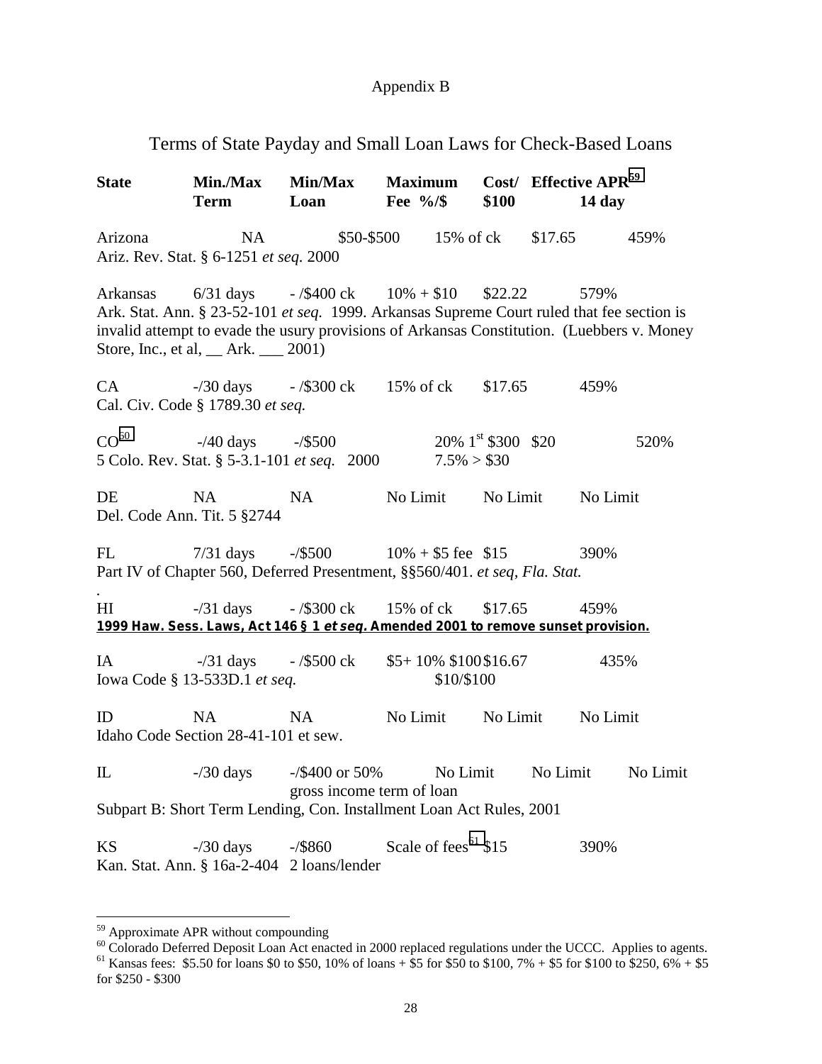Appendix B

## Terms of State Payday and Small Loan Laws for Check-Based Loans

| State | Min./Max Term | Min/Max Loan | Maximum Fee %/$ | Cost/ $100 | Effective APR[59] 14 day |
|---|---|---|---|---|---|
| Arizona | NA | \$50-\$500 | 15% of ck | \$17.65 | 459% |
| Ariz. Rev. Stat. § 6-1251 *et seq.* 2000 | | | | | |
| Arkansas | 6/31 days | - /\$400 ck | 10% + \$10 | \$22.22 | 579% |
| Ark. Stat. Ann. § 23-52-101 *et seq.* 1999. Arkansas Supreme Court ruled that fee section is invalid attempt to evade the usury provisions of Arkansas Constitution. (Luebbers v. Money Store, Inc., et al, __ Ark. ___ 2001) | | | | | |
| CA | -/30 days | - /\$300 ck | 15% of ck | \$17.65 | 459% |
| Cal. Civ. Code § 1789.30 *et seq.* | | | | | |
| CO[60] | -/40 days | -/\$500 | 20% 1st \$300 7.5% > \$30 | \$20 | 520% |
| 5 Colo. Rev. Stat. § 5-3.1-101 *et seq.* 2000 | | | | | |
| DE | NA | NA | No Limit | No Limit | No Limit |
| Del. Code Ann. Tit. 5 §2744 | | | | | |
| FL | 7/31 days | -/\$500 | 10% + \$5 fee | \$15 | 390% |
| Part IV of Chapter 560, Deferred Presentment, §§560/401. *et seq, Fla. Stat.* | | | | | |
| HI | -/31 days | - /\$300 ck | 15% of ck | \$17.65 | 459% |
| **1999 Haw. Sess. Laws, Act 146 § 1 *et seq.* Amended 2001 to remove sunset provision.** | | | | | |
| IA | -/31 days | - /\$500 ck | \$5+ 10% \$100 \$10/\$100 | \$16.67 | 435% |
| Iowa Code § 13-533D.1 *et seq.* | | | | | |
| ID | NA | NA | No Limit | No Limit | No Limit |
| Idaho Code Section 28-41-101 et sew. | | | | | |
| IL | -/30 days | -/\$400 or 50% gross income term of loan | No Limit | No Limit | No Limit |
| Subpart B: Short Term Lending, Con. Installment Loan Act Rules, 2001 | | | | | |
| KS | -/30 days | -/\$860 | Scale of fees[61] | \$15 | 390% |
| Kan. Stat. Ann. § 16a-2-404 2 loans/lender | | | | | |

[59] Approximate APR without compounding

[60] Colorado Deferred Deposit Loan Act enacted in 2000 replaced regulations under the UCCC. Applies to agents.

[61] Kansas fees: \$5.50 for loans \$0 to \$50, 10% of loans + \$5 for \$50 to \$100, 7% + \$5 for \$100 to \$250, 6% + \$5 for \$250 - \$300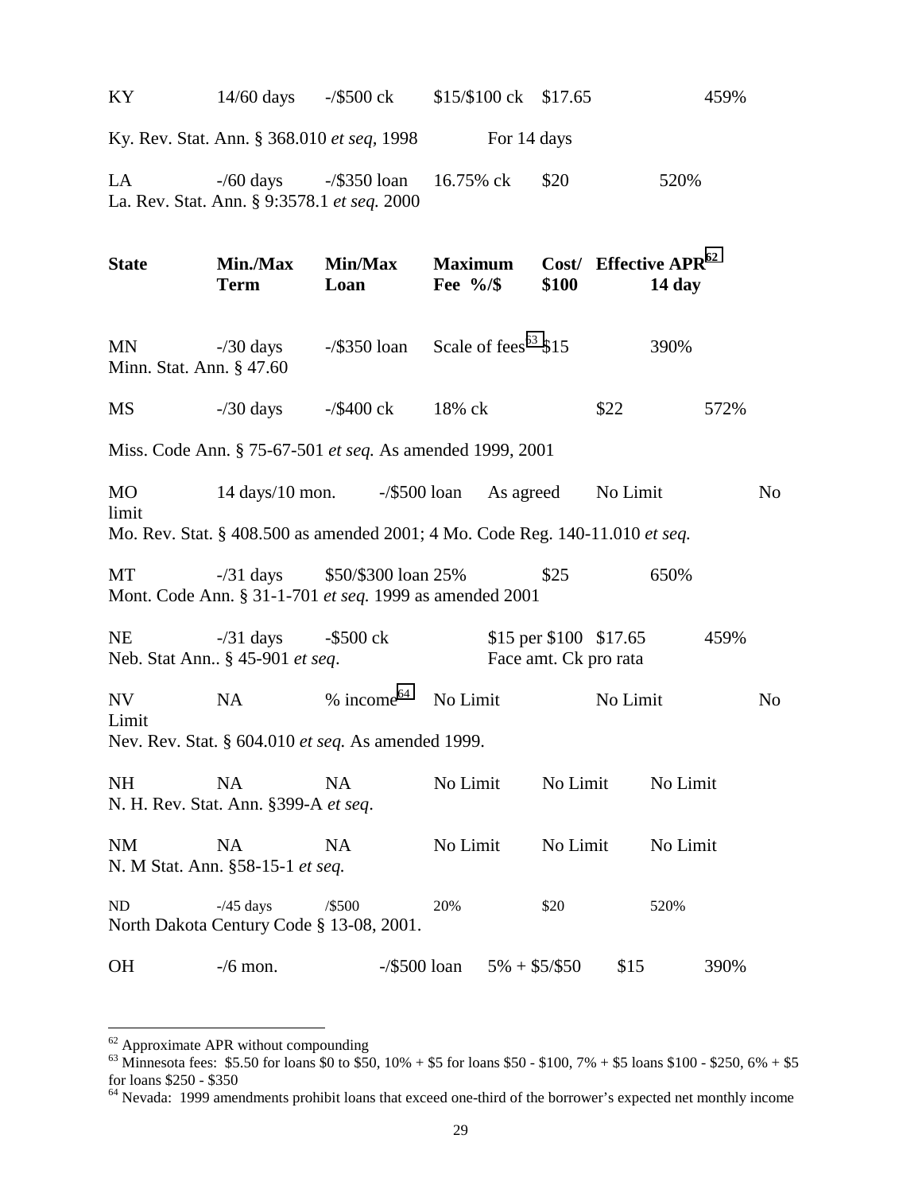| State | Min./Max Term | Min/Max Loan | Maximum Fee %/$ | Cost/ $100 | Effective APR[62] 14 day |
|---|---|---|---|---|---|
| KY<br>Ky. Rev. Stat. Ann. § 368.010 *et seq*, 1998 | 14/60 days | -/$500 ck | $15/$100 ck | $17.65<br>For 14 days | 459% |
| LA<br>La. Rev. Stat. Ann. § 9:3578.1 *et seq.* 2000 | -/60 days | -/$350 loan | 16.75% ck | $20 | 520% |
| MN<br>Minn. Stat. Ann. § 47.60 | -/30 days | -/$350 loan | Scale of fees[63] | $15 | 390% |
| MS<br>Miss. Code Ann. § 75-67-501 *et seq.* As amended 1999, 2001 | -/30 days | -/$400 ck | 18% ck | $22 | 572% |
| MO<br>Mo. Rev. Stat. § 408.500 as amended 2001; 4 Mo. Code Reg. 140-11.010 *et seq.* | 14 days/10 mon. | -/$500 loan | As agreed | No Limit | No limit |
| MT<br>Mont. Code Ann. § 31-1-701 *et seq.* 1999 as amended 2001 | -/31 days | $50/$300 loan | 25% | $25 | 650% |
| NE<br>Neb. Stat Ann.. § 45-901 *et seq*. | -/31 days | -$500 ck | $15 per $100 Face amt. Ck pro rata | $17.65 | 459% |
| NV<br>Nev. Rev. Stat. § 604.010 *et seq.* As amended 1999. | NA | % income[64] | No Limit | No Limit | No Limit |
| NH<br>N. H. Rev. Stat. Ann. §399-A *et seq*. | NA | NA | No Limit | No Limit | No Limit |
| NM<br>N. M Stat. Ann. §58-15-1 *et seq.* | NA | NA | No Limit | No Limit | No Limit |
| ND<br>North Dakota Century Code § 13-08, 2001. | -/45 days | /$500 | 20% | $20 | 520% |
| OH | -/6 mon. | -/$500 loan | 5% + $5/$50 | $15 | 390% |

[62] Approximate APR without compounding

[63] Minnesota fees: $5.50 for loans $0 to $50, 10% + $5 for loans $50 - $100, 7% + $5 loans $100 - $250, 6% + $5 for loans $250 - $350

[64] Nevada: 1999 amendments prohibit loans that exceed one-third of the borrower's expected net monthly income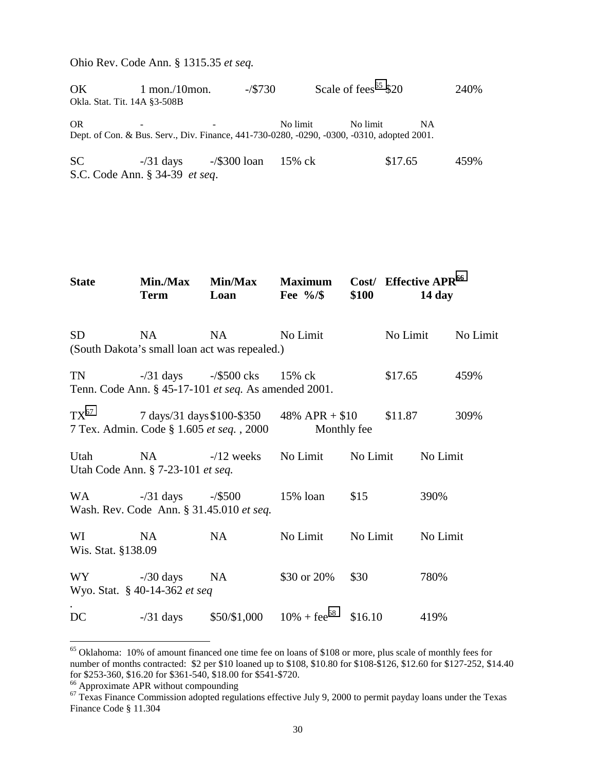Ohio Rev. Code Ann. § 1315.35 *et seq.*

| State | Min./Max Term | Min/Max Loan | Maximum Fee %/$ | Cost/ $100 | Effective APR[66] 14 day |
|---|---|---|---|---|---|
| OK | 1 mon./10mon. | -/$730 | Scale of fees[65] | $20 | 240% |
| Okla. Stat. Tit. 14A §3-508B | | | | | |
| OR | - | - | No limit | No limit | NA |
| Dept. of Con. & Bus. Serv., Div. Finance, 441-730-0280, -0290, -0300, -0310, adopted 2001. | | | | | |
| SC | -/31 days | -/$300 loan | 15% ck | $17.65 | 459% |
| S.C. Code Ann. § 34-39 *et seq*. | | | | | |
| SD | NA | NA | No Limit | No Limit | No Limit |
| (South Dakota's small loan act was repealed.) | | | | | |
| TN | -/31 days | -/$500 cks | 15% ck | $17.65 | 459% |
| Tenn. Code Ann. § 45-17-101 *et seq.* As amended 2001. | | | | | |
| TX[67] | 7 days/31 days | $100-$350 | 48% APR + $10 Monthly fee | $11.87 | 309% |
| 7 Tex. Admin. Code § 1.605 *et seq.* , 2000 | | | | | |
| Utah | NA | -/12 weeks | No Limit | No Limit | No Limit |
| Utah Code Ann. § 7-23-101 *et seq.* | | | | | |
| WA | -/31 days | -/$500 | 15% loan | $15 | 390% |
| Wash. Rev. Code Ann. § 31.45.010 *et seq.* | | | | | |
| WI | NA | NA | No Limit | No Limit | No Limit |
| Wis. Stat. §138.09 | | | | | |
| WY | -/30 days | NA | $30 or 20% | $30 | 780% |
| Wyo. Stat. § 40-14-362 *et seq* | | | | | |
| DC | -/31 days | $50/$1,000 | 10% + fee[68] | $16.10 | 419% |

[65] Oklahoma: 10% of amount financed one time fee on loans of $108 or more, plus scale of monthly fees for number of months contracted: $2 per $10 loaned up to $108, $10.80 for $108-$126, $12.60 for $127-252, $14.40 for $253-360, $16.20 for $361-540, $18.00 for $541-$720.

[66] Approximate APR without compounding

[67] Texas Finance Commission adopted regulations effective July 9, 2000 to permit payday loans under the Texas Finance Code § 11.304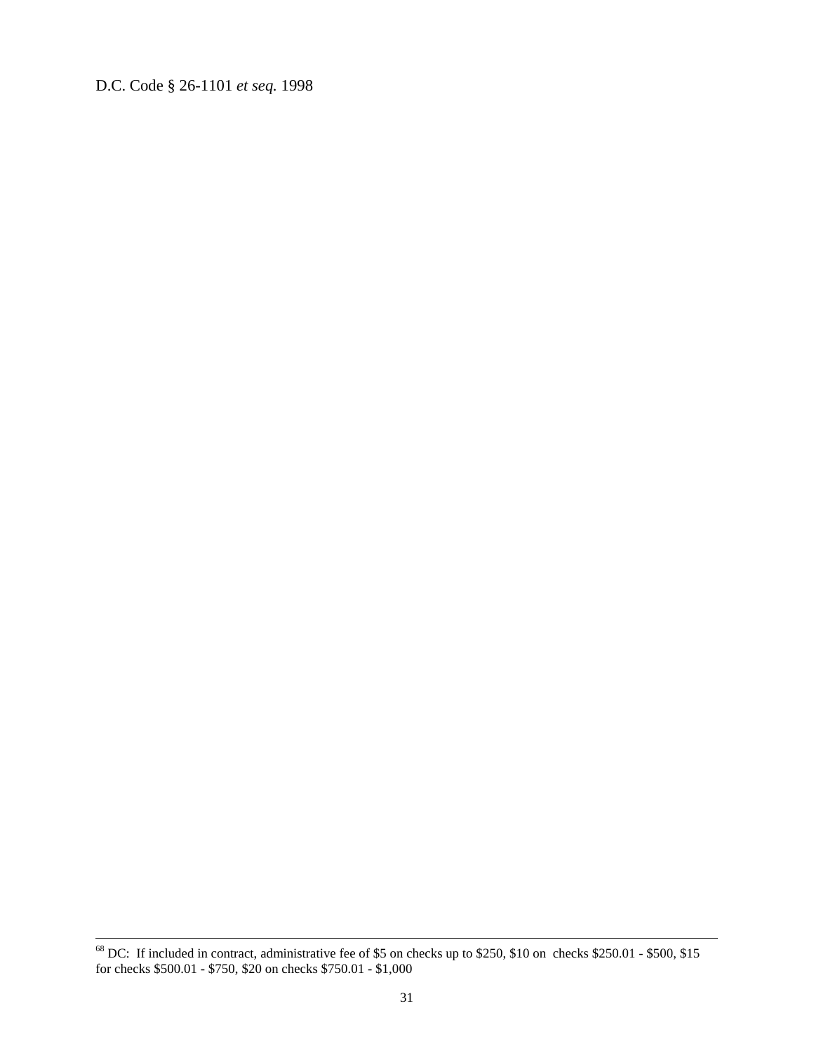D.C. Code § 26-1101 *et seq.* 1998

---

[68] DC: If included in contract, administrative fee of $5 on checks up to $250, $10 on checks $250.01 - $500, $15 for checks $500.01 - $750, $20 on checks $750.01 - $1,000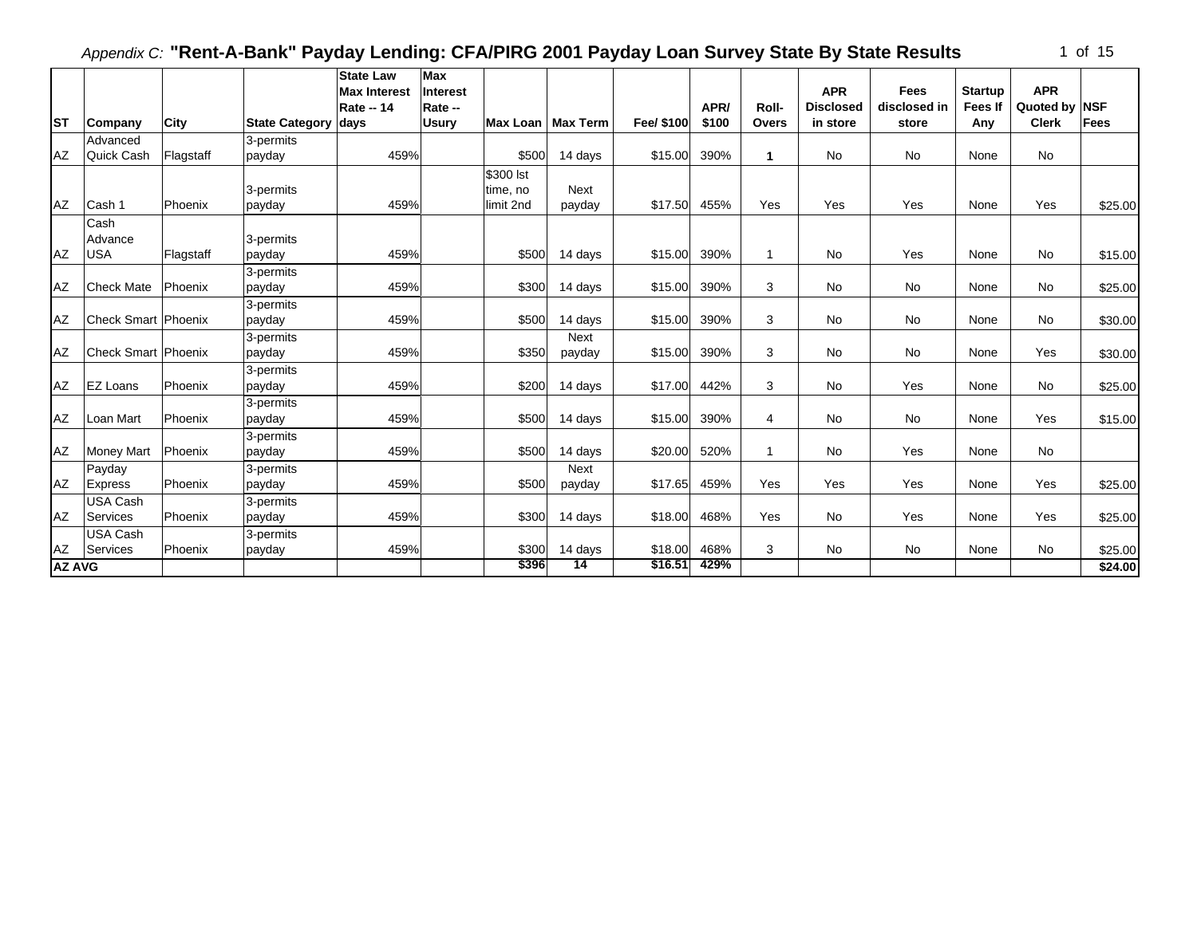*Appendix C:* **"Rent-A-Bank" Payday Lending: CFA/PIRG 2001 Payday Loan Survey State By State Results**

| ST | Company | City | State Category | State Law Max Interest Rate -- 14 days | Max Interest Rate -- Usury | Max Loan | Max Term | Fee/ $100 | APR/ $100 | Roll-Overs | APR Disclosed in store | Fees disclosed in store | Startup Fees If Any | APR Quoted by Clerk | NSF Fees |
|---|---|---|---|---|---|---|---|---|---|---|---|---|---|---|---|
| AZ | Advanced Quick Cash | Flagstaff | 3-permits payday | 459% | | $500 | 14 days | $15.00 | 390% | 1 | No | No | None | No | |
| AZ | Cash 1 | Phoenix | 3-permits payday | 459% | | $300 lst time, no limit 2nd | Next payday | $17.50 | 455% | Yes | Yes | Yes | None | Yes | $25.00 |
| AZ | Cash Advance USA | Flagstaff | 3-permits payday | 459% | | $500 | 14 days | $15.00 | 390% | 1 | No | Yes | None | No | $15.00 |
| AZ | Check Mate | Phoenix | 3-permits payday | 459% | | $300 | 14 days | $15.00 | 390% | 3 | No | No | None | No | $25.00 |
| AZ | Check Smart | Phoenix | 3-permits payday | 459% | | $500 | 14 days | $15.00 | 390% | 3 | No | No | None | No | $30.00 |
| AZ | Check Smart | Phoenix | 3-permits payday | 459% | | $350 | Next payday | $15.00 | 390% | 3 | No | No | None | Yes | $30.00 |
| AZ | EZ Loans | Phoenix | 3-permits payday | 459% | | $200 | 14 days | $17.00 | 442% | 3 | No | Yes | None | No | $25.00 |
| AZ | Loan Mart | Phoenix | 3-permits payday | 459% | | $500 | 14 days | $15.00 | 390% | 4 | No | No | None | Yes | $15.00 |
| AZ | Money Mart | Phoenix | 3-permits payday | 459% | | $500 | 14 days | $20.00 | 520% | 1 | No | Yes | None | No | |
| AZ | Payday Express | Phoenix | 3-permits payday | 459% | | $500 | Next payday | $17.65 | 459% | Yes | Yes | Yes | None | Yes | $25.00 |
| AZ | USA Cash Services | Phoenix | 3-permits payday | 459% | | $300 | 14 days | $18.00 | 468% | Yes | No | Yes | None | Yes | $25.00 |
| AZ | USA Cash Services | Phoenix | 3-permits payday | 459% | | $300 | 14 days | $18.00 | 468% | 3 | No | No | None | No | $25.00 |
| **AZ AVG** | | | | | | **$396** | **14** | **$16.51** | **429%** | | | | | | **$24.00** |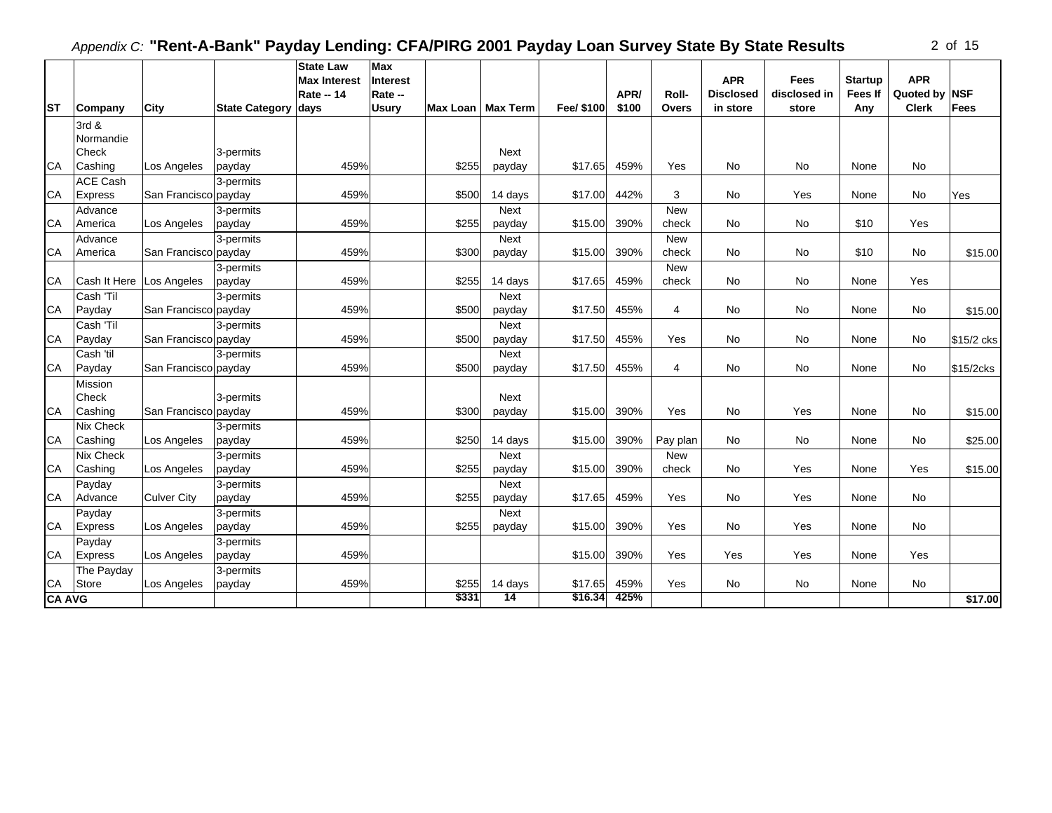*Appendix C:* **"Rent-A-Bank" Payday Lending: CFA/PIRG 2001 Payday Loan Survey State By State Results**

| ST | Company | City | State Category | State Law Max Interest Rate -- 14 days | Max Interest Rate -- Usury | Max Loan | Max Term | Fee/ $100 | APR/ $100 | Roll-Overs | APR Disclosed in store | Fees disclosed in store | Startup Fees If Any | APR Quoted by Clerk | NSF Fees |
|---|---|---|---|---|---|---|---|---|---|---|---|---|---|---|---|
| CA | 3rd & Normandie Check Cashing | Los Angeles | 3-permits payday | 459% | | $255 | Next payday | $17.65 | 459% | Yes | No | No | None | No | |
| CA | ACE Cash Express | San Francisco | 3-permits payday | 459% | | $500 | 14 days | $17.00 | 442% | 3 | No | Yes | None | No | Yes |
| CA | Advance America | Los Angeles | 3-permits payday | 459% | | $255 | Next payday | $15.00 | 390% | New check | No | No | $10 | Yes | |
| CA | Advance America | San Francisco | 3-permits payday | 459% | | $300 | Next payday | $15.00 | 390% | New check | No | No | $10 | No | $15.00 |
| CA | Cash It Here | Los Angeles | 3-permits payday | 459% | | $255 | 14 days | $17.65 | 459% | New check | No | No | None | Yes | |
| CA | Cash 'Til Payday | San Francisco | 3-permits payday | 459% | | $500 | Next payday | $17.50 | 455% | 4 | No | No | None | No | $15.00 |
| CA | Cash 'Til Payday | San Francisco | 3-permits payday | 459% | | $500 | Next payday | $17.50 | 455% | Yes | No | No | None | No | $15/2 cks |
| CA | Cash 'til Payday | San Francisco | 3-permits payday | 459% | | $500 | Next payday | $17.50 | 455% | 4 | No | No | None | No | $15/2cks |
| CA | Mission Check Cashing | San Francisco | 3-permits payday | 459% | | $300 | Next payday | $15.00 | 390% | Yes | No | Yes | None | No | $15.00 |
| CA | Nix Check Cashing | Los Angeles | 3-permits payday | 459% | | $250 | 14 days | $15.00 | 390% | Pay plan | No | No | None | No | $25.00 |
| CA | Nix Check Cashing | Los Angeles | 3-permits payday | 459% | | $255 | Next payday | $15.00 | 390% | New check | No | Yes | None | Yes | $15.00 |
| CA | Payday Advance | Culver City | 3-permits payday | 459% | | $255 | Next payday | $17.65 | 459% | Yes | No | Yes | None | No | |
| CA | Payday Express | Los Angeles | 3-permits payday | 459% | | $255 | Next payday | $15.00 | 390% | Yes | No | Yes | None | No | |
| CA | Payday Express | Los Angeles | 3-permits payday | 459% | | | | $15.00 | 390% | Yes | Yes | Yes | None | Yes | |
| CA | The Payday Store | Los Angeles | 3-permits payday | 459% | | $255 | 14 days | $17.65 | 459% | Yes | No | No | None | No | |
| **CA AVG** | | | | | | **$331** | **14** | **$16.34** | **425%** | | | | | | **$17.00** |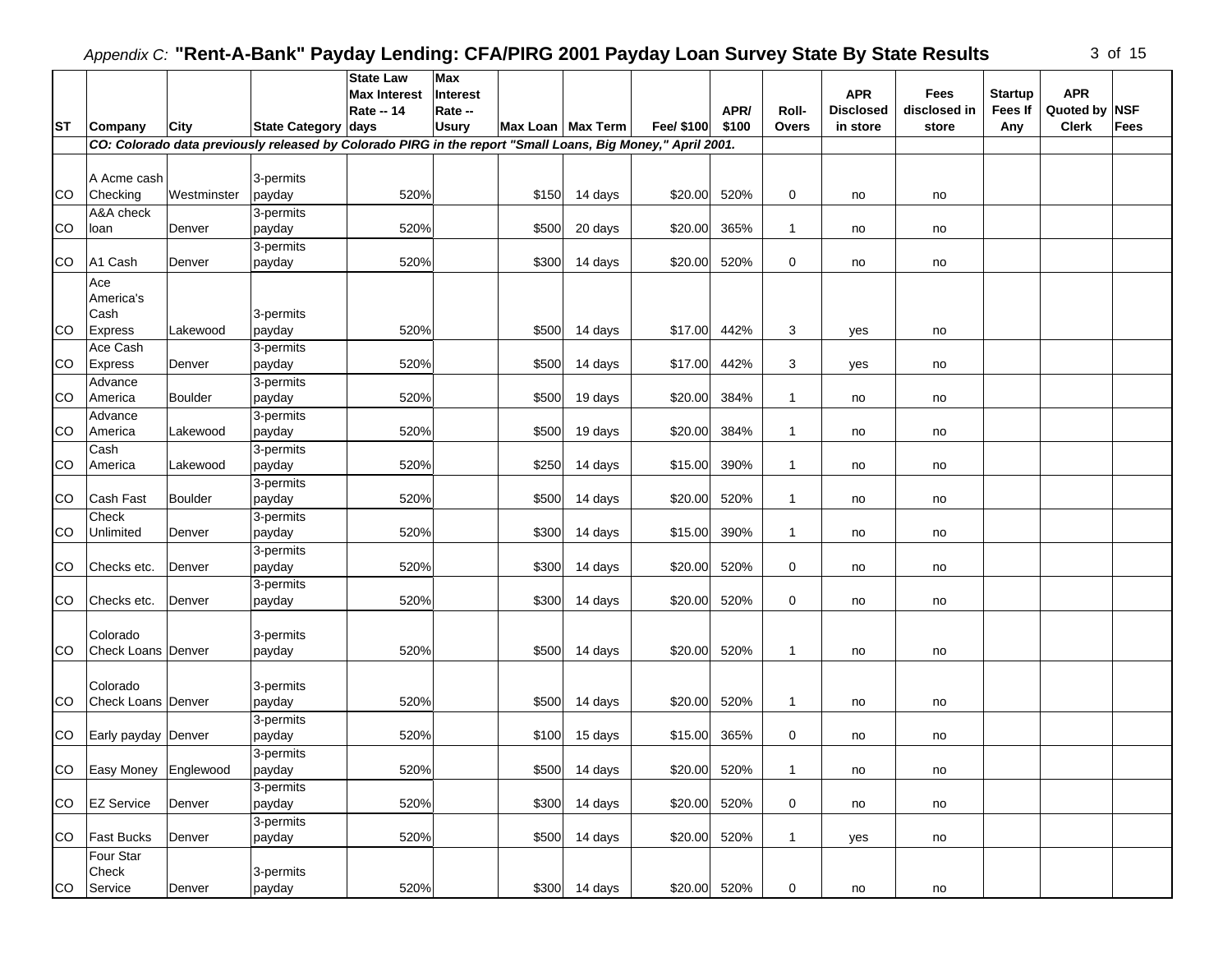## Appendix C: "Rent-A-Bank" Payday Lending: CFA/PIRG 2001 Payday Loan Survey State By State Results

| ST | Company | City | State Category | State Law Max Interest Rate -- 14 days | Max Interest Rate -- Usury | Max Loan | Max Term | Fee/ $100 | APR/ $100 | Roll-Overs | APR Disclosed in store | Fees disclosed in store | Startup Fees If Any | APR Quoted by Clerk | NSF Fees |
|---|---|---|---|---|---|---|---|---|---|---|---|---|---|---|---|
| | *CO: Colorado data previously released by Colorado PIRG in the report "Small Loans, Big Money," April 2001.* | | | | | | | | | | | | | | |
| CO | A Acme cash Checking | Westminster | 3-permits payday | 520% | | $150 | 14 days | $20.00 | 520% | 0 | no | no | | | |
| CO | A&A check loan | Denver | 3-permits payday | 520% | | $500 | 20 days | $20.00 | 365% | 1 | no | no | | | |
| CO | A1 Cash | Denver | 3-permits payday | 520% | | $300 | 14 days | $20.00 | 520% | 0 | no | no | | | |
| CO | Ace America's Cash Express | Lakewood | 3-permits payday | 520% | | $500 | 14 days | $17.00 | 442% | 3 | yes | no | | | |
| CO | Ace Cash Express | Denver | 3-permits payday | 520% | | $500 | 14 days | $17.00 | 442% | 3 | yes | no | | | |
| CO | Advance America | Boulder | 3-permits payday | 520% | | $500 | 19 days | $20.00 | 384% | 1 | no | no | | | |
| CO | Advance America | Lakewood | 3-permits payday | 520% | | $500 | 19 days | $20.00 | 384% | 1 | no | no | | | |
| CO | Cash America | Lakewood | 3-permits payday | 520% | | $250 | 14 days | $15.00 | 390% | 1 | no | no | | | |
| CO | Cash Fast | Boulder | 3-permits payday | 520% | | $500 | 14 days | $20.00 | 520% | 1 | no | no | | | |
| CO | Check Unlimited | Denver | 3-permits payday | 520% | | $300 | 14 days | $15.00 | 390% | 1 | no | no | | | |
| CO | Checks etc. | Denver | 3-permits payday | 520% | | $300 | 14 days | $20.00 | 520% | 0 | no | no | | | |
| CO | Checks etc. | Denver | 3-permits payday | 520% | | $300 | 14 days | $20.00 | 520% | 0 | no | no | | | |
| CO | Colorado Check Loans | Denver | 3-permits payday | 520% | | $500 | 14 days | $20.00 | 520% | 1 | no | no | | | |
| CO | Colorado Check Loans | Denver | 3-permits payday | 520% | | $500 | 14 days | $20.00 | 520% | 1 | no | no | | | |
| CO | Early payday | Denver | 3-permits payday | 520% | | $100 | 15 days | $15.00 | 365% | 0 | no | no | | | |
| CO | Easy Money | Englewood | 3-permits payday | 520% | | $500 | 14 days | $20.00 | 520% | 1 | no | no | | | |
| CO | EZ Service | Denver | 3-permits payday | 520% | | $300 | 14 days | $20.00 | 520% | 0 | no | no | | | |
| CO | Fast Bucks | Denver | 3-permits payday | 520% | | $500 | 14 days | $20.00 | 520% | 1 | yes | no | | | |
| CO | Four Star Check Service | Denver | 3-permits payday | 520% | | $300 | 14 days | $20.00 | 520% | 0 | no | no | | | |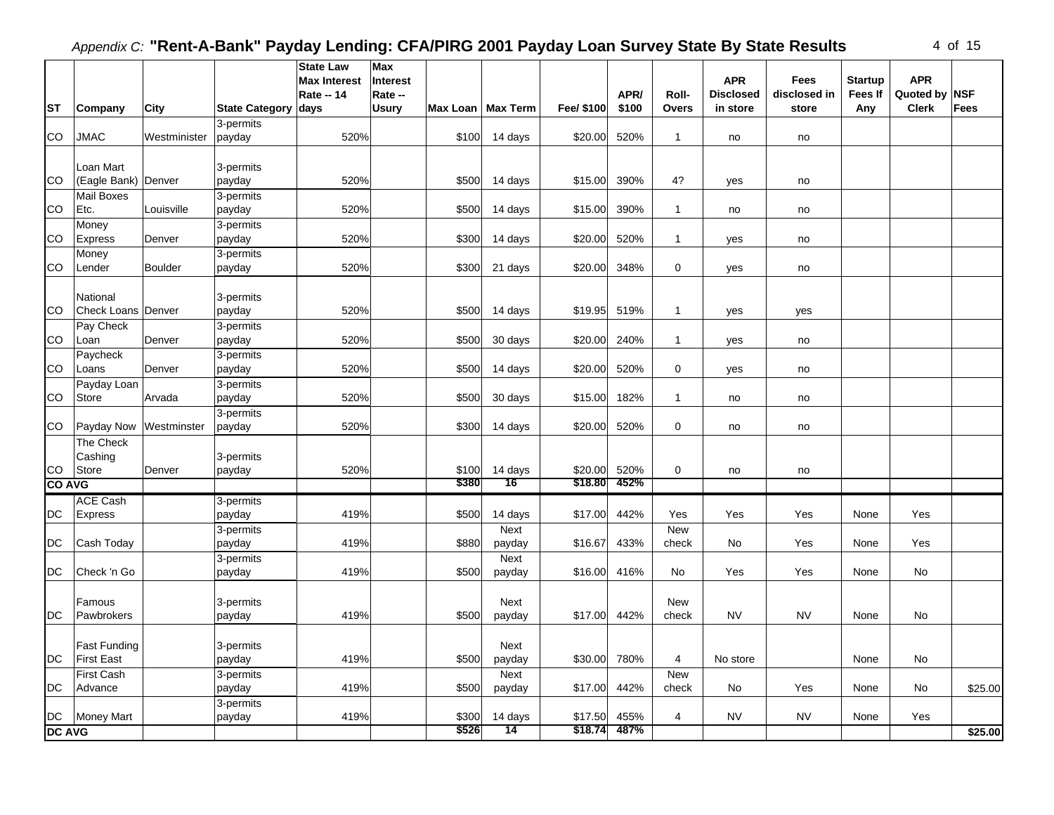# *Appendix C:* "Rent-A-Bank" Payday Lending: CFA/PIRG 2001 Payday Loan Survey State By State Results

| ST | Company | City | State Category | State Law Max Interest Rate -- 14 days | Max Interest Rate -- Usury | Max Loan | Max Term | Fee/ $100 | APR/ $100 | Roll-Overs | APR Disclosed in store | Fees disclosed in store | Startup Fees If Any | APR Quoted by Clerk | NSF Fees |
|---|---|---|---|---|---|---|---|---|---|---|---|---|---|---|---|
| CO | JMAC | Westminister | 3-permits payday | 520% | | $100 | 14 days | $20.00 | 520% | 1 | no | no | | | |
| CO | Loan Mart (Eagle Bank) | Denver | 3-permits payday | 520% | | $500 | 14 days | $15.00 | 390% | 4? | yes | no | | | |
| CO | Mail Boxes Etc. | Louisville | 3-permits payday | 520% | | $500 | 14 days | $15.00 | 390% | 1 | no | no | | | |
| CO | Money Express | Denver | 3-permits payday | 520% | | $300 | 14 days | $20.00 | 520% | 1 | yes | no | | | |
| CO | Money Lender | Boulder | 3-permits payday | 520% | | $300 | 21 days | $20.00 | 348% | 0 | yes | no | | | |
| CO | National Check Loans | Denver | 3-permits payday | 520% | | $500 | 14 days | $19.95 | 519% | 1 | yes | yes | | | |
| CO | Pay Check Loan | Denver | 3-permits payday | 520% | | $500 | 30 days | $20.00 | 240% | 1 | yes | no | | | |
| CO | Paycheck Loans | Denver | 3-permits payday | 520% | | $500 | 14 days | $20.00 | 520% | 0 | yes | no | | | |
| CO | Payday Loan Store | Arvada | 3-permits payday | 520% | | $500 | 30 days | $15.00 | 182% | 1 | no | no | | | |
| CO | Payday Now | Westminster | 3-permits payday | 520% | | $300 | 14 days | $20.00 | 520% | 0 | no | no | | | |
| CO | The Check Cashing Store | Denver | 3-permits payday | 520% | | $100 | 14 days | $20.00 | 520% | 0 | no | no | | | |
| **CO AVG** | | | | | | **$380** | **16** | **$18.80** | **452%** | | | | | | |
| DC | ACE Cash Express | | 3-permits payday | 419% | | $500 | 14 days | $17.00 | 442% | Yes | Yes | Yes | None | Yes | |
| DC | Cash Today | | 3-permits payday | 419% | | $880 | Next payday | $16.67 | 433% | New check | No | Yes | None | Yes | |
| DC | Check 'n Go | | 3-permits payday | 419% | | $500 | Next payday | $16.00 | 416% | No | Yes | Yes | None | No | |
| DC | Famous Pawbrokers | | 3-permits payday | 419% | | $500 | Next payday | $17.00 | 442% | New check | NV | NV | None | No | |
| DC | Fast Funding First East | | 3-permits payday | 419% | | $500 | Next payday | $30.00 | 780% | 4 | No store | | None | No | |
| DC | First Cash Advance | | 3-permits payday | 419% | | $500 | Next payday | $17.00 | 442% | New check | No | Yes | None | No | $25.00 |
| DC | Money Mart | | 3-permits payday | 419% | | $300 | 14 days | $17.50 | 455% | 4 | NV | NV | None | Yes | |
| **DC AVG** | | | | | | **$526** | **14** | **$18.74** | **487%** | | | | | | **$25.00** |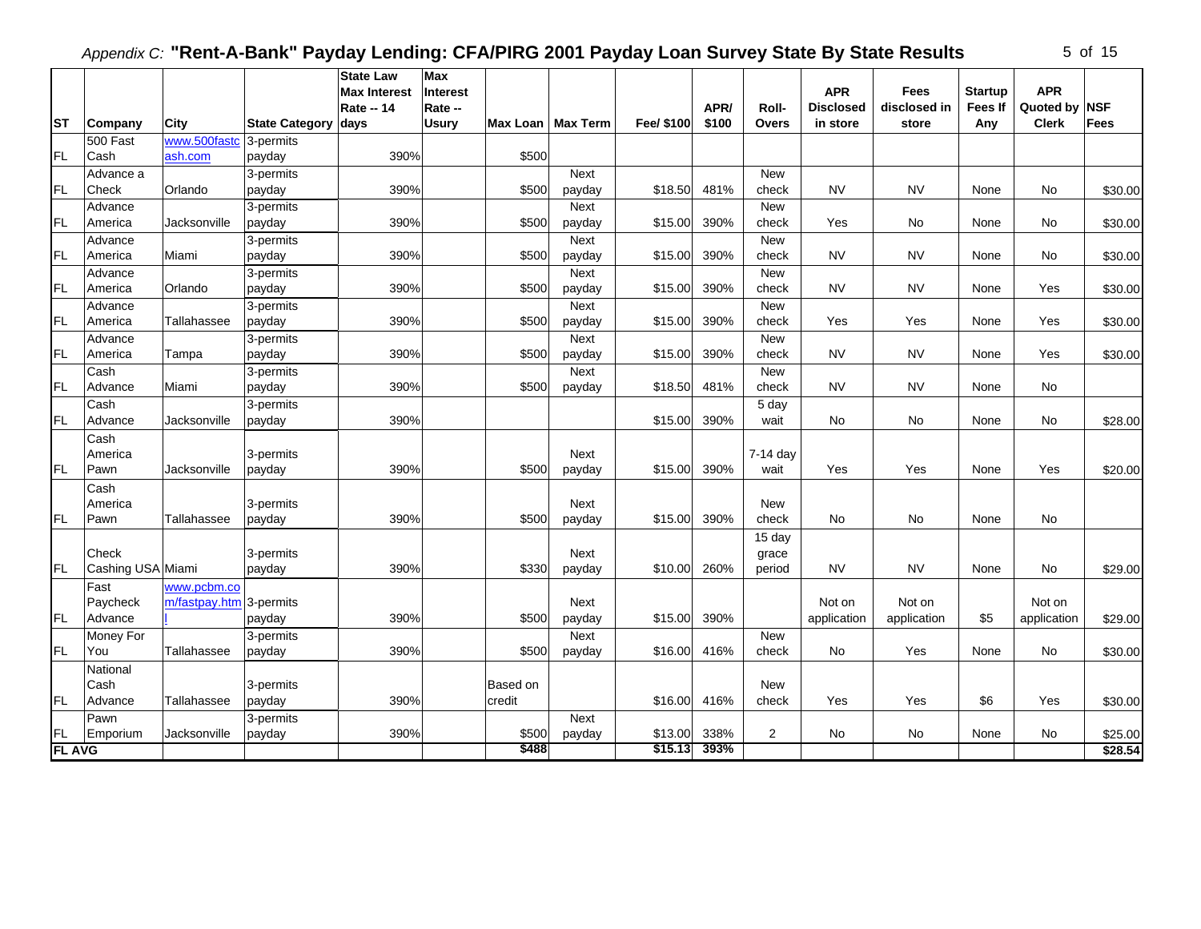*Appendix C:* **"Rent-A-Bank" Payday Lending: CFA/PIRG 2001 Payday Loan Survey State By State Results**

| ST | Company | City | State Category | State Law Max Interest Rate -- 14 days | Max Interest Rate -- Usury | Max Loan | Max Term | Fee/ $100 | APR/ $100 | Roll-Overs | APR Disclosed in store | Fees disclosed in store | Startup Fees If Any | APR Quoted by Clerk | NSF Fees |
|---|---|---|---|---|---|---|---|---|---|---|---|---|---|---|---|
| FL | 500 Fast Cash | www.500fastcash.com | 3-permits payday | 390% | | $500 | | | | | | | | | |
| FL | Advance a Check | Orlando | 3-permits payday | 390% | | $500 | Next payday | $18.50 | 481% | New check | NV | NV | None | No | $30.00 |
| FL | Advance America | Jacksonville | 3-permits payday | 390% | | $500 | Next payday | $15.00 | 390% | New check | Yes | No | None | No | $30.00 |
| FL | Advance America | Miami | 3-permits payday | 390% | | $500 | Next payday | $15.00 | 390% | New check | NV | NV | None | No | $30.00 |
| FL | Advance America | Orlando | 3-permits payday | 390% | | $500 | Next payday | $15.00 | 390% | New check | NV | NV | None | Yes | $30.00 |
| FL | Advance America | Tallahassee | 3-permits payday | 390% | | $500 | Next payday | $15.00 | 390% | New check | Yes | Yes | None | Yes | $30.00 |
| FL | Advance America | Tampa | 3-permits payday | 390% | | $500 | Next payday | $15.00 | 390% | New check | NV | NV | None | Yes | $30.00 |
| FL | Cash Advance | Miami | 3-permits payday | 390% | | $500 | Next payday | $18.50 | 481% | New check | NV | NV | None | No | |
| FL | Cash Advance | Jacksonville | 3-permits payday | 390% | | | | $15.00 | 390% | 5 day wait | No | No | None | No | $28.00 |
| FL | Cash America Pawn | Jacksonville | 3-permits payday | 390% | | $500 | Next payday | $15.00 | 390% | 7-14 day wait | Yes | Yes | None | Yes | $20.00 |
| FL | Cash America Pawn | Tallahassee | 3-permits payday | 390% | | $500 | Next payday | $15.00 | 390% | New check | No | No | None | No | |
| FL | Check Cashing USA | Miami | 3-permits payday | 390% | | $330 | Next payday | $10.00 | 260% | 15 day grace period | NV | NV | None | No | $29.00 |
| FL | Fast Paycheck Advance | www.pcbm.com/fastpay.html | 3-permits payday | 390% | | $500 | Next payday | $15.00 | 390% | | Not on application | Not on application | $5 | Not on application | $29.00 |
| FL | Money For You | Tallahassee | 3-permits payday | 390% | | $500 | Next payday | $16.00 | 416% | New check | No | Yes | None | No | $30.00 |
| FL | National Cash Advance | Tallahassee | 3-permits payday | 390% | | Based on credit | | $16.00 | 416% | New check | Yes | Yes | $6 | Yes | $30.00 |
| FL | Pawn Emporium | Jacksonville | 3-permits payday | 390% | | $500 | Next payday | $13.00 | 338% | 2 | No | No | None | No | $25.00 |
| **FL AVG** | | | | | | **$488** | | **$15.13** | **393%** | | | | | | **$28.54** |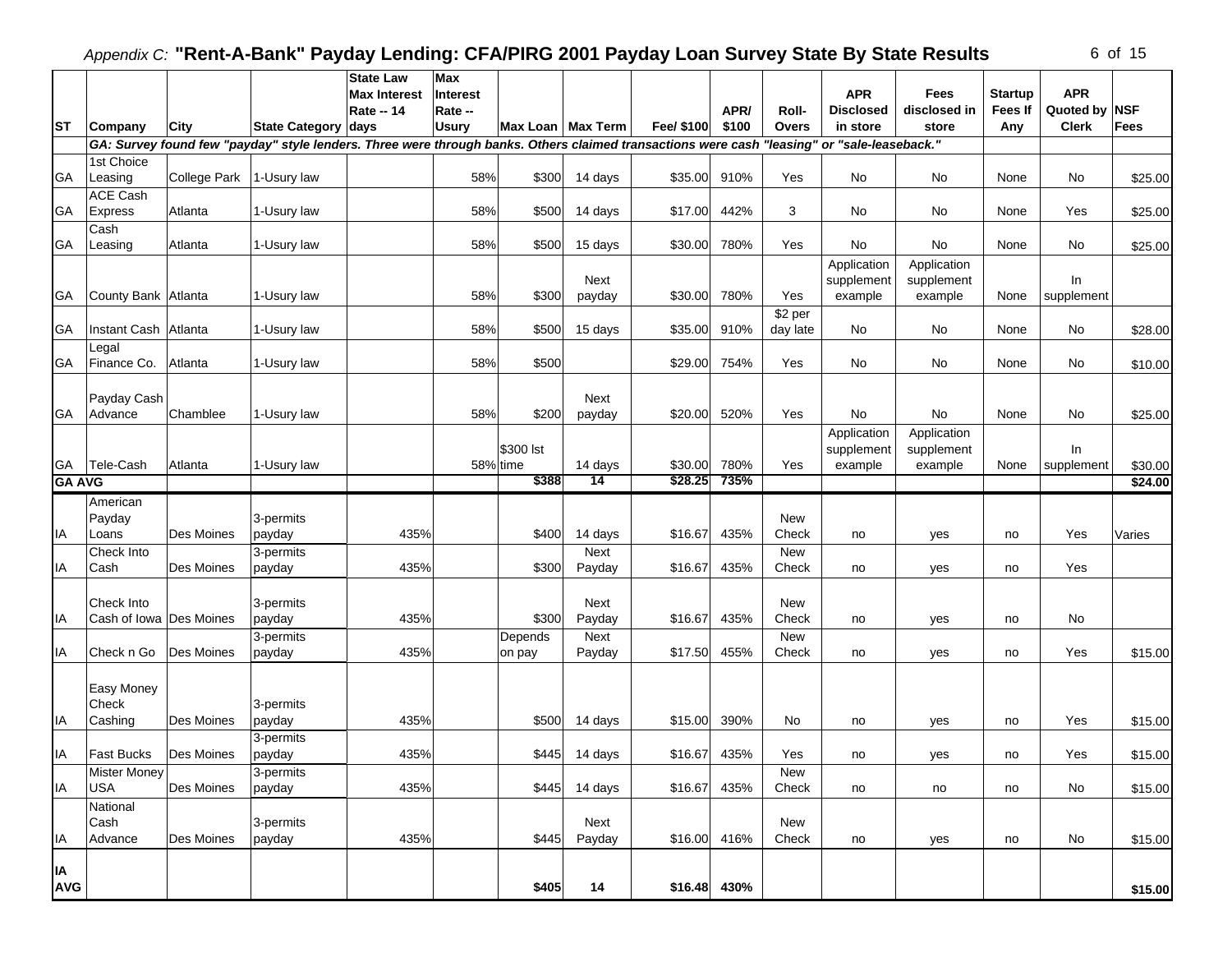# *Appendix C:* "Rent-A-Bank" Payday Lending: CFA/PIRG 2001 Payday Loan Survey State By State Results

| ST | Company | City | State Category | State Law Max Interest Rate -- 14 days | Max Interest Rate -- Usury | Max Loan | Max Term | Fee/ $100 | APR/ $100 | Roll-Overs | APR Disclosed in store | Fees disclosed in store | Startup Fees If Any | APR Quoted by Clerk | NSF Fees |
|---|---|---|---|---|---|---|---|---|---|---|---|---|---|---|---|
| | *GA: Survey found few "payday" style lenders. Three were through banks. Others claimed transactions were cash "leasing" or "sale-leaseback."* | | | | | | | | | | | | | | |
| GA | 1st Choice Leasing | College Park | 1-Usury law | | 58% | $300 | 14 days | $35.00 | 910% | Yes | No | No | None | No | $25.00 |
| GA | ACE Cash Express | Atlanta | 1-Usury law | | 58% | $500 | 14 days | $17.00 | 442% | 3 | No | No | None | Yes | $25.00 |
| GA | Cash Leasing | Atlanta | 1-Usury law | | 58% | $500 | 15 days | $30.00 | 780% | Yes | No | No | None | No | $25.00 |
| GA | County Bank | Atlanta | 1-Usury law | | 58% | $300 | Next payday | $30.00 | 780% | Yes | Application supplement example | Application supplement example | None | In supplement | |
| GA | Instant Cash | Atlanta | 1-Usury law | | 58% | $500 | 15 days | $35.00 | 910% | $2 per day late | No | No | None | No | $28.00 |
| GA | Legal Finance Co. | Atlanta | 1-Usury law | | 58% | $500 | | $29.00 | 754% | Yes | No | No | None | No | $10.00 |
| GA | Payday Cash Advance | Chamblee | 1-Usury law | | 58% | $200 | Next payday | $20.00 | 520% | Yes | No | No | None | No | $25.00 |
| GA | Tele-Cash | Atlanta | 1-Usury law | | 58% | $300 lst time | 14 days | $30.00 | 780% | Yes | Application supplement example | Application supplement example | None | In supplement | $30.00 |
| **GA AVG** | | | | | | **$388** | **14** | **$28.25** | **735%** | | | | | | **$24.00** |
| IA | American Payday Loans | Des Moines | 3-permits payday | 435% | | $400 | 14 days | $16.67 | 435% | New Check | no | yes | no | Yes | Varies |
| IA | Check Into Cash | Des Moines | 3-permits payday | 435% | | $300 | Next Payday | $16.67 | 435% | New Check | no | yes | no | Yes | |
| IA | Check Into Cash of Iowa | Des Moines | 3-permits payday | 435% | | $300 | Next Payday | $16.67 | 435% | New Check | no | yes | no | No | |
| IA | Check n Go | Des Moines | 3-permits payday | 435% | | Depends on pay | Next Payday | $17.50 | 455% | New Check | no | yes | no | Yes | $15.00 |
| IA | Easy Money Check Cashing | Des Moines | 3-permits payday | 435% | | $500 | 14 days | $15.00 | 390% | No | no | yes | no | Yes | $15.00 |
| IA | Fast Bucks | Des Moines | 3-permits payday | 435% | | $445 | 14 days | $16.67 | 435% | Yes | no | yes | no | Yes | $15.00 |
| IA | Mister Money USA | Des Moines | 3-permits payday | 435% | | $445 | 14 days | $16.67 | 435% | New Check | no | no | no | No | $15.00 |
| IA | National Cash Advance | Des Moines | 3-permits payday | 435% | | $445 | Next Payday | $16.00 | 416% | New Check | no | yes | no | No | $15.00 |
| **IA AVG** | | | | | | **$405** | **14** | **$16.48** | **430%** | | | | | | **$15.00** |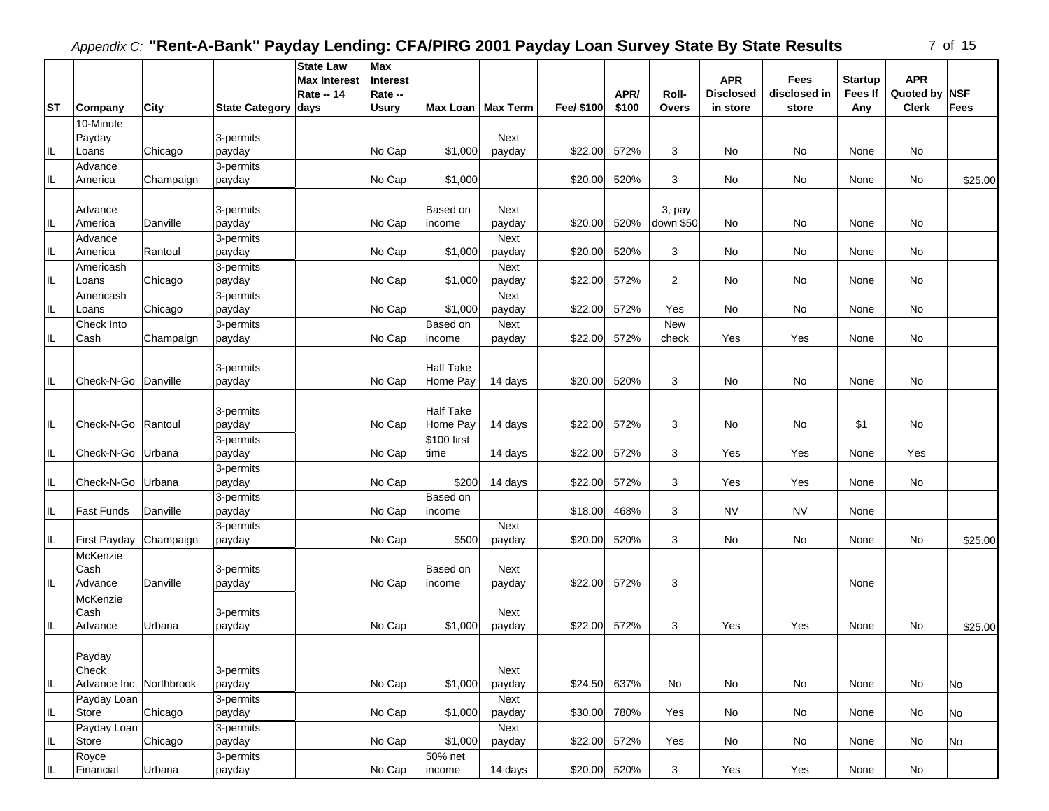*Appendix C:* **"Rent-A-Bank" Payday Lending: CFA/PIRG 2001 Payday Loan Survey State By State Results**

| ST | Company | City | State Category | State Law Max Interest Rate -- 14 days | Max Interest Rate -- Usury | Max Loan | Max Term | Fee/ $100 | APR/ $100 | Roll-Overs | APR Disclosed in store | Fees disclosed in store | Startup Fees If Any | APR Quoted by Clerk | NSF Fees |
|---|---|---|---|---|---|---|---|---|---|---|---|---|---|---|---|
| IL | 10-Minute Payday Loans | Chicago | 3-permits payday | | No Cap | $1,000 | Next payday | $22.00 | 572% | 3 | No | No | None | No | |
| IL | Advance America | Champaign | 3-permits payday | | No Cap | $1,000 | | $20.00 | 520% | 3 | No | No | None | No | $25.00 |
| IL | Advance America | Danville | 3-permits payday | | No Cap | Based on income | Next payday | $20.00 | 520% | 3, pay down $50 | No | No | None | No | |
| IL | Advance America | Rantoul | 3-permits payday | | No Cap | $1,000 | Next payday | $20.00 | 520% | 3 | No | No | None | No | |
| IL | Americash Loans | Chicago | 3-permits payday | | No Cap | $1,000 | Next payday | $22.00 | 572% | 2 | No | No | None | No | |
| IL | Americash Loans | Chicago | 3-permits payday | | No Cap | $1,000 | Next payday | $22.00 | 572% | Yes | No | No | None | No | |
| IL | Check Into Cash | Champaign | 3-permits payday | | No Cap | Based on income | Next payday | $22.00 | 572% | New check | Yes | Yes | None | No | |
| IL | Check-N-Go | Danville | 3-permits payday | | No Cap | Half Take Home Pay | 14 days | $20.00 | 520% | 3 | No | No | None | No | |
| IL | Check-N-Go | Rantoul | 3-permits payday | | No Cap | Half Take Home Pay | 14 days | $22.00 | 572% | 3 | No | No | $1 | No | |
| IL | Check-N-Go | Urbana | 3-permits payday | | No Cap | $100 first time | 14 days | $22.00 | 572% | 3 | Yes | Yes | None | Yes | |
| IL | Check-N-Go | Urbana | 3-permits payday | | No Cap | $200 | 14 days | $22.00 | 572% | 3 | Yes | Yes | None | No | |
| IL | Fast Funds | Danville | 3-permits payday | | No Cap | Based on income | | $18.00 | 468% | 3 | NV | NV | None | | |
| IL | First Payday | Champaign | 3-permits payday | | No Cap | $500 | Next payday | $20.00 | 520% | 3 | No | No | None | No | $25.00 |
| IL | McKenzie Cash Advance | Danville | 3-permits payday | | No Cap | Based on income | Next payday | $22.00 | 572% | 3 | | | None | | |
| IL | McKenzie Cash Advance | Urbana | 3-permits payday | | No Cap | $1,000 | Next payday | $22.00 | 572% | 3 | Yes | Yes | None | No | $25.00 |
| IL | Payday Check Advance Inc. | Northbrook | 3-permits payday | | No Cap | $1,000 | Next payday | $24.50 | 637% | No | No | No | None | No | No |
| IL | Payday Loan Store | Chicago | 3-permits payday | | No Cap | $1,000 | Next payday | $30.00 | 780% | Yes | No | No | None | No | No |
| IL | Payday Loan Store | Chicago | 3-permits payday | | No Cap | $1,000 | Next payday | $22.00 | 572% | Yes | No | No | None | No | No |
| IL | Royce Financial | Urbana | 3-permits payday | | No Cap | 50% net income | 14 days | $20.00 | 520% | 3 | Yes | Yes | None | No | |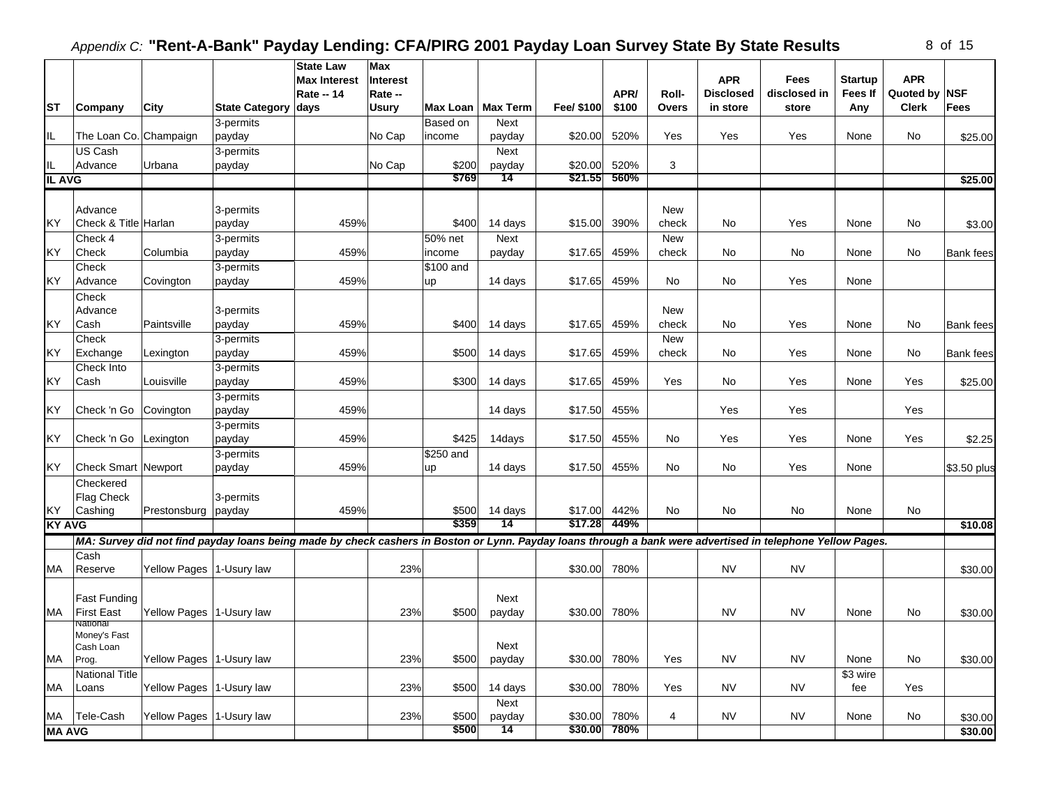*Appendix C:* **"Rent-A-Bank" Payday Lending: CFA/PIRG 2001 Payday Loan Survey State By State Results**

| ST | Company | City | State Category | State Law Max Interest Rate -- 14 days | Max Interest Rate -- Usury | Max Loan | Max Term | Fee/ $100 | APR/ $100 | Roll-Overs | APR Disclosed in store | Fees disclosed in store | Startup Fees If Any | APR Quoted by Clerk | NSF Fees |
|---|---|---|---|---|---|---|---|---|---|---|---|---|---|---|---|
| IL | The Loan Co. | Champaign | 3-permits payday | | No Cap | Based on income | Next payday | $20.00 | 520% | Yes | Yes | Yes | None | No | $25.00 |
| IL | US Cash Advance | Urbana | 3-permits payday | | No Cap | $200 | Next payday | $20.00 | 520% | 3 | | | | | |
| **IL AVG** | | | | | | **$769** | **14** | **$21.55** | **560%** | | | | | | **$25.00** |
| KY | Advance Check & Title | Harlan | 3-permits payday | 459% | | $400 | 14 days | $15.00 | 390% | New check | No | Yes | None | No | $3.00 |
| KY | Check 4 Check | Columbia | 3-permits payday | 459% | | 50% net income | Next payday | $17.65 | 459% | New check | No | No | None | No | Bank fees |
| KY | Check Advance | Covington | 3-permits payday | 459% | | $100 and up | 14 days | $17.65 | 459% | No | No | Yes | None | | |
| KY | Check Advance Cash | Paintsville | 3-permits payday | 459% | | $400 | 14 days | $17.65 | 459% | New check | No | Yes | None | No | Bank fees |
| KY | Check Exchange | Lexington | 3-permits payday | 459% | | $500 | 14 days | $17.65 | 459% | New check | No | Yes | None | No | Bank fees |
| KY | Check Into Cash | Louisville | 3-permits payday | 459% | | $300 | 14 days | $17.65 | 459% | Yes | No | Yes | None | Yes | $25.00 |
| KY | Check 'n Go | Covington | 3-permits payday | 459% | | | 14 days | $17.50 | 455% | | Yes | Yes | | Yes | |
| KY | Check 'n Go | Lexington | 3-permits payday | 459% | | $425 | 14days | $17.50 | 455% | No | Yes | Yes | None | Yes | $2.25 |
| KY | Check Smart | Newport | 3-permits payday | 459% | | $250 and up | 14 days | $17.50 | 455% | No | No | Yes | None | | $3.50 plus |
| KY | Checkered Flag Check Cashing | Prestonsburg | 3-permits payday | 459% | | $500 | 14 days | $17.00 | 442% | No | No | No | None | No | |
| **KY AVG** | | | | | | **$359** | **14** | **$17.28** | **449%** | | | | | | **$10.08** |
| | *MA: Survey did not find payday loans being made by check cashers in Boston or Lynn. Payday loans through a bank were advertised in telephone Yellow Pages.* | | | | | | | | | | | | | | |
| MA | Cash Reserve | Yellow Pages | 1-Usury law | | 23% | | | $30.00 | 780% | | NV | NV | | | $30.00 |
| MA | Fast Funding First East | Yellow Pages | 1-Usury law | | 23% | $500 | Next payday | $30.00 | 780% | | NV | NV | None | No | $30.00 |
| MA | National Money's Fast Cash Loan Prog. | Yellow Pages | 1-Usury law | | 23% | $500 | Next payday | $30.00 | 780% | Yes | NV | NV | None | No | $30.00 |
| MA | National Title Loans | Yellow Pages | 1-Usury law | | 23% | $500 | 14 days | $30.00 | 780% | Yes | NV | NV | $3 wire fee | Yes | |
| MA | Tele-Cash | Yellow Pages | 1-Usury law | | 23% | $500 | Next payday | $30.00 | 780% | 4 | NV | NV | None | No | $30.00 |
| **MA AVG** | | | | | | **$500** | **14** | **$30.00** | **780%** | | | | | | **$30.00** |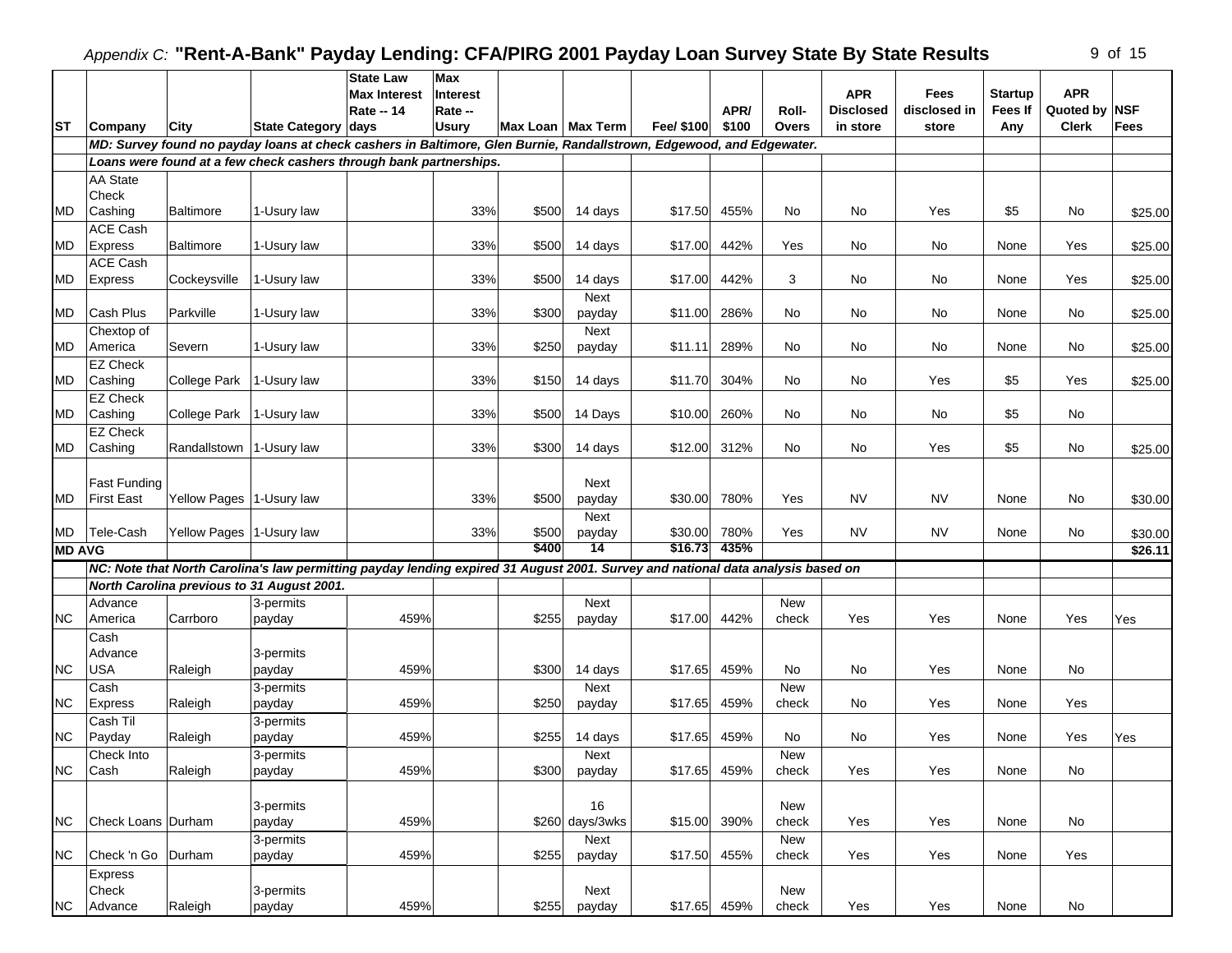## *Appendix C:* "Rent-A-Bank" Payday Lending: CFA/PIRG 2001 Payday Loan Survey State By State Results

| ST | Company | City | State Category | State Law Max Interest Rate -- 14 days | Max Interest Rate -- Usury | Max Loan | Max Term | Fee/ $100 | APR/ $100 | Roll-Overs | APR Disclosed in store | Fees disclosed in store | Startup Fees If Any | APR Quoted by Clerk | NSF Fees |
|---|---|---|---|---|---|---|---|---|---|---|---|---|---|---|---|
| | *MD: Survey found no payday loans at check cashers in Baltimore, Glen Burnie, Randallstown, Edgewood, and Edgewater.* | | | | | | | | | | | | | | |
| | *Loans were found at a few check cashers through bank partnerships.* | | | | | | | | | | | | | | |
| MD | AA State Check Cashing | Baltimore | 1-Usury law | | 33% | $500 | 14 days | $17.50 | 455% | No | No | Yes | $5 | No | $25.00 |
| MD | ACE Cash Express | Baltimore | 1-Usury law | | 33% | $500 | 14 days | $17.00 | 442% | Yes | No | No | None | Yes | $25.00 |
| MD | ACE Cash Express | Cockeysville | 1-Usury law | | 33% | $500 | 14 days | $17.00 | 442% | 3 | No | No | None | Yes | $25.00 |
| MD | Cash Plus | Parkville | 1-Usury law | | 33% | $300 | Next payday | $11.00 | 286% | No | No | No | None | No | $25.00 |
| MD | Chextop of America | Severn | 1-Usury law | | 33% | $250 | Next payday | $11.11 | 289% | No | No | No | None | No | $25.00 |
| MD | EZ Check Cashing | College Park | 1-Usury law | | 33% | $150 | 14 days | $11.70 | 304% | No | No | Yes | $5 | Yes | $25.00 |
| MD | EZ Check Cashing | College Park | 1-Usury law | | 33% | $500 | 14 Days | $10.00 | 260% | No | No | No | $5 | No | |
| MD | EZ Check Cashing | Randallstown | 1-Usury law | | 33% | $300 | 14 days | $12.00 | 312% | No | No | Yes | $5 | No | $25.00 |
| MD | Fast Funding First East | Yellow Pages | 1-Usury law | | 33% | $500 | Next payday | $30.00 | 780% | Yes | NV | NV | None | No | $30.00 |
| MD | Tele-Cash | Yellow Pages | 1-Usury law | | 33% | $500 | Next payday | $30.00 | 780% | Yes | NV | NV | None | No | $30.00 |
| **MD AVG** | | | | | | **$400** | **14** | **$16.73** | **435%** | | | | | | **$26.11** |
| | ***NC: Note that North Carolina's law permitting payday lending expired 31 August 2001. Survey and national data analysis based on*** | | | | | | | | | | | | | | |
| | ***North Carolina previous to 31 August 2001.*** | | | | | | | | | | | | | | |
| NC | Advance America | Carrboro | 3-permits payday | 459% | | $255 | Next payday | $17.00 | 442% | New check | Yes | Yes | None | Yes | Yes |
| NC | Cash Advance USA | Raleigh | 3-permits payday | 459% | | $300 | 14 days | $17.65 | 459% | No | No | Yes | None | No | |
| NC | Cash Express | Raleigh | 3-permits payday | 459% | | $250 | Next payday | $17.65 | 459% | New check | No | Yes | None | Yes | |
| NC | Cash Til Payday | Raleigh | 3-permits payday | 459% | | $255 | 14 days | $17.65 | 459% | No | No | Yes | None | Yes | Yes |
| NC | Check Into Cash | Raleigh | 3-permits payday | 459% | | $300 | Next payday | $17.65 | 459% | New check | Yes | Yes | None | No | |
| NC | Check Loans | Durham | 3-permits payday | 459% | | $260 | 16 days/3wks | $15.00 | 390% | New check | Yes | Yes | None | No | |
| NC | Check 'n Go | Durham | 3-permits payday | 459% | | $255 | Next payday | $17.50 | 455% | New check | Yes | Yes | None | Yes | |
| NC | Express Check Advance | Raleigh | 3-permits payday | 459% | | $255 | Next payday | $17.65 | 459% | New check | Yes | Yes | None | No | |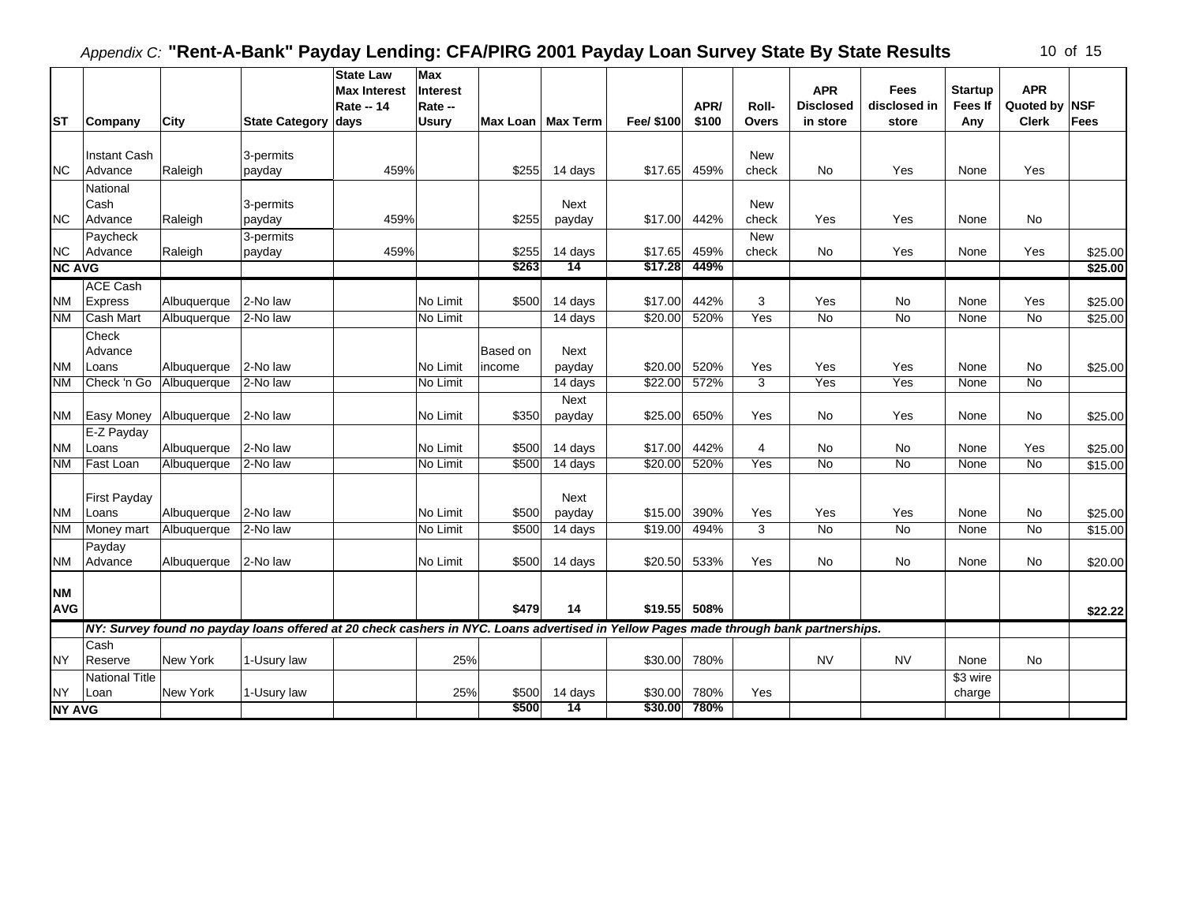*Appendix C:* **"Rent-A-Bank" Payday Lending: CFA/PIRG 2001 Payday Loan Survey State By State Results**

| ST | Company | City | State Category | State Law Max Interest Rate -- 14 days | Max Interest Rate -- Usury | Max Loan | Max Term | Fee/ $100 | APR/ $100 | Roll-Overs | APR Disclosed in store | Fees disclosed in store | Startup Fees If Any | APR Quoted by Clerk | NSF Fees |
|---|---|---|---|---|---|---|---|---|---|---|---|---|---|---|---|
| NC | Instant Cash Advance | Raleigh | 3-permits payday | 459% | | $255 | 14 days | $17.65 | 459% | New check | No | Yes | None | Yes | |
| NC | National Cash Advance | Raleigh | 3-permits payday | 459% | | $255 | Next payday | $17.00 | 442% | New check | Yes | Yes | None | No | |
| NC | Paycheck Advance | Raleigh | 3-permits payday | 459% | | $255 | 14 days | $17.65 | 459% | New check | No | Yes | None | Yes | $25.00 |
| **NC AVG** | | | | | | **$263** | **14** | **$17.28** | **449%** | | | | | | **$25.00** |
| NM | ACE Cash Express | Albuquerque | 2-No law | | No Limit | $500 | 14 days | $17.00 | 442% | 3 | Yes | No | None | Yes | $25.00 |
| NM | Cash Mart | Albuquerque | 2-No law | | No Limit | | 14 days | $20.00 | 520% | Yes | No | No | None | No | $25.00 |
| NM | Check Advance Loans | Albuquerque | 2-No law | | No Limit | Based on income | Next payday | $20.00 | 520% | Yes | Yes | Yes | None | No | $25.00 |
| NM | Check 'n Go | Albuquerque | 2-No law | | No Limit | | 14 days | $22.00 | 572% | 3 | Yes | Yes | None | No | |
| NM | Easy Money | Albuquerque | 2-No law | | No Limit | $350 | Next payday | $25.00 | 650% | Yes | No | Yes | None | No | $25.00 |
| NM | E-Z Payday Loans | Albuquerque | 2-No law | | No Limit | $500 | 14 days | $17.00 | 442% | 4 | No | No | None | Yes | $25.00 |
| NM | Fast Loan | Albuquerque | 2-No law | | No Limit | $500 | 14 days | $20.00 | 520% | Yes | No | No | None | No | $15.00 |
| NM | First Payday Loans | Albuquerque | 2-No law | | No Limit | $500 | Next payday | $15.00 | 390% | Yes | Yes | Yes | None | No | $25.00 |
| NM | Money mart | Albuquerque | 2-No law | | No Limit | $500 | 14 days | $19.00 | 494% | 3 | No | No | None | No | $15.00 |
| NM | Payday Advance | Albuquerque | 2-No law | | No Limit | $500 | 14 days | $20.50 | 533% | Yes | No | No | None | No | $20.00 |
| **NM AVG** | | | | | | **$479** | **14** | **$19.55** | **508%** | | | | | | **$22.22** |
| | ***NY: Survey found no payday loans offered at 20 check cashers in NYC. Loans advertised in Yellow Pages made through bank partnerships.*** | | | | | | | | | | | | | | |
| NY | Cash Reserve | New York | 1-Usury law | | 25% | | | $30.00 | 780% | | NV | NV | None | No | |
| NY | National Title Loan | New York | 1-Usury law | | 25% | $500 | 14 days | $30.00 | 780% | Yes | | | $3 wire charge | | |
| **NY AVG** | | | | | | **$500** | **14** | **$30.00** | **780%** | | | | | | |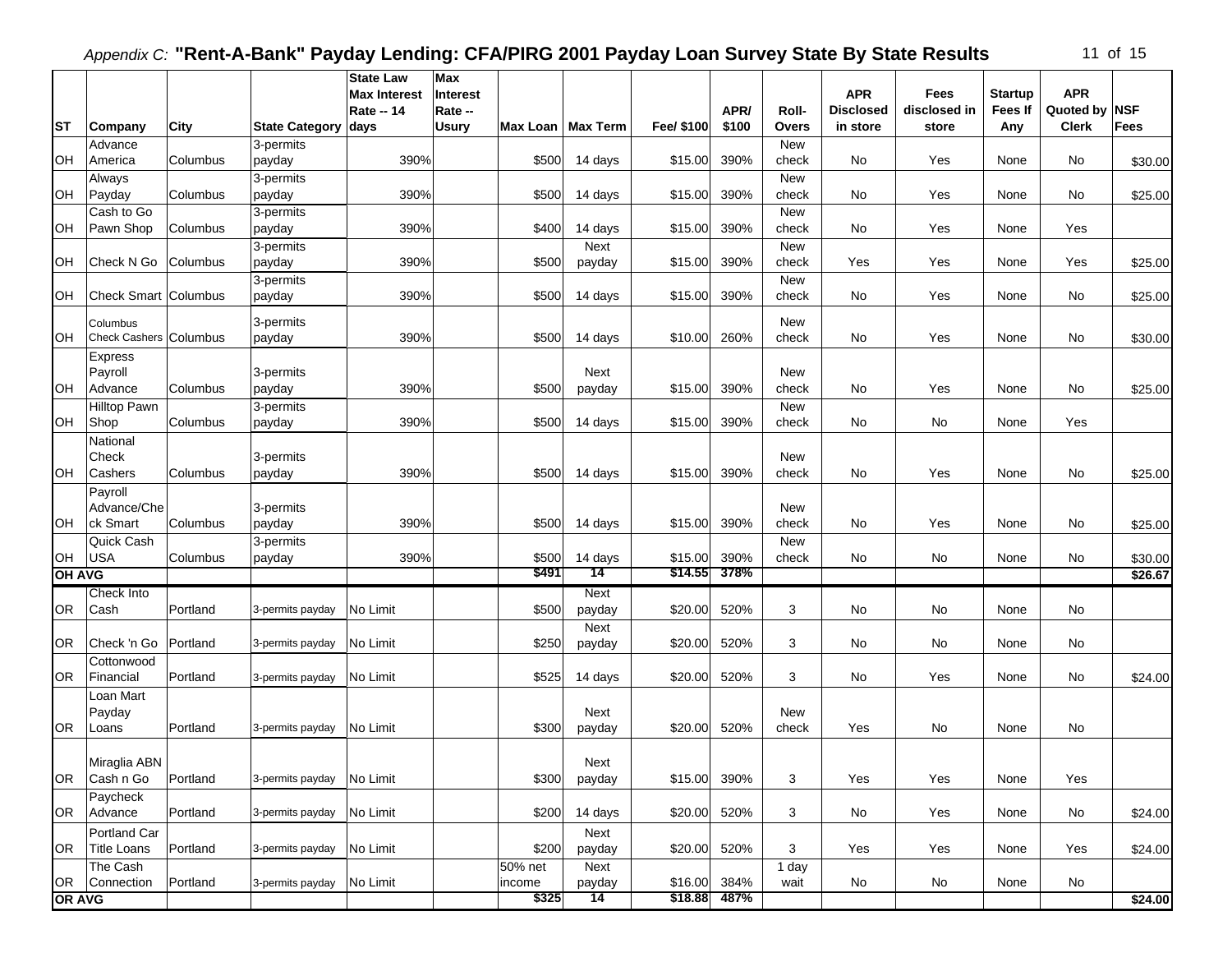*Appendix C:* **"Rent-A-Bank" Payday Lending: CFA/PIRG 2001 Payday Loan Survey State By State Results**

| ST | Company | City | State Category | State Law Max Interest Rate -- 14 days | Max Interest Rate -- Usury | Max Loan | Max Term | Fee/ $100 | APR/ $100 | Roll-Overs | APR Disclosed in store | Fees disclosed in store | Startup Fees If Any | APR Quoted by Clerk | NSF Fees |
|---|---|---|---|---|---|---|---|---|---|---|---|---|---|---|---|
| OH | Advance America | Columbus | 3-permits payday | 390% | | $500 | 14 days | $15.00 | 390% | New check | No | Yes | None | No | $30.00 |
| OH | Always Payday | Columbus | 3-permits payday | 390% | | $500 | 14 days | $15.00 | 390% | New check | No | Yes | None | No | $25.00 |
| OH | Cash to Go Pawn Shop | Columbus | 3-permits payday | 390% | | $400 | 14 days | $15.00 | 390% | New check | No | Yes | None | Yes | |
| OH | Check N Go | Columbus | 3-permits payday | 390% | | $500 | Next payday | $15.00 | 390% | New check | Yes | Yes | None | Yes | $25.00 |
| OH | Check Smart | Columbus | 3-permits payday | 390% | | $500 | 14 days | $15.00 | 390% | New check | No | Yes | None | No | $25.00 |
| OH | Columbus Check Cashers | Columbus | 3-permits payday | 390% | | $500 | 14 days | $10.00 | 260% | New check | No | Yes | None | No | $30.00 |
| OH | Express Payroll Advance | Columbus | 3-permits payday | 390% | | $500 | Next payday | $15.00 | 390% | New check | No | Yes | None | No | $25.00 |
| OH | Hilltop Pawn Shop | Columbus | 3-permits payday | 390% | | $500 | 14 days | $15.00 | 390% | New check | No | No | None | Yes | |
| OH | National Check Cashers | Columbus | 3-permits payday | 390% | | $500 | 14 days | $15.00 | 390% | New check | No | Yes | None | No | $25.00 |
| OH | Payroll Advance/Check Smart | Columbus | 3-permits payday | 390% | | $500 | 14 days | $15.00 | 390% | New check | No | Yes | None | No | $25.00 |
| OH | Quick Cash USA | Columbus | 3-permits payday | 390% | | $500 | 14 days | $15.00 | 390% | New check | No | No | None | No | $30.00 |
| **OH AVG** | | | | | | **$491** | **14** | **$14.55** | **378%** | | | | | | **$26.67** |
| OR | Check Into Cash | Portland | 3-permits payday | No Limit | | $500 | Next payday | $20.00 | 520% | 3 | No | No | None | No | |
| OR | Check 'n Go | Portland | 3-permits payday | No Limit | | $250 | Next payday | $20.00 | 520% | 3 | No | No | None | No | |
| OR | Cottonwood Financial | Portland | 3-permits payday | No Limit | | $525 | 14 days | $20.00 | 520% | 3 | No | Yes | None | No | $24.00 |
| OR | Loan Mart Payday Loans | Portland | 3-permits payday | No Limit | | $300 | Next payday | $20.00 | 520% | New check | Yes | No | None | No | |
| OR | Miraglia ABN Cash n Go | Portland | 3-permits payday | No Limit | | $300 | Next payday | $15.00 | 390% | 3 | Yes | Yes | None | Yes | |
| OR | Paycheck Advance | Portland | 3-permits payday | No Limit | | $200 | 14 days | $20.00 | 520% | 3 | No | Yes | None | No | $24.00 |
| OR | Portland Car Title Loans | Portland | 3-permits payday | No Limit | | $200 | Next payday | $20.00 | 520% | 3 | Yes | Yes | None | Yes | $24.00 |
| OR | The Cash Connection | Portland | 3-permits payday | No Limit | | 50% net income | Next payday | $16.00 | 384% | 1 day wait | No | No | None | No | |
| **OR AVG** | | | | | | **$325** | **14** | **$18.88** | **487%** | | | | | | **$24.00** |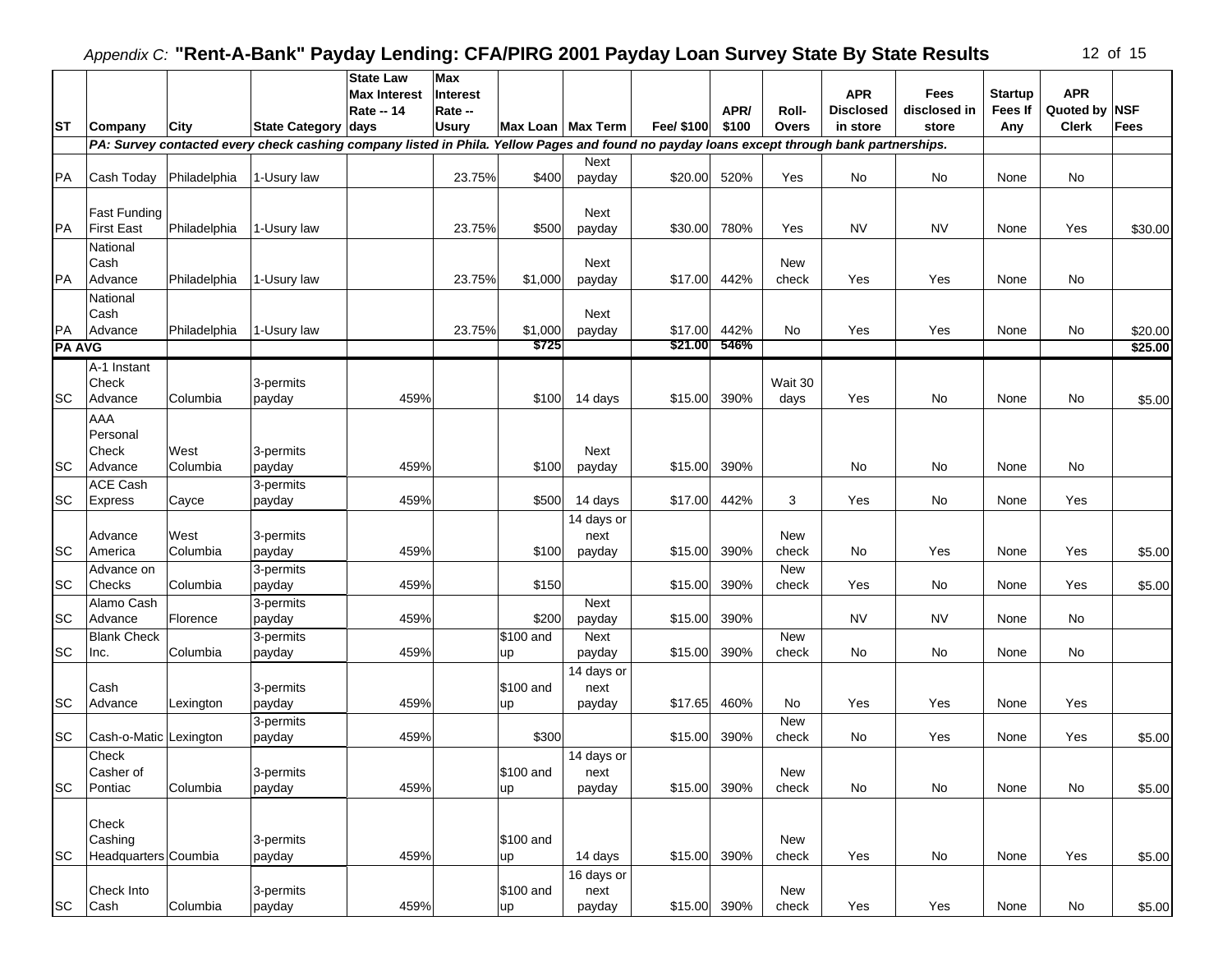*Appendix C:* **"Rent-A-Bank" Payday Lending: CFA/PIRG 2001 Payday Loan Survey State By State Results**

| ST | Company | City | State Category | State Law Max Interest Rate -- 14 days | Max Interest Rate -- Usury | Max Loan | Max Term | Fee/ $100 | APR/ $100 | Roll-Overs | APR Disclosed in store | Fees disclosed in store | Startup Fees If Any | APR Quoted by Clerk | NSF Fees |
|---|---|---|---|---|---|---|---|---|---|---|---|---|---|---|---|
| | *PA: Survey contacted every check cashing company listed in Phila. Yellow Pages and found no payday loans except through bank partnerships.* | | | | | | | | | | | | | | |
| PA | Cash Today | Philadelphia | 1-Usury law | | 23.75% | $400 | Next payday | $20.00 | 520% | Yes | No | No | None | No | |
| PA | Fast Funding First East | Philadelphia | 1-Usury law | | 23.75% | $500 | Next payday | $30.00 | 780% | Yes | NV | NV | None | Yes | $30.00 |
| PA | National Cash Advance | Philadelphia | 1-Usury law | | 23.75% | $1,000 | Next payday | $17.00 | 442% | New check | Yes | Yes | None | No | |
| PA | National Cash Advance | Philadelphia | 1-Usury law | | 23.75% | $1,000 | Next payday | $17.00 | 442% | No | Yes | Yes | None | No | $20.00 |
| **PA AVG** | | | | | | **$725** | | **$21.00** | **546%** | | | | | | **$25.00** |
| SC | A-1 Instant Check Advance | Columbia | 3-permits payday | 459% | | $100 | 14 days | $15.00 | 390% | Wait 30 days | Yes | No | None | No | $5.00 |
| SC | AAA Personal Check Advance | West Columbia | 3-permits payday | 459% | | $100 | Next payday | $15.00 | 390% | | No | No | None | No | |
| SC | ACE Cash Express | Cayce | 3-permits payday | 459% | | $500 | 14 days | $17.00 | 442% | 3 | Yes | No | None | Yes | |
| SC | Advance America | West Columbia | 3-permits payday | 459% | | $100 | 14 days or next payday | $15.00 | 390% | New check | No | Yes | None | Yes | $5.00 |
| SC | Advance on Checks | Columbia | 3-permits payday | 459% | | $150 | | $15.00 | 390% | New check | Yes | No | None | Yes | $5.00 |
| SC | Alamo Cash Advance | Florence | 3-permits payday | 459% | | $200 | Next payday | $15.00 | 390% | | NV | NV | None | No | |
| SC | Blank Check Inc. | Columbia | 3-permits payday | 459% | | $100 and up | Next payday | $15.00 | 390% | New check | No | No | None | No | |
| SC | Cash Advance | Lexington | 3-permits payday | 459% | | $100 and up | 14 days or next payday | $17.65 | 460% | No | Yes | Yes | None | Yes | |
| SC | Cash-o-Matic | Lexington | 3-permits payday | 459% | | $300 | | $15.00 | 390% | New check | No | Yes | None | Yes | $5.00 |
| SC | Check Casher of Pontiac | Columbia | 3-permits payday | 459% | | $100 and up | 14 days or next payday | $15.00 | 390% | New check | No | No | None | No | $5.00 |
| SC | Check Cashing Headquarters | Coumbia | 3-permits payday | 459% | | $100 and up | 14 days | $15.00 | 390% | New check | Yes | No | None | Yes | $5.00 |
| SC | Check Into Cash | Columbia | 3-permits payday | 459% | | $100 and up | 16 days or next payday | $15.00 | 390% | New check | Yes | Yes | None | No | $5.00 |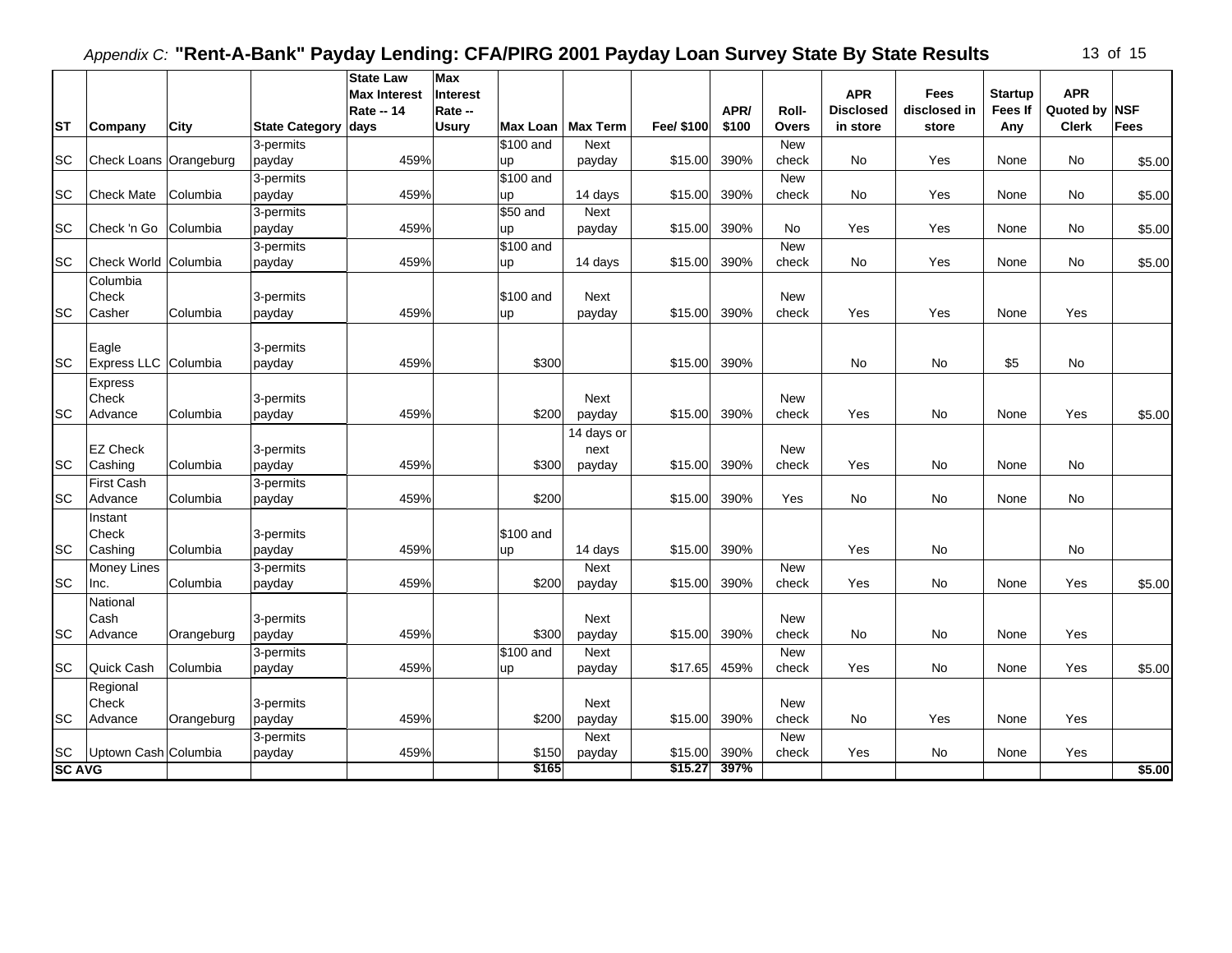*Appendix C:* **"Rent-A-Bank" Payday Lending: CFA/PIRG 2001 Payday Loan Survey State By State Results**

| ST | Company | City | State Category | State Law Max Interest Rate -- 14 days | Max Interest Rate -- Usury | Max Loan | Max Term | Fee/ $100 | APR/ $100 | Roll-Overs | APR Disclosed in store | Fees disclosed in store | Startup Fees If Any | APR Quoted by Clerk | NSF Fees |
|---|---|---|---|---|---|---|---|---|---|---|---|---|---|---|---|
| SC | Check Loans | Orangeburg | 3-permits payday | 459% | | $100 and up | Next payday | $15.00 | 390% | New check | No | Yes | None | No | $5.00 |
| SC | Check Mate | Columbia | 3-permits payday | 459% | | $100 and up | 14 days | $15.00 | 390% | New check | No | Yes | None | No | $5.00 |
| SC | Check 'n Go | Columbia | 3-permits payday | 459% | | $50 and up | Next payday | $15.00 | 390% | No | Yes | Yes | None | No | $5.00 |
| SC | Check World | Columbia | 3-permits payday | 459% | | $100 and up | 14 days | $15.00 | 390% | New check | No | Yes | None | No | $5.00 |
| SC | Columbia Check Casher | Columbia | 3-permits payday | 459% | | $100 and up | Next payday | $15.00 | 390% | New check | Yes | Yes | None | Yes | |
| SC | Eagle Express LLC | Columbia | 3-permits payday | 459% | | $300 | | $15.00 | 390% | | No | No | $5 | No | |
| SC | Express Check Advance | Columbia | 3-permits payday | 459% | | $200 | Next payday | $15.00 | 390% | New check | Yes | No | None | Yes | $5.00 |
| SC | EZ Check Cashing | Columbia | 3-permits payday | 459% | | $300 | 14 days or next payday | $15.00 | 390% | New check | Yes | No | None | No | |
| SC | First Cash Advance | Columbia | 3-permits payday | 459% | | $200 | | $15.00 | 390% | Yes | No | No | None | No | |
| SC | Instant Check Cashing | Columbia | 3-permits payday | 459% | | $100 and up | 14 days | $15.00 | 390% | | Yes | No | | No | |
| SC | Money Lines Inc. | Columbia | 3-permits payday | 459% | | $200 | Next payday | $15.00 | 390% | New check | Yes | No | None | Yes | $5.00 |
| SC | National Cash Advance | Orangeburg | 3-permits payday | 459% | | $300 | Next payday | $15.00 | 390% | New check | No | No | None | Yes | |
| SC | Quick Cash | Columbia | 3-permits payday | 459% | | $100 and up | Next payday | $17.65 | 459% | New check | Yes | No | None | Yes | $5.00 |
| SC | Regional Check Advance | Orangeburg | 3-permits payday | 459% | | $200 | Next payday | $15.00 | 390% | New check | No | Yes | None | Yes | |
| SC | Uptown Cash | Columbia | 3-permits payday | 459% | | $150 | Next payday | $15.00 | 390% | New check | Yes | No | None | Yes | |
| **SC AVG** | | | | | | **$165** | | **$15.27** | **397%** | | | | | | **$5.00** |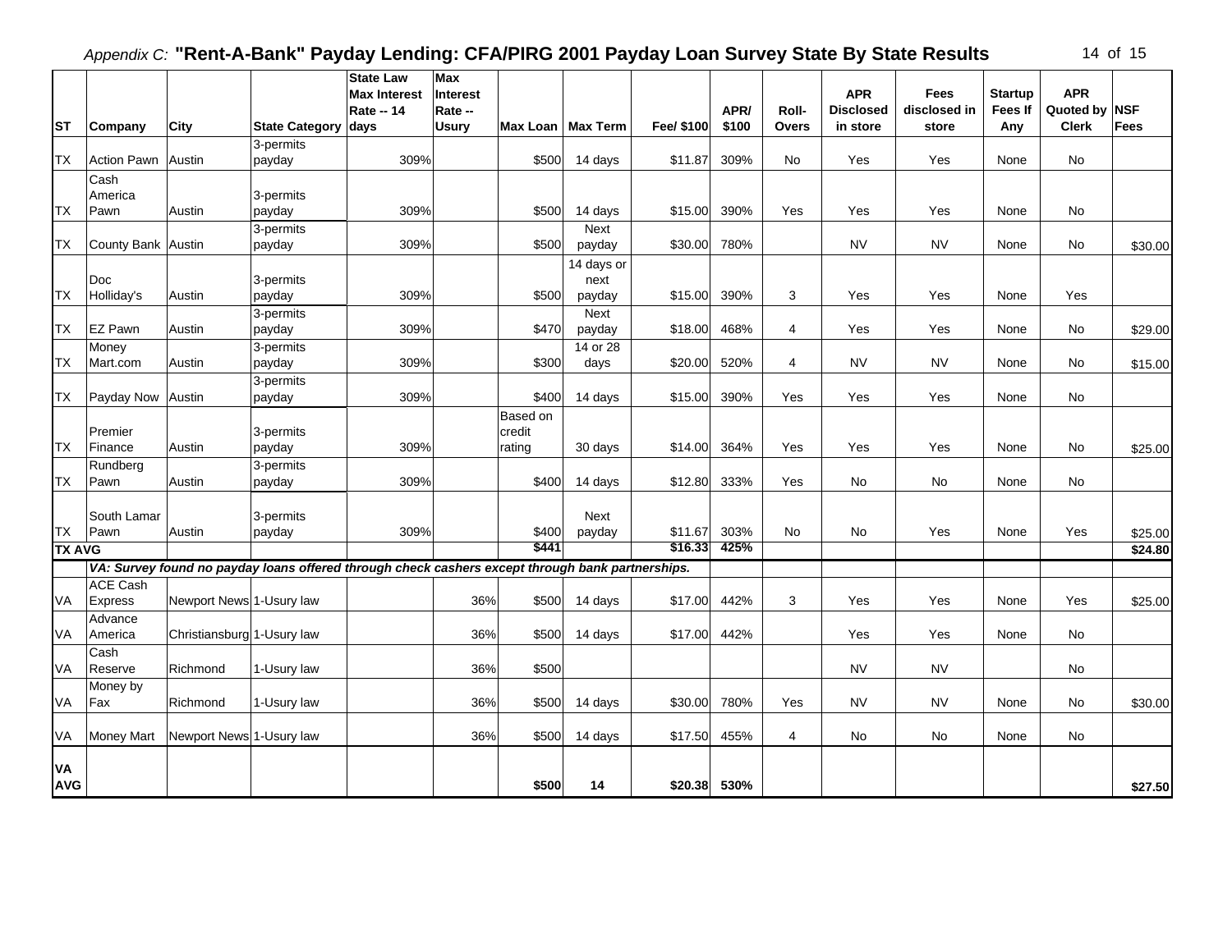*Appendix C:* **"Rent-A-Bank" Payday Lending: CFA/PIRG 2001 Payday Loan Survey State By State Results**

| ST | Company | City | State Category | State Law Max Interest Rate -- 14 days | Max Interest Rate -- Usury | Max Loan | Max Term | Fee/ $100 | APR/ $100 | Roll-Overs | APR Disclosed in store | Fees disclosed in store | Startup Fees If Any | APR Quoted by Clerk | NSF Fees |
|---|---|---|---|---|---|---|---|---|---|---|---|---|---|---|---|
| TX | Action Pawn | Austin | 3-permits payday | 309% | | $500 | 14 days | $11.87 | 309% | No | Yes | Yes | None | No | |
| TX | Cash America Pawn | Austin | 3-permits payday | 309% | | $500 | 14 days | $15.00 | 390% | Yes | Yes | Yes | None | No | |
| TX | County Bank | Austin | 3-permits payday | 309% | | $500 | Next payday | $30.00 | 780% | | NV | NV | None | No | $30.00 |
| TX | Doc Holliday's | Austin | 3-permits payday | 309% | | $500 | 14 days or next payday | $15.00 | 390% | 3 | Yes | Yes | None | Yes | |
| TX | EZ Pawn | Austin | 3-permits payday | 309% | | $470 | Next payday | $18.00 | 468% | 4 | Yes | Yes | None | No | $29.00 |
| TX | Money Mart.com | Austin | 3-permits payday | 309% | | $300 | 14 or 28 days | $20.00 | 520% | 4 | NV | NV | None | No | $15.00 |
| TX | Payday Now | Austin | 3-permits payday | 309% | | $400 | 14 days | $15.00 | 390% | Yes | Yes | Yes | None | No | |
| TX | Premier Finance | Austin | 3-permits payday | 309% | | Based on credit rating | 30 days | $14.00 | 364% | Yes | Yes | Yes | None | No | $25.00 |
| TX | Rundberg Pawn | Austin | 3-permits payday | 309% | | $400 | 14 days | $12.80 | 333% | Yes | No | No | None | No | |
| TX | South Lamar Pawn | Austin | 3-permits payday | 309% | | $400 | Next payday | $11.67 | 303% | No | No | Yes | None | Yes | $25.00 |
| **TX AVG** | | | | | | **$441** | | **$16.33** | **425%** | | | | | | **$24.80** |
| | ***VA: Survey found no payday loans offered through check cashers except through bank partnerships.*** | | | | | | | | | | | | | | |
| VA | ACE Cash Express | Newport News | 1-Usury law | | 36% | $500 | 14 days | $17.00 | 442% | 3 | Yes | Yes | None | Yes | $25.00 |
| VA | Advance America | Christiansburg | 1-Usury law | | 36% | $500 | 14 days | $17.00 | 442% | | Yes | Yes | None | No | |
| VA | Cash Reserve | Richmond | 1-Usury law | | 36% | $500 | | | | | NV | NV | | No | |
| VA | Money by Fax | Richmond | 1-Usury law | | 36% | $500 | 14 days | $30.00 | 780% | Yes | NV | NV | None | No | $30.00 |
| VA | Money Mart | Newport News | 1-Usury law | | 36% | $500 | 14 days | $17.50 | 455% | 4 | No | No | None | No | |
| **VA AVG** | | | | | | **$500** | **14** | **$20.38** | **530%** | | | | | | **$27.50** |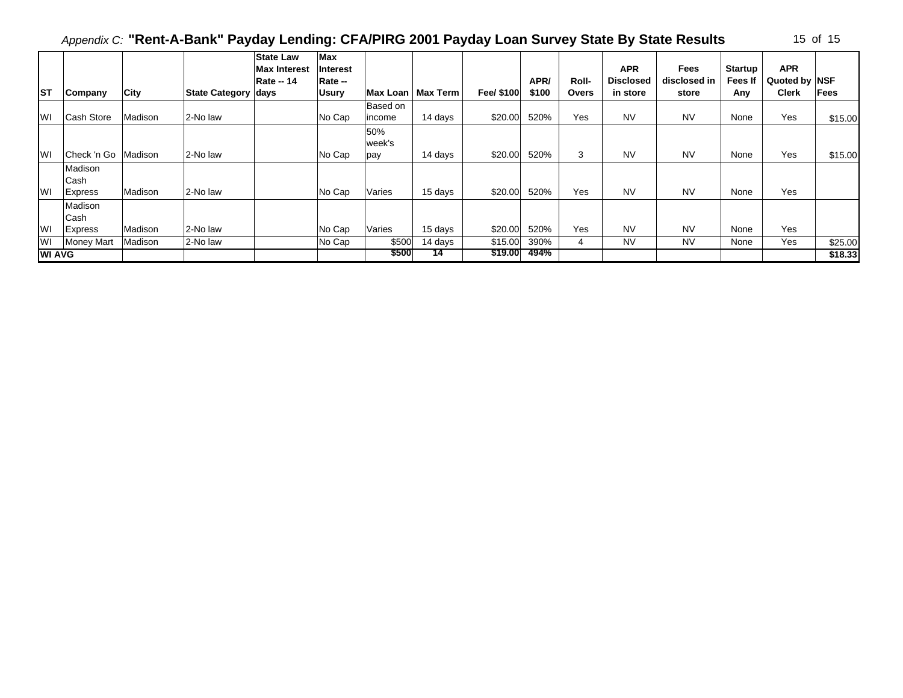*Appendix C:* **"Rent-A-Bank" Payday Lending: CFA/PIRG 2001 Payday Loan Survey State By State Results**

| ST | Company | City | State Category | State Law Max Interest Rate -- 14 days | Max Interest Rate -- Usury | Max Loan | Max Term | Fee/ $100 | APR/ $100 | Roll-Overs | APR Disclosed in store | Fees disclosed in store | Startup Fees If Any | APR Quoted by Clerk | NSF Fees |
|---|---|---|---|---|---|---|---|---|---|---|---|---|---|---|---|
| WI | Cash Store | Madison | 2-No law | | No Cap | Based on income | 14 days | $20.00 | 520% | Yes | NV | NV | None | Yes | $15.00 |
| WI | Check 'n Go | Madison | 2-No law | | No Cap | 50% week's pay | 14 days | $20.00 | 520% | 3 | NV | NV | None | Yes | $15.00 |
| WI | Madison Cash Express | Madison | 2-No law | | No Cap | Varies | 15 days | $20.00 | 520% | Yes | NV | NV | None | Yes | |
| WI | Madison Cash Express | Madison | 2-No law | | No Cap | Varies | 15 days | $20.00 | 520% | Yes | NV | NV | None | Yes | |
| WI | Money Mart | Madison | 2-No law | | No Cap | $500 | 14 days | $15.00 | 390% | 4 | NV | NV | None | Yes | $25.00 |
| **WI AVG** | | | | | | **$500** | **14** | **$19.00** | **494%** | | | | | | **$18.33** |